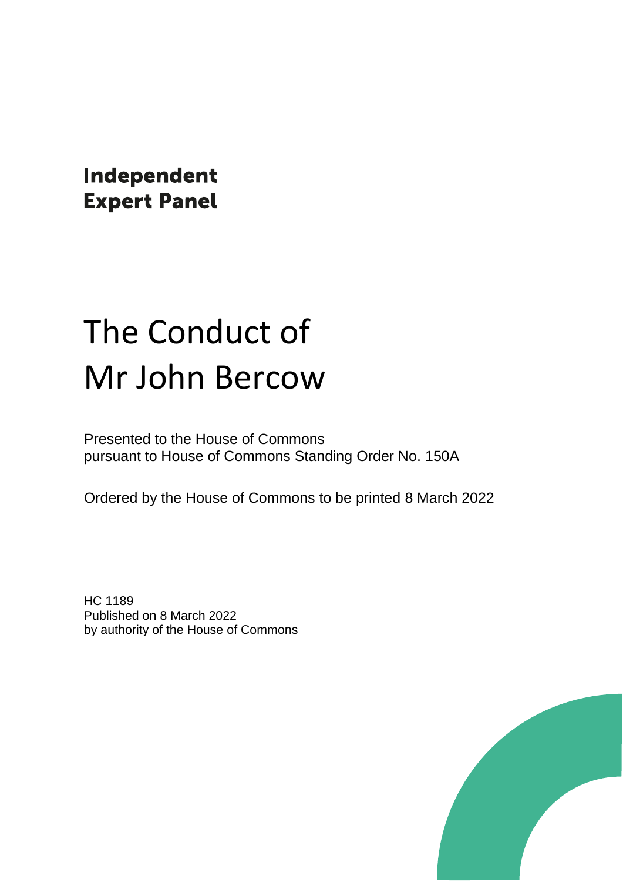**Independent Expert Panel**

# The Conduct of Mr John Bercow

Presented to the House of Commons
pursuant to House of Commons Standing Order No. 150A

Ordered by the House of Commons to be printed 8 March 2022

HC 1189
Published on 8 March 2022
by authority of the House of Commons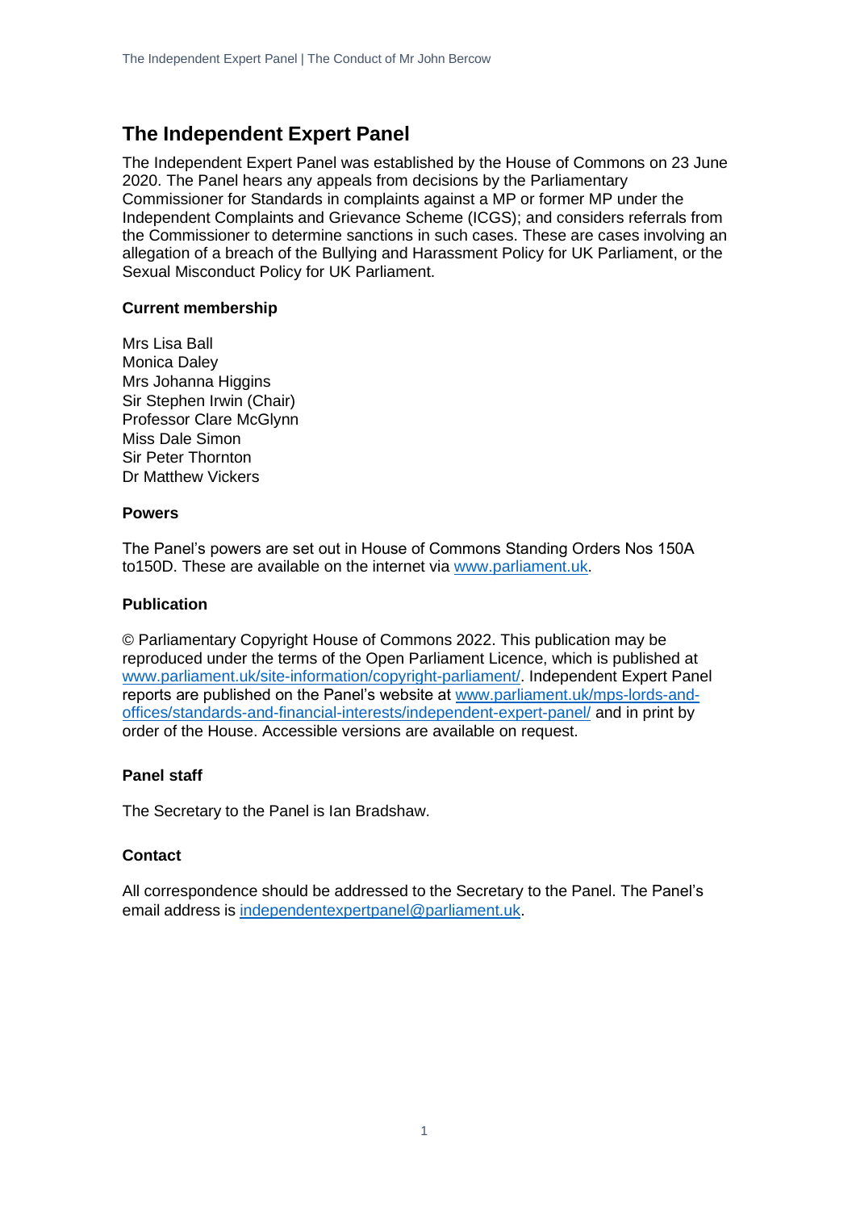# The Independent Expert Panel

The Independent Expert Panel was established by the House of Commons on 23 June 2020. The Panel hears any appeals from decisions by the Parliamentary Commissioner for Standards in complaints against a MP or former MP under the Independent Complaints and Grievance Scheme (ICGS); and considers referrals from the Commissioner to determine sanctions in such cases. These are cases involving an allegation of a breach of the Bullying and Harassment Policy for UK Parliament, or the Sexual Misconduct Policy for UK Parliament.

### Current membership

Mrs Lisa Ball
Monica Daley
Mrs Johanna Higgins
Sir Stephen Irwin (Chair)
Professor Clare McGlynn
Miss Dale Simon
Sir Peter Thornton
Dr Matthew Vickers

### Powers

The Panel's powers are set out in House of Commons Standing Orders Nos 150A to150D. These are available on the internet via [www.parliament.uk](http://www.parliament.uk).

### Publication

© Parliamentary Copyright House of Commons 2022. This publication may be reproduced under the terms of the Open Parliament Licence, which is published at [www.parliament.uk/site-information/copyright-parliament/](http://www.parliament.uk/site-information/copyright-parliament/). Independent Expert Panel reports are published on the Panel's website at [www.parliament.uk/mps-lords-and-offices/standards-and-financial-interests/independent-expert-panel/](http://www.parliament.uk/mps-lords-and-offices/standards-and-financial-interests/independent-expert-panel/) and in print by order of the House. Accessible versions are available on request.

### Panel staff

The Secretary to the Panel is Ian Bradshaw.

### Contact

All correspondence should be addressed to the Secretary to the Panel. The Panel's email address is [independentexpertpanel@parliament.uk](mailto:independentexpertpanel@parliament.uk).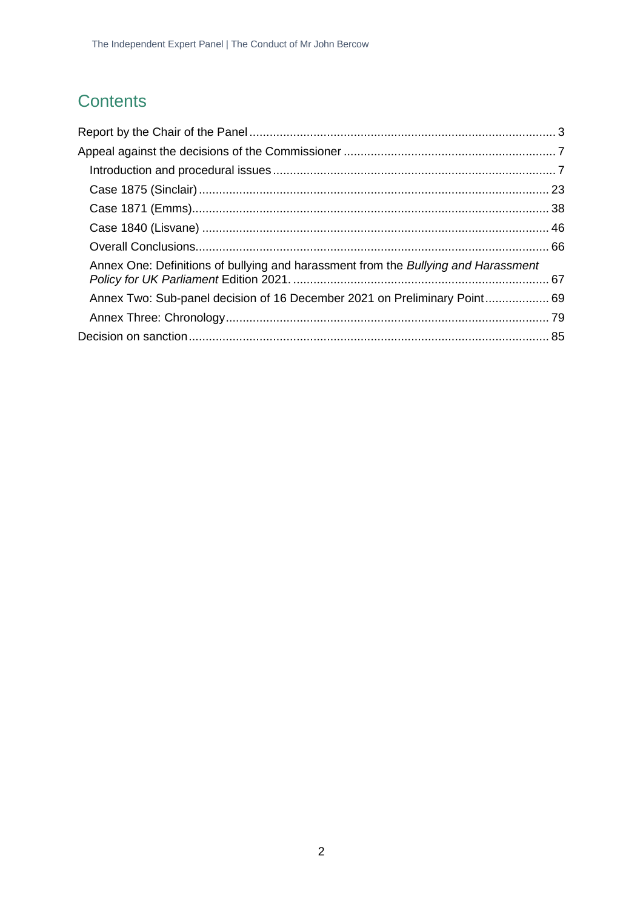## Contents

Report by the Chair of the Panel ........................................................................................ 3

Appeal against the decisions of the Commissioner ............................................................... 7

- Introduction and procedural issues .................................................................................... 7
- Case 1875 (Sinclair) ......................................................................................................... 23
- Case 1871 (Emms)............................................................................................................ 38
- Case 1840 (Lisvane) ........................................................................................................ 46
- Overall Conclusions.......................................................................................................... 66
- Annex One: Definitions of bullying and harassment from the *Bullying and Harassment Policy for UK Parliament* Edition 2021. ........................................................................... 67
- Annex Two: Sub-panel decision of 16 December 2021 on Preliminary Point.................... 69
- Annex Three: Chronology.................................................................................................. 79

Decision on sanction............................................................................................................. 85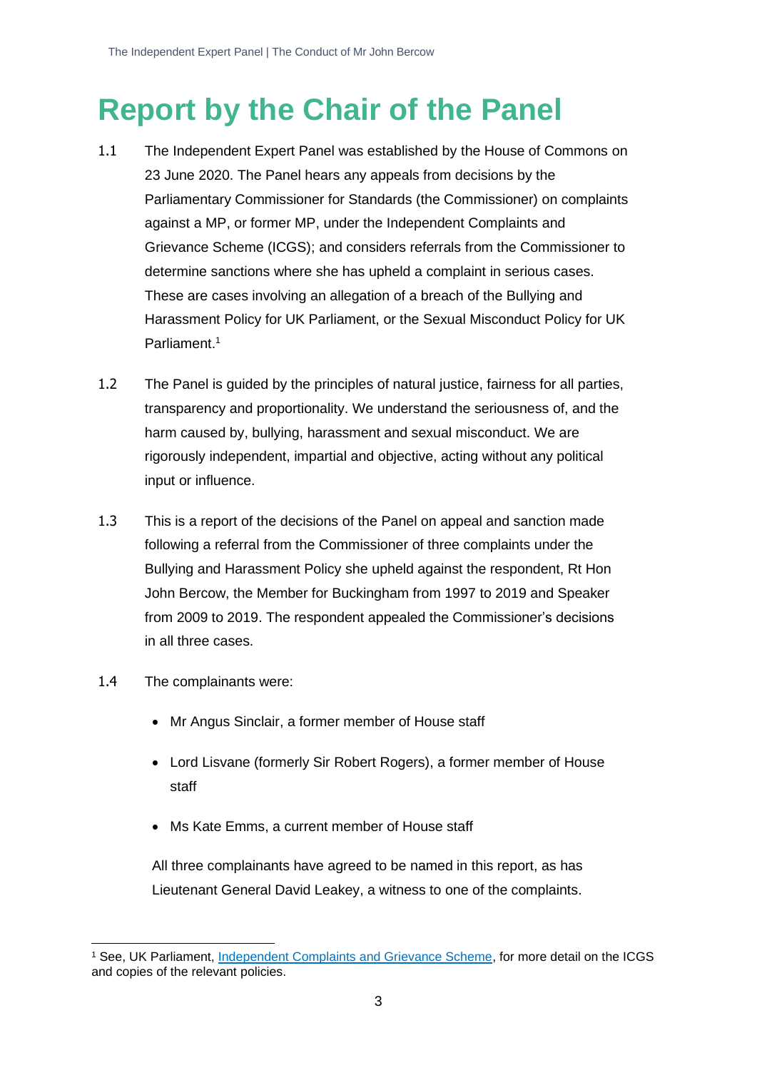# Report by the Chair of the Panel

1.1 The Independent Expert Panel was established by the House of Commons on 23 June 2020. The Panel hears any appeals from decisions by the Parliamentary Commissioner for Standards (the Commissioner) on complaints against a MP, or former MP, under the Independent Complaints and Grievance Scheme (ICGS); and considers referrals from the Commissioner to determine sanctions where she has upheld a complaint in serious cases. These are cases involving an allegation of a breach of the Bullying and Harassment Policy for UK Parliament, or the Sexual Misconduct Policy for UK Parliament.[1]

1.2 The Panel is guided by the principles of natural justice, fairness for all parties, transparency and proportionality. We understand the seriousness of, and the harm caused by, bullying, harassment and sexual misconduct. We are rigorously independent, impartial and objective, acting without any political input or influence.

1.3 This is a report of the decisions of the Panel on appeal and sanction made following a referral from the Commissioner of three complaints under the Bullying and Harassment Policy she upheld against the respondent, Rt Hon John Bercow, the Member for Buckingham from 1997 to 2019 and Speaker from 2009 to 2019. The respondent appealed the Commissioner's decisions in all three cases.

1.4 The complainants were:

- Mr Angus Sinclair, a former member of House staff
- Lord Lisvane (formerly Sir Robert Rogers), a former member of House staff
- Ms Kate Emms, a current member of House staff

All three complainants have agreed to be named in this report, as has Lieutenant General David Leakey, a witness to one of the complaints.

[1] See, UK Parliament, Independent Complaints and Grievance Scheme, for more detail on the ICGS and copies of the relevant policies.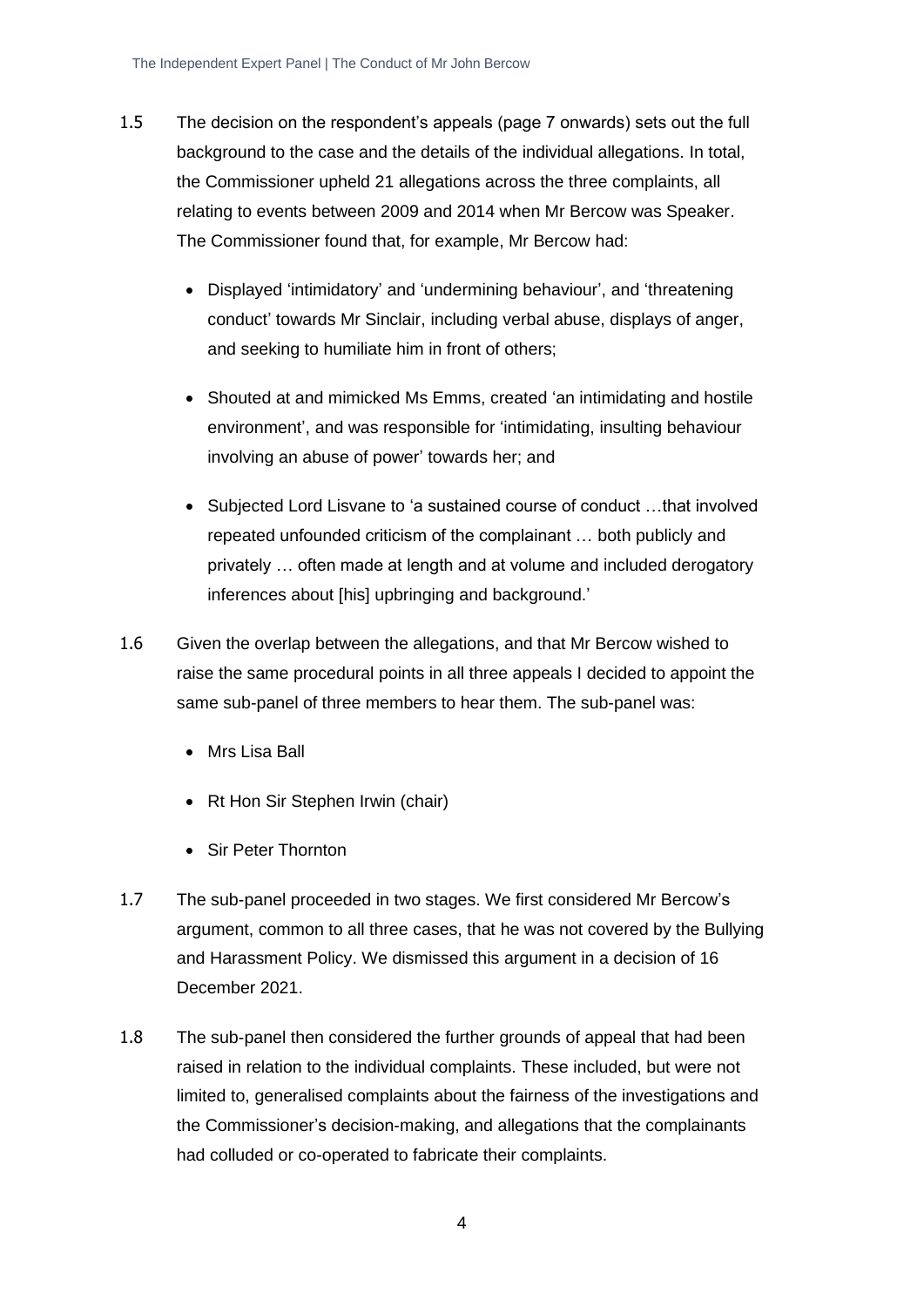1.5 The decision on the respondent's appeals (page 7 onwards) sets out the full background to the case and the details of the individual allegations. In total, the Commissioner upheld 21 allegations across the three complaints, all relating to events between 2009 and 2014 when Mr Bercow was Speaker. The Commissioner found that, for example, Mr Bercow had:

- Displayed 'intimidatory' and 'undermining behaviour', and 'threatening conduct' towards Mr Sinclair, including verbal abuse, displays of anger, and seeking to humiliate him in front of others;
- Shouted at and mimicked Ms Emms, created 'an intimidating and hostile environment', and was responsible for 'intimidating, insulting behaviour involving an abuse of power' towards her; and
- Subjected Lord Lisvane to 'a sustained course of conduct …that involved repeated unfounded criticism of the complainant … both publicly and privately … often made at length and at volume and included derogatory inferences about [his] upbringing and background.'

1.6 Given the overlap between the allegations, and that Mr Bercow wished to raise the same procedural points in all three appeals I decided to appoint the same sub-panel of three members to hear them. The sub-panel was:

- Mrs Lisa Ball
- Rt Hon Sir Stephen Irwin (chair)
- Sir Peter Thornton

1.7 The sub-panel proceeded in two stages. We first considered Mr Bercow's argument, common to all three cases, that he was not covered by the Bullying and Harassment Policy. We dismissed this argument in a decision of 16 December 2021.

1.8 The sub-panel then considered the further grounds of appeal that had been raised in relation to the individual complaints. These included, but were not limited to, generalised complaints about the fairness of the investigations and the Commissioner's decision-making, and allegations that the complainants had colluded or co-operated to fabricate their complaints.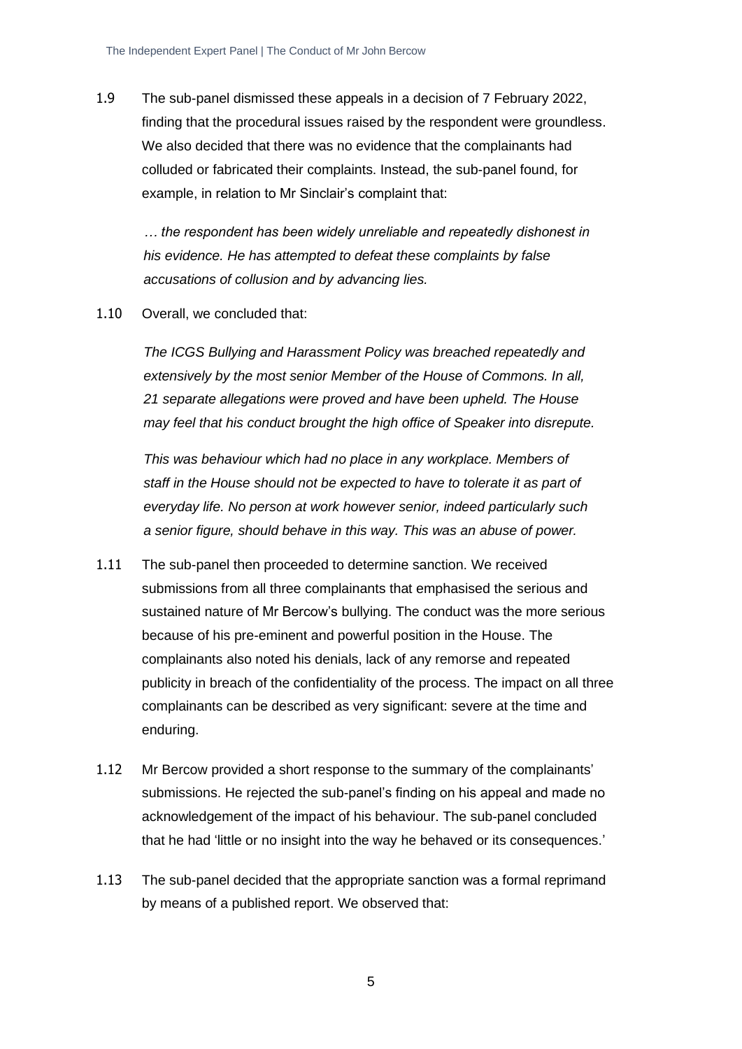1.9 The sub-panel dismissed these appeals in a decision of 7 February 2022, finding that the procedural issues raised by the respondent were groundless. We also decided that there was no evidence that the complainants had colluded or fabricated their complaints. Instead, the sub-panel found, for example, in relation to Mr Sinclair's complaint that:

> *… the respondent has been widely unreliable and repeatedly dishonest in his evidence. He has attempted to defeat these complaints by false accusations of collusion and by advancing lies.*

1.10 Overall, we concluded that:

> *The ICGS Bullying and Harassment Policy was breached repeatedly and extensively by the most senior Member of the House of Commons. In all, 21 separate allegations were proved and have been upheld. The House may feel that his conduct brought the high office of Speaker into disrepute.*
>
> *This was behaviour which had no place in any workplace. Members of staff in the House should not be expected to have to tolerate it as part of everyday life. No person at work however senior, indeed particularly such a senior figure, should behave in this way. This was an abuse of power.*

1.11 The sub-panel then proceeded to determine sanction. We received submissions from all three complainants that emphasised the serious and sustained nature of Mr Bercow's bullying. The conduct was the more serious because of his pre-eminent and powerful position in the House. The complainants also noted his denials, lack of any remorse and repeated publicity in breach of the confidentiality of the process. The impact on all three complainants can be described as very significant: severe at the time and enduring.

1.12 Mr Bercow provided a short response to the summary of the complainants' submissions. He rejected the sub-panel's finding on his appeal and made no acknowledgement of the impact of his behaviour. The sub-panel concluded that he had 'little or no insight into the way he behaved or its consequences.'

1.13 The sub-panel decided that the appropriate sanction was a formal reprimand by means of a published report. We observed that: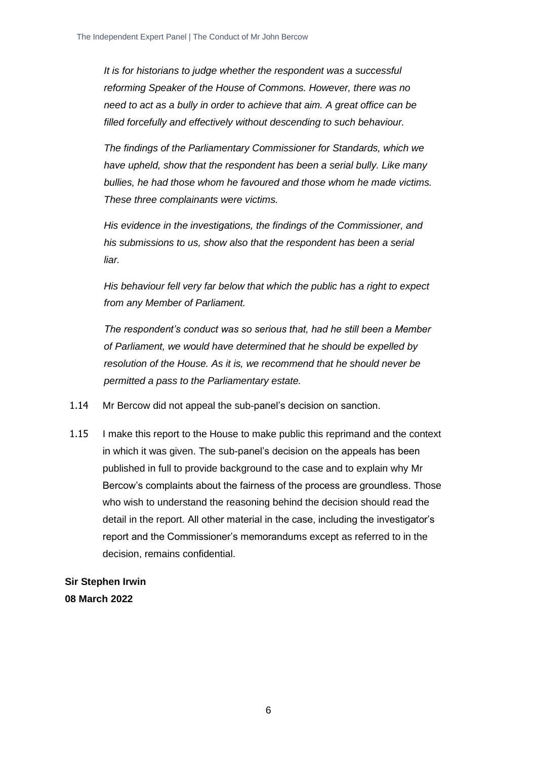*It is for historians to judge whether the respondent was a successful reforming Speaker of the House of Commons. However, there was no need to act as a bully in order to achieve that aim. A great office can be filled forcefully and effectively without descending to such behaviour.*

*The findings of the Parliamentary Commissioner for Standards, which we have upheld, show that the respondent has been a serial bully. Like many bullies, he had those whom he favoured and those whom he made victims. These three complainants were victims.*

*His evidence in the investigations, the findings of the Commissioner, and his submissions to us, show also that the respondent has been a serial liar.*

*His behaviour fell very far below that which the public has a right to expect from any Member of Parliament.*

*The respondent's conduct was so serious that, had he still been a Member of Parliament, we would have determined that he should be expelled by resolution of the House. As it is, we recommend that he should never be permitted a pass to the Parliamentary estate.*

1.14 Mr Bercow did not appeal the sub-panel's decision on sanction.

1.15 I make this report to the House to make public this reprimand and the context in which it was given. The sub-panel's decision on the appeals has been published in full to provide background to the case and to explain why Mr Bercow's complaints about the fairness of the process are groundless. Those who wish to understand the reasoning behind the decision should read the detail in the report. All other material in the case, including the investigator's report and the Commissioner's memorandums except as referred to in the decision, remains confidential.

**Sir Stephen Irwin**
**08 March 2022**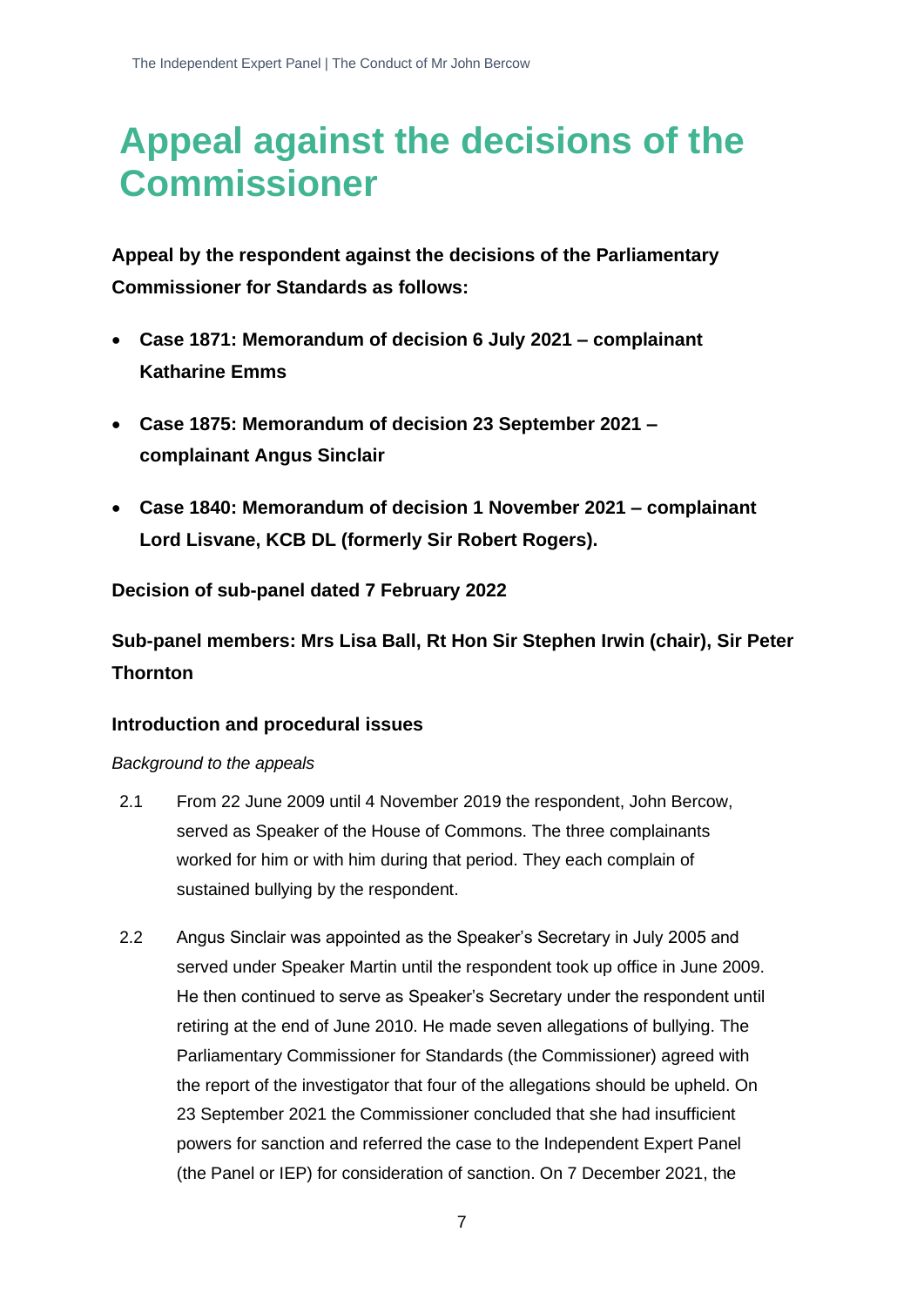# Appeal against the decisions of the Commissioner

**Appeal by the respondent against the decisions of the Parliamentary Commissioner for Standards as follows:**

- **Case 1871: Memorandum of decision 6 July 2021 – complainant Katharine Emms**
- **Case 1875: Memorandum of decision 23 September 2021 – complainant Angus Sinclair**
- **Case 1840: Memorandum of decision 1 November 2021 – complainant Lord Lisvane, KCB DL (formerly Sir Robert Rogers).**

**Decision of sub-panel dated 7 February 2022**

**Sub-panel members: Mrs Lisa Ball, Rt Hon Sir Stephen Irwin (chair), Sir Peter Thornton**

### Introduction and procedural issues

*Background to the appeals*

2.1 From 22 June 2009 until 4 November 2019 the respondent, John Bercow, served as Speaker of the House of Commons. The three complainants worked for him or with him during that period. They each complain of sustained bullying by the respondent.

2.2 Angus Sinclair was appointed as the Speaker's Secretary in July 2005 and served under Speaker Martin until the respondent took up office in June 2009. He then continued to serve as Speaker's Secretary under the respondent until retiring at the end of June 2010. He made seven allegations of bullying. The Parliamentary Commissioner for Standards (the Commissioner) agreed with the report of the investigator that four of the allegations should be upheld. On 23 September 2021 the Commissioner concluded that she had insufficient powers for sanction and referred the case to the Independent Expert Panel (the Panel or IEP) for consideration of sanction. On 7 December 2021, the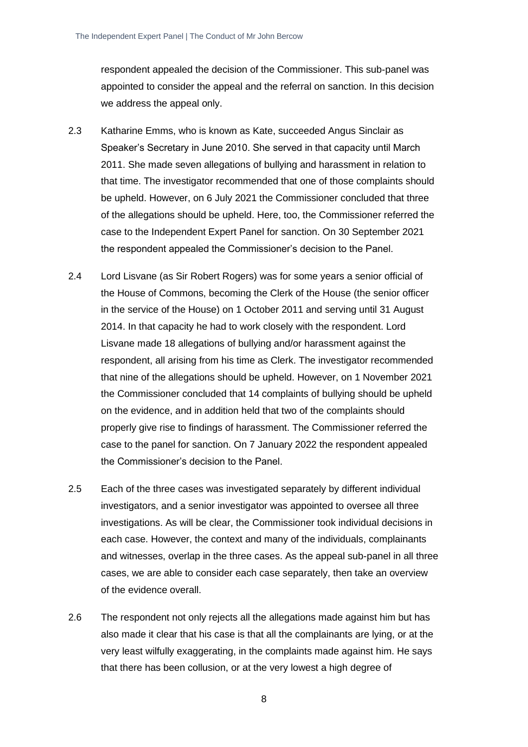respondent appealed the decision of the Commissioner. This sub-panel was appointed to consider the appeal and the referral on sanction. In this decision we address the appeal only.

2.3 Katharine Emms, who is known as Kate, succeeded Angus Sinclair as Speaker's Secretary in June 2010. She served in that capacity until March 2011. She made seven allegations of bullying and harassment in relation to that time. The investigator recommended that one of those complaints should be upheld. However, on 6 July 2021 the Commissioner concluded that three of the allegations should be upheld. Here, too, the Commissioner referred the case to the Independent Expert Panel for sanction. On 30 September 2021 the respondent appealed the Commissioner's decision to the Panel.

2.4 Lord Lisvane (as Sir Robert Rogers) was for some years a senior official of the House of Commons, becoming the Clerk of the House (the senior officer in the service of the House) on 1 October 2011 and serving until 31 August 2014. In that capacity he had to work closely with the respondent. Lord Lisvane made 18 allegations of bullying and/or harassment against the respondent, all arising from his time as Clerk. The investigator recommended that nine of the allegations should be upheld. However, on 1 November 2021 the Commissioner concluded that 14 complaints of bullying should be upheld on the evidence, and in addition held that two of the complaints should properly give rise to findings of harassment. The Commissioner referred the case to the panel for sanction. On 7 January 2022 the respondent appealed the Commissioner's decision to the Panel.

2.5 Each of the three cases was investigated separately by different individual investigators, and a senior investigator was appointed to oversee all three investigations. As will be clear, the Commissioner took individual decisions in each case. However, the context and many of the individuals, complainants and witnesses, overlap in the three cases. As the appeal sub-panel in all three cases, we are able to consider each case separately, then take an overview of the evidence overall.

2.6 The respondent not only rejects all the allegations made against him but has also made it clear that his case is that all the complainants are lying, or at the very least wilfully exaggerating, in the complaints made against him. He says that there has been collusion, or at the very lowest a high degree of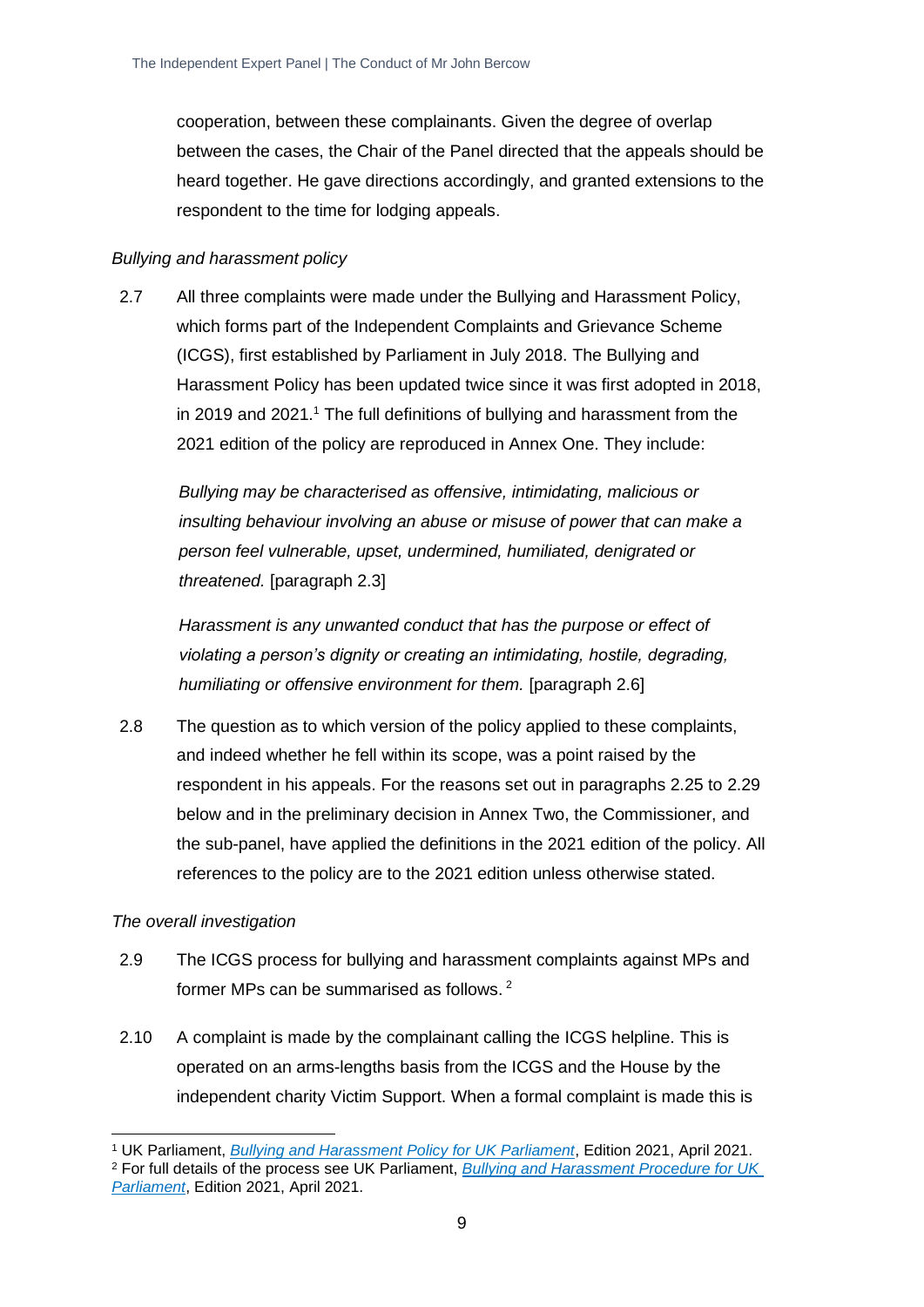cooperation, between these complainants. Given the degree of overlap between the cases, the Chair of the Panel directed that the appeals should be heard together. He gave directions accordingly, and granted extensions to the respondent to the time for lodging appeals.

*Bullying and harassment policy*

2.7 All three complaints were made under the Bullying and Harassment Policy, which forms part of the Independent Complaints and Grievance Scheme (ICGS), first established by Parliament in July 2018. The Bullying and Harassment Policy has been updated twice since it was first adopted in 2018, in 2019 and 2021.[1] The full definitions of bullying and harassment from the 2021 edition of the policy are reproduced in Annex One. They include:

> *Bullying may be characterised as offensive, intimidating, malicious or insulting behaviour involving an abuse or misuse of power that can make a person feel vulnerable, upset, undermined, humiliated, denigrated or threatened.* [paragraph 2.3]
>
> *Harassment is any unwanted conduct that has the purpose or effect of violating a person's dignity or creating an intimidating, hostile, degrading, humiliating or offensive environment for them.* [paragraph 2.6]

2.8 The question as to which version of the policy applied to these complaints, and indeed whether he fell within its scope, was a point raised by the respondent in his appeals. For the reasons set out in paragraphs 2.25 to 2.29 below and in the preliminary decision in Annex Two, the Commissioner, and the sub-panel, have applied the definitions in the 2021 edition of the policy. All references to the policy are to the 2021 edition unless otherwise stated.

*The overall investigation*

2.9 The ICGS process for bullying and harassment complaints against MPs and former MPs can be summarised as follows.[2]

2.10 A complaint is made by the complainant calling the ICGS helpline. This is operated on an arms-lengths basis from the ICGS and the House by the independent charity Victim Support. When a formal complaint is made this is

---

[1] UK Parliament, *Bullying and Harassment Policy for UK Parliament*, Edition 2021, April 2021.

[2] For full details of the process see UK Parliament, *Bullying and Harassment Procedure for UK Parliament*, Edition 2021, April 2021.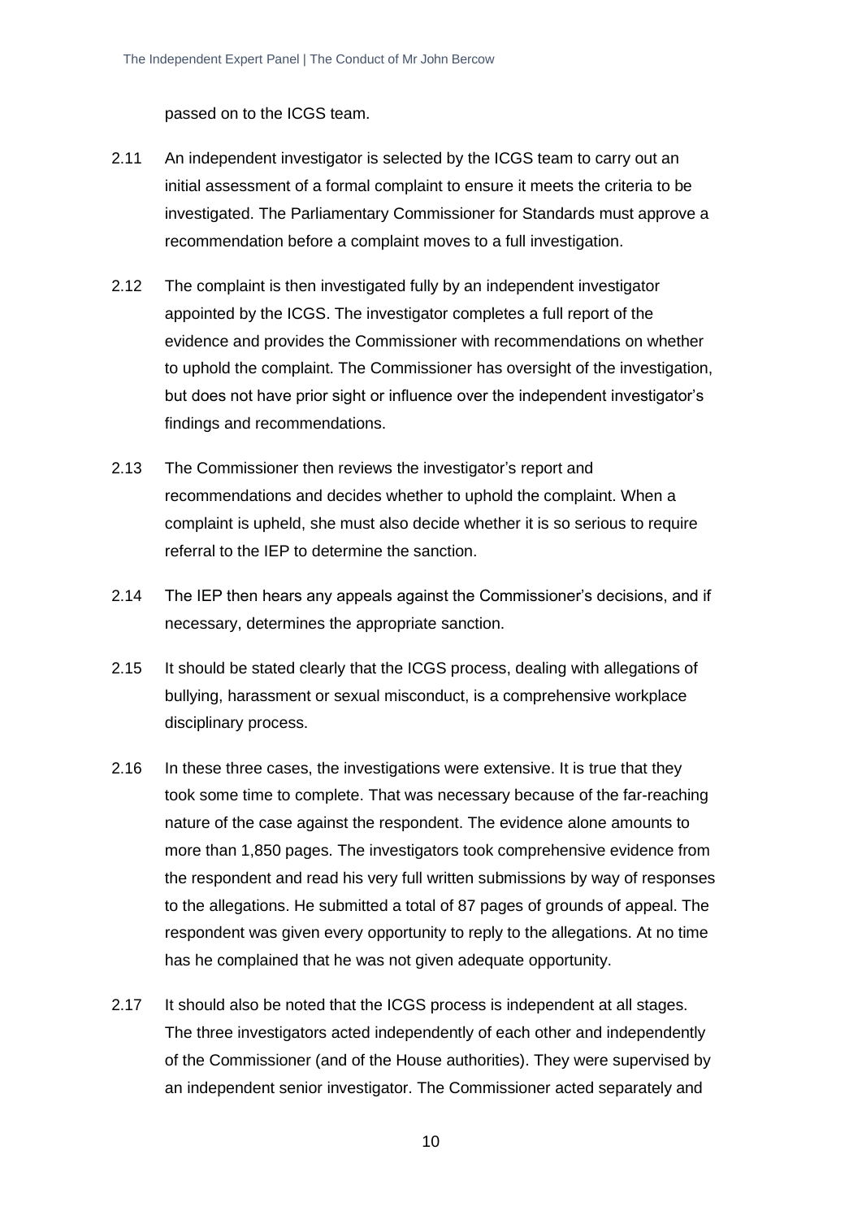passed on to the ICGS team.

2.11 An independent investigator is selected by the ICGS team to carry out an initial assessment of a formal complaint to ensure it meets the criteria to be investigated. The Parliamentary Commissioner for Standards must approve a recommendation before a complaint moves to a full investigation.

2.12 The complaint is then investigated fully by an independent investigator appointed by the ICGS. The investigator completes a full report of the evidence and provides the Commissioner with recommendations on whether to uphold the complaint. The Commissioner has oversight of the investigation, but does not have prior sight or influence over the independent investigator's findings and recommendations.

2.13 The Commissioner then reviews the investigator's report and recommendations and decides whether to uphold the complaint. When a complaint is upheld, she must also decide whether it is so serious to require referral to the IEP to determine the sanction.

2.14 The IEP then hears any appeals against the Commissioner's decisions, and if necessary, determines the appropriate sanction.

2.15 It should be stated clearly that the ICGS process, dealing with allegations of bullying, harassment or sexual misconduct, is a comprehensive workplace disciplinary process.

2.16 In these three cases, the investigations were extensive. It is true that they took some time to complete. That was necessary because of the far-reaching nature of the case against the respondent. The evidence alone amounts to more than 1,850 pages. The investigators took comprehensive evidence from the respondent and read his very full written submissions by way of responses to the allegations. He submitted a total of 87 pages of grounds of appeal. The respondent was given every opportunity to reply to the allegations. At no time has he complained that he was not given adequate opportunity.

2.17 It should also be noted that the ICGS process is independent at all stages. The three investigators acted independently of each other and independently of the Commissioner (and of the House authorities). They were supervised by an independent senior investigator. The Commissioner acted separately and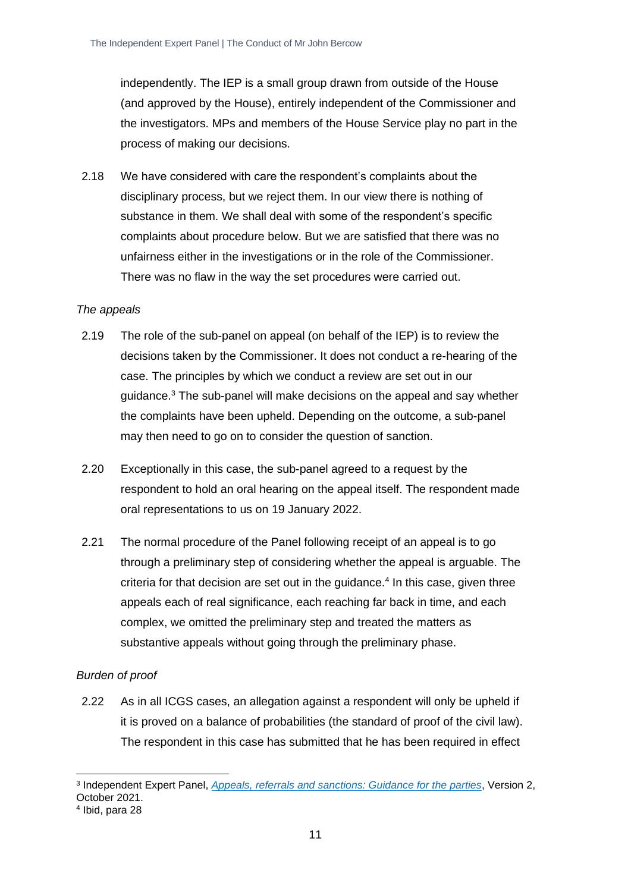independently. The IEP is a small group drawn from outside of the House (and approved by the House), entirely independent of the Commissioner and the investigators. MPs and members of the House Service play no part in the process of making our decisions.

2.18 We have considered with care the respondent's complaints about the disciplinary process, but we reject them. In our view there is nothing of substance in them. We shall deal with some of the respondent's specific complaints about procedure below. But we are satisfied that there was no unfairness either in the investigations or in the role of the Commissioner. There was no flaw in the way the set procedures were carried out.

*The appeals*

2.19 The role of the sub-panel on appeal (on behalf of the IEP) is to review the decisions taken by the Commissioner. It does not conduct a re-hearing of the case. The principles by which we conduct a review are set out in our guidance.[3] The sub-panel will make decisions on the appeal and say whether the complaints have been upheld. Depending on the outcome, a sub-panel may then need to go on to consider the question of sanction.

2.20 Exceptionally in this case, the sub-panel agreed to a request by the respondent to hold an oral hearing on the appeal itself. The respondent made oral representations to us on 19 January 2022.

2.21 The normal procedure of the Panel following receipt of an appeal is to go through a preliminary step of considering whether the appeal is arguable. The criteria for that decision are set out in the guidance.[4] In this case, given three appeals each of real significance, each reaching far back in time, and each complex, we omitted the preliminary step and treated the matters as substantive appeals without going through the preliminary phase.

*Burden of proof*

2.22 As in all ICGS cases, an allegation against a respondent will only be upheld if it is proved on a balance of probabilities (the standard of proof of the civil law). The respondent in this case has submitted that he has been required in effect

---

[3] Independent Expert Panel, *Appeals, referrals and sanctions: Guidance for the parties*, Version 2, October 2021.

[4] Ibid, para 28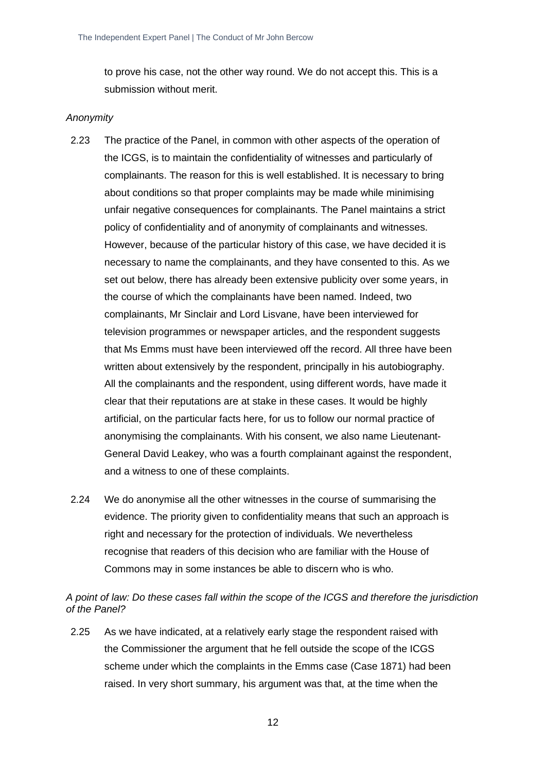to prove his case, not the other way round. We do not accept this. This is a submission without merit.

*Anonymity*

2.23 The practice of the Panel, in common with other aspects of the operation of the ICGS, is to maintain the confidentiality of witnesses and particularly of complainants. The reason for this is well established. It is necessary to bring about conditions so that proper complaints may be made while minimising unfair negative consequences for complainants. The Panel maintains a strict policy of confidentiality and of anonymity of complainants and witnesses. However, because of the particular history of this case, we have decided it is necessary to name the complainants, and they have consented to this. As we set out below, there has already been extensive publicity over some years, in the course of which the complainants have been named. Indeed, two complainants, Mr Sinclair and Lord Lisvane, have been interviewed for television programmes or newspaper articles, and the respondent suggests that Ms Emms must have been interviewed off the record. All three have been written about extensively by the respondent, principally in his autobiography. All the complainants and the respondent, using different words, have made it clear that their reputations are at stake in these cases. It would be highly artificial, on the particular facts here, for us to follow our normal practice of anonymising the complainants. With his consent, we also name Lieutenant-General David Leakey, who was a fourth complainant against the respondent, and a witness to one of these complaints.

2.24 We do anonymise all the other witnesses in the course of summarising the evidence. The priority given to confidentiality means that such an approach is right and necessary for the protection of individuals. We nevertheless recognise that readers of this decision who are familiar with the House of Commons may in some instances be able to discern who is who.

*A point of law: Do these cases fall within the scope of the ICGS and therefore the jurisdiction of the Panel?*

2.25 As we have indicated, at a relatively early stage the respondent raised with the Commissioner the argument that he fell outside the scope of the ICGS scheme under which the complaints in the Emms case (Case 1871) had been raised. In very short summary, his argument was that, at the time when the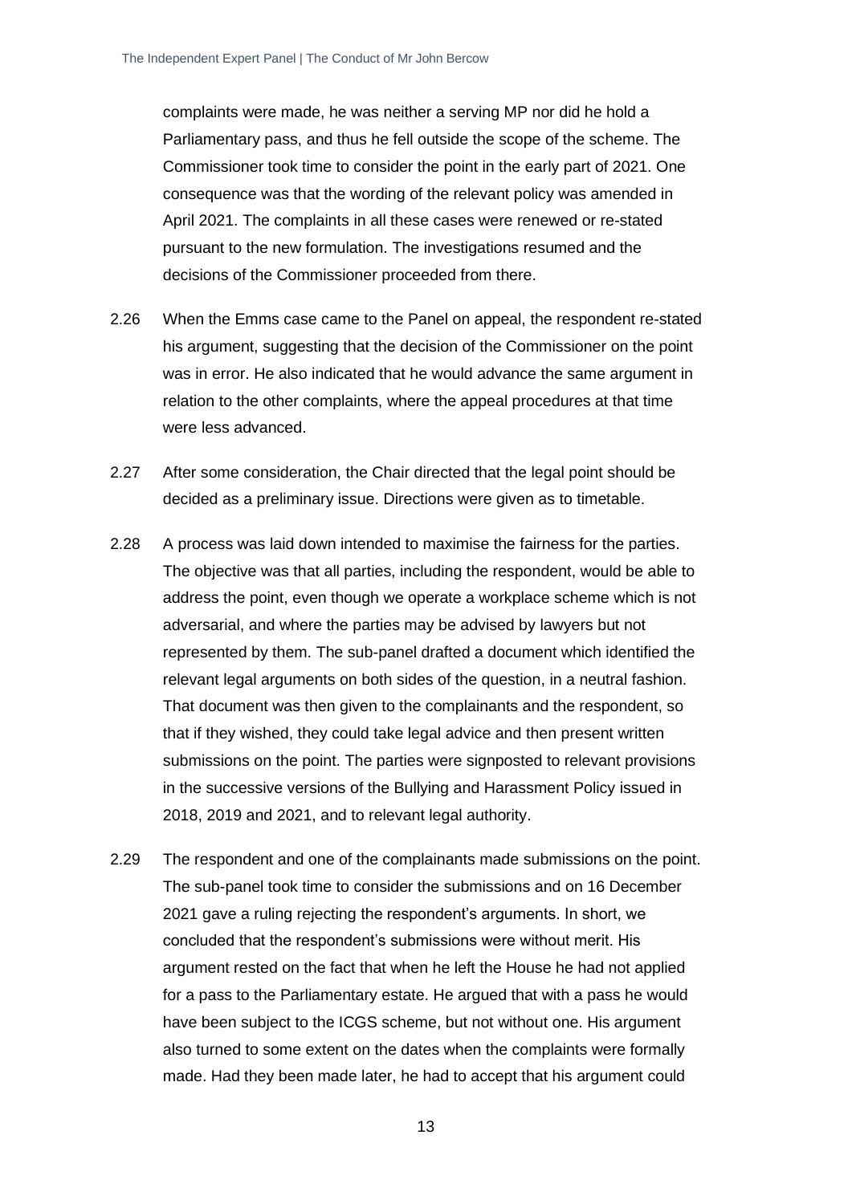complaints were made, he was neither a serving MP nor did he hold a Parliamentary pass, and thus he fell outside the scope of the scheme. The Commissioner took time to consider the point in the early part of 2021. One consequence was that the wording of the relevant policy was amended in April 2021. The complaints in all these cases were renewed or re-stated pursuant to the new formulation. The investigations resumed and the decisions of the Commissioner proceeded from there.

2.26 When the Emms case came to the Panel on appeal, the respondent re-stated his argument, suggesting that the decision of the Commissioner on the point was in error. He also indicated that he would advance the same argument in relation to the other complaints, where the appeal procedures at that time were less advanced.

2.27 After some consideration, the Chair directed that the legal point should be decided as a preliminary issue. Directions were given as to timetable.

2.28 A process was laid down intended to maximise the fairness for the parties. The objective was that all parties, including the respondent, would be able to address the point, even though we operate a workplace scheme which is not adversarial, and where the parties may be advised by lawyers but not represented by them. The sub-panel drafted a document which identified the relevant legal arguments on both sides of the question, in a neutral fashion. That document was then given to the complainants and the respondent, so that if they wished, they could take legal advice and then present written submissions on the point. The parties were signposted to relevant provisions in the successive versions of the Bullying and Harassment Policy issued in 2018, 2019 and 2021, and to relevant legal authority.

2.29 The respondent and one of the complainants made submissions on the point. The sub-panel took time to consider the submissions and on 16 December 2021 gave a ruling rejecting the respondent's arguments. In short, we concluded that the respondent's submissions were without merit. His argument rested on the fact that when he left the House he had not applied for a pass to the Parliamentary estate. He argued that with a pass he would have been subject to the ICGS scheme, but not without one. His argument also turned to some extent on the dates when the complaints were formally made. Had they been made later, he had to accept that his argument could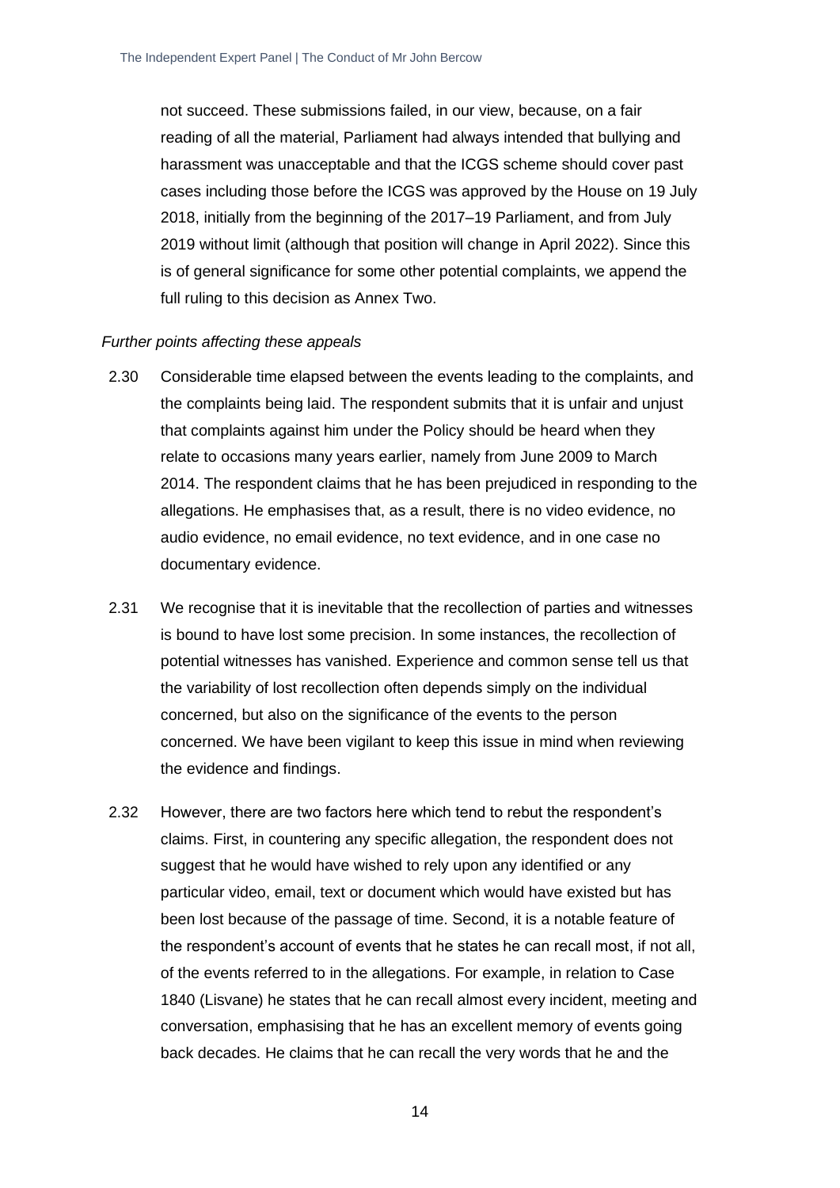not succeed. These submissions failed, in our view, because, on a fair reading of all the material, Parliament had always intended that bullying and harassment was unacceptable and that the ICGS scheme should cover past cases including those before the ICGS was approved by the House on 19 July 2018, initially from the beginning of the 2017–19 Parliament, and from July 2019 without limit (although that position will change in April 2022). Since this is of general significance for some other potential complaints, we append the full ruling to this decision as Annex Two.

*Further points affecting these appeals*

2.30 Considerable time elapsed between the events leading to the complaints, and the complaints being laid. The respondent submits that it is unfair and unjust that complaints against him under the Policy should be heard when they relate to occasions many years earlier, namely from June 2009 to March 2014. The respondent claims that he has been prejudiced in responding to the allegations. He emphasises that, as a result, there is no video evidence, no audio evidence, no email evidence, no text evidence, and in one case no documentary evidence.

2.31 We recognise that it is inevitable that the recollection of parties and witnesses is bound to have lost some precision. In some instances, the recollection of potential witnesses has vanished. Experience and common sense tell us that the variability of lost recollection often depends simply on the individual concerned, but also on the significance of the events to the person concerned. We have been vigilant to keep this issue in mind when reviewing the evidence and findings.

2.32 However, there are two factors here which tend to rebut the respondent's claims. First, in countering any specific allegation, the respondent does not suggest that he would have wished to rely upon any identified or any particular video, email, text or document which would have existed but has been lost because of the passage of time. Second, it is a notable feature of the respondent's account of events that he states he can recall most, if not all, of the events referred to in the allegations. For example, in relation to Case 1840 (Lisvane) he states that he can recall almost every incident, meeting and conversation, emphasising that he has an excellent memory of events going back decades. He claims that he can recall the very words that he and the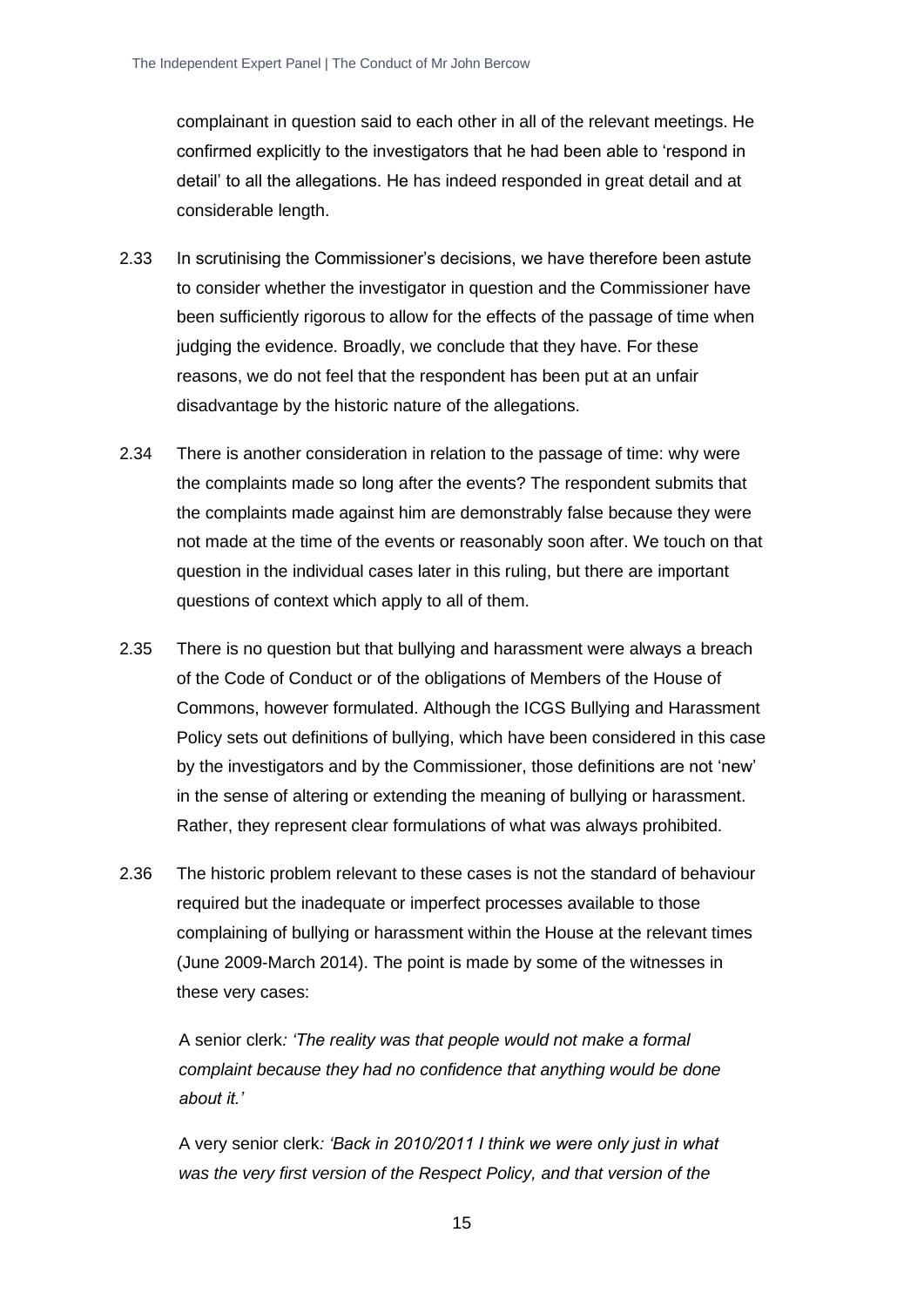complainant in question said to each other in all of the relevant meetings. He confirmed explicitly to the investigators that he had been able to 'respond in detail' to all the allegations. He has indeed responded in great detail and at considerable length.

2.33 In scrutinising the Commissioner's decisions, we have therefore been astute to consider whether the investigator in question and the Commissioner have been sufficiently rigorous to allow for the effects of the passage of time when judging the evidence. Broadly, we conclude that they have. For these reasons, we do not feel that the respondent has been put at an unfair disadvantage by the historic nature of the allegations.

2.34 There is another consideration in relation to the passage of time: why were the complaints made so long after the events? The respondent submits that the complaints made against him are demonstrably false because they were not made at the time of the events or reasonably soon after. We touch on that question in the individual cases later in this ruling, but there are important questions of context which apply to all of them.

2.35 There is no question but that bullying and harassment were always a breach of the Code of Conduct or of the obligations of Members of the House of Commons, however formulated. Although the ICGS Bullying and Harassment Policy sets out definitions of bullying, which have been considered in this case by the investigators and by the Commissioner, those definitions are not 'new' in the sense of altering or extending the meaning of bullying or harassment. Rather, they represent clear formulations of what was always prohibited.

2.36 The historic problem relevant to these cases is not the standard of behaviour required but the inadequate or imperfect processes available to those complaining of bullying or harassment within the House at the relevant times (June 2009-March 2014). The point is made by some of the witnesses in these very cases:

> A senior clerk*: 'The reality was that people would not make a formal complaint because they had no confidence that anything would be done about it.'*
>
> A very senior clerk*: 'Back in 2010/2011 I think we were only just in what was the very first version of the Respect Policy, and that version of the*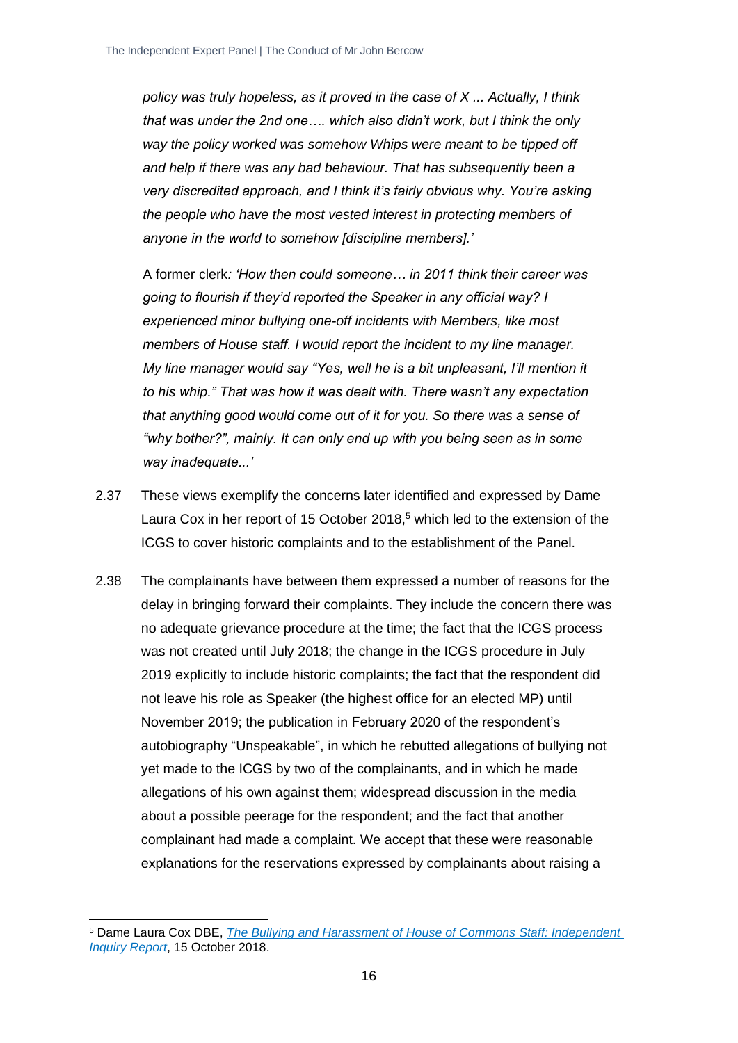*policy was truly hopeless, as it proved in the case of X ... Actually, I think that was under the 2nd one…. which also didn't work, but I think the only way the policy worked was somehow Whips were meant to be tipped off and help if there was any bad behaviour. That has subsequently been a very discredited approach, and I think it's fairly obvious why. You're asking the people who have the most vested interest in protecting members of anyone in the world to somehow [discipline members].'*

A former clerk*: 'How then could someone… in 2011 think their career was going to flourish if they'd reported the Speaker in any official way? I experienced minor bullying one-off incidents with Members, like most members of House staff. I would report the incident to my line manager. My line manager would say "Yes, well he is a bit unpleasant, I'll mention it to his whip." That was how it was dealt with. There wasn't any expectation that anything good would come out of it for you. So there was a sense of "why bother?", mainly. It can only end up with you being seen as in some way inadequate...'*

2.37 These views exemplify the concerns later identified and expressed by Dame Laura Cox in her report of 15 October 2018,[5] which led to the extension of the ICGS to cover historic complaints and to the establishment of the Panel.

2.38 The complainants have between them expressed a number of reasons for the delay in bringing forward their complaints. They include the concern there was no adequate grievance procedure at the time; the fact that the ICGS process was not created until July 2018; the change in the ICGS procedure in July 2019 explicitly to include historic complaints; the fact that the respondent did not leave his role as Speaker (the highest office for an elected MP) until November 2019; the publication in February 2020 of the respondent's autobiography "Unspeakable", in which he rebutted allegations of bullying not yet made to the ICGS by two of the complainants, and in which he made allegations of his own against them; widespread discussion in the media about a possible peerage for the respondent; and the fact that another complainant had made a complaint. We accept that these were reasonable explanations for the reservations expressed by complainants about raising a

[5] Dame Laura Cox DBE, *The Bullying and Harassment of House of Commons Staff: Independent Inquiry Report*, 15 October 2018.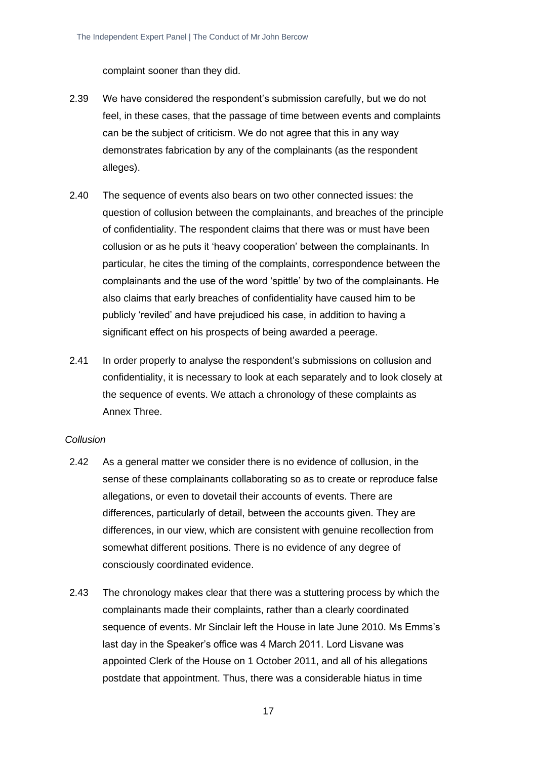complaint sooner than they did.

2.39 We have considered the respondent's submission carefully, but we do not feel, in these cases, that the passage of time between events and complaints can be the subject of criticism. We do not agree that this in any way demonstrates fabrication by any of the complainants (as the respondent alleges).

2.40 The sequence of events also bears on two other connected issues: the question of collusion between the complainants, and breaches of the principle of confidentiality. The respondent claims that there was or must have been collusion or as he puts it 'heavy cooperation' between the complainants. In particular, he cites the timing of the complaints, correspondence between the complainants and the use of the word 'spittle' by two of the complainants. He also claims that early breaches of confidentiality have caused him to be publicly 'reviled' and have prejudiced his case, in addition to having a significant effect on his prospects of being awarded a peerage.

2.41 In order properly to analyse the respondent's submissions on collusion and confidentiality, it is necessary to look at each separately and to look closely at the sequence of events. We attach a chronology of these complaints as Annex Three.

*Collusion*

2.42 As a general matter we consider there is no evidence of collusion, in the sense of these complainants collaborating so as to create or reproduce false allegations, or even to dovetail their accounts of events. There are differences, particularly of detail, between the accounts given. They are differences, in our view, which are consistent with genuine recollection from somewhat different positions. There is no evidence of any degree of consciously coordinated evidence.

2.43 The chronology makes clear that there was a stuttering process by which the complainants made their complaints, rather than a clearly coordinated sequence of events. Mr Sinclair left the House in late June 2010. Ms Emms's last day in the Speaker's office was 4 March 2011. Lord Lisvane was appointed Clerk of the House on 1 October 2011, and all of his allegations postdate that appointment. Thus, there was a considerable hiatus in time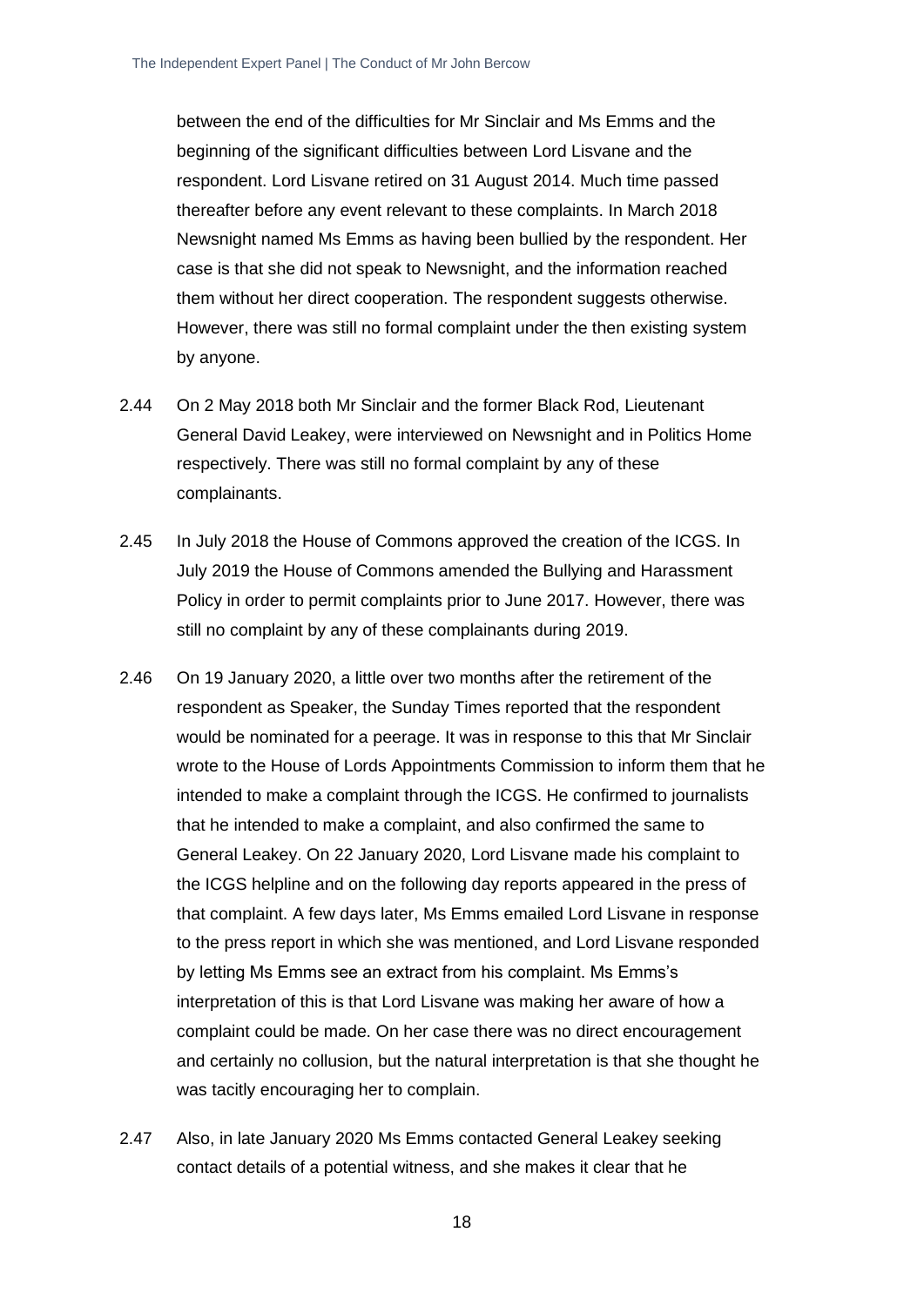between the end of the difficulties for Mr Sinclair and Ms Emms and the beginning of the significant difficulties between Lord Lisvane and the respondent. Lord Lisvane retired on 31 August 2014. Much time passed thereafter before any event relevant to these complaints. In March 2018 Newsnight named Ms Emms as having been bullied by the respondent. Her case is that she did not speak to Newsnight, and the information reached them without her direct cooperation. The respondent suggests otherwise. However, there was still no formal complaint under the then existing system by anyone.

2.44 On 2 May 2018 both Mr Sinclair and the former Black Rod, Lieutenant General David Leakey, were interviewed on Newsnight and in Politics Home respectively. There was still no formal complaint by any of these complainants.

2.45 In July 2018 the House of Commons approved the creation of the ICGS. In July 2019 the House of Commons amended the Bullying and Harassment Policy in order to permit complaints prior to June 2017. However, there was still no complaint by any of these complainants during 2019.

2.46 On 19 January 2020, a little over two months after the retirement of the respondent as Speaker, the Sunday Times reported that the respondent would be nominated for a peerage. It was in response to this that Mr Sinclair wrote to the House of Lords Appointments Commission to inform them that he intended to make a complaint through the ICGS. He confirmed to journalists that he intended to make a complaint, and also confirmed the same to General Leakey. On 22 January 2020, Lord Lisvane made his complaint to the ICGS helpline and on the following day reports appeared in the press of that complaint. A few days later, Ms Emms emailed Lord Lisvane in response to the press report in which she was mentioned, and Lord Lisvane responded by letting Ms Emms see an extract from his complaint. Ms Emms's interpretation of this is that Lord Lisvane was making her aware of how a complaint could be made. On her case there was no direct encouragement and certainly no collusion, but the natural interpretation is that she thought he was tacitly encouraging her to complain.

2.47 Also, in late January 2020 Ms Emms contacted General Leakey seeking contact details of a potential witness, and she makes it clear that he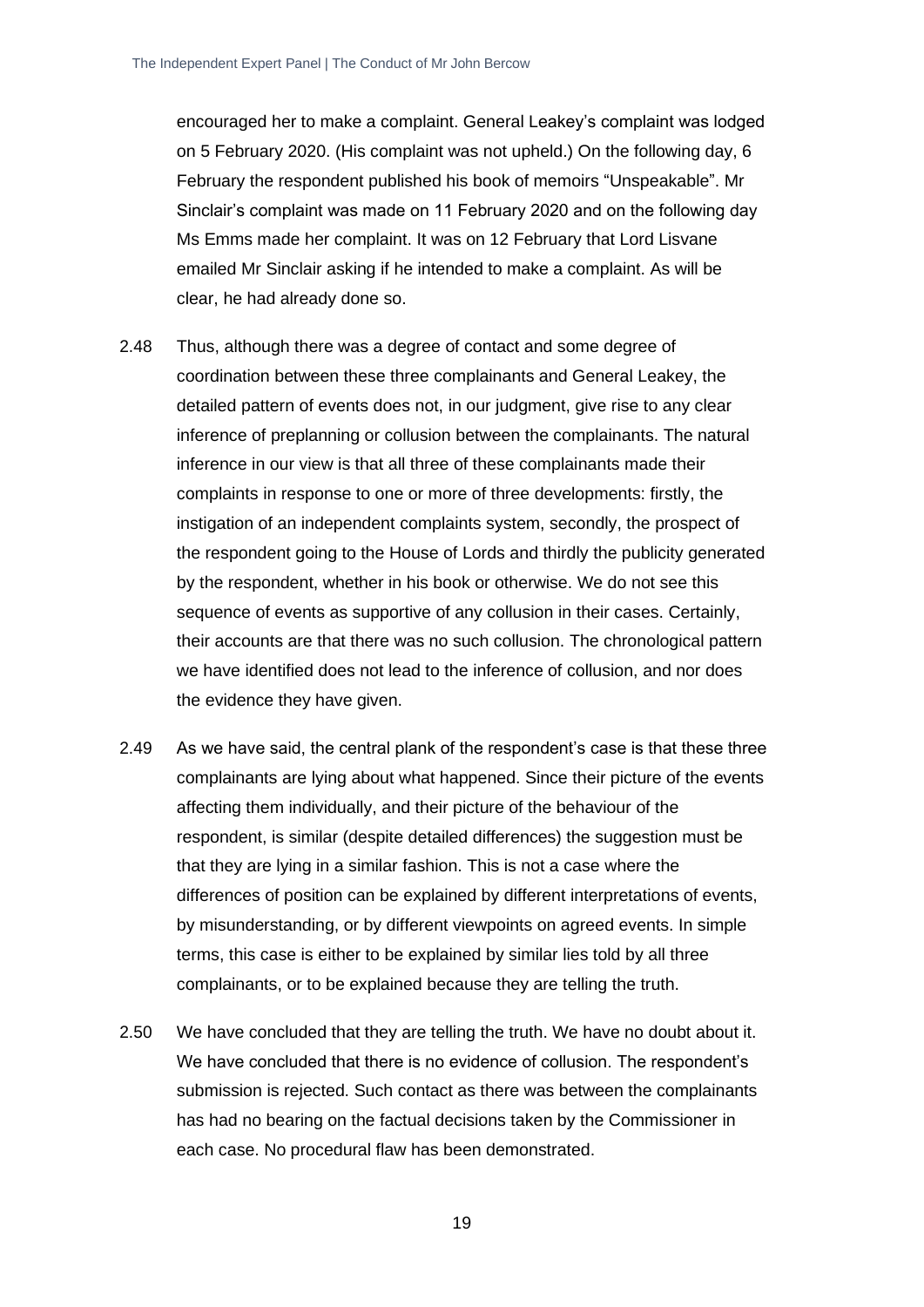encouraged her to make a complaint. General Leakey's complaint was lodged on 5 February 2020. (His complaint was not upheld.) On the following day, 6 February the respondent published his book of memoirs "Unspeakable". Mr Sinclair's complaint was made on 11 February 2020 and on the following day Ms Emms made her complaint. It was on 12 February that Lord Lisvane emailed Mr Sinclair asking if he intended to make a complaint. As will be clear, he had already done so.

2.48 Thus, although there was a degree of contact and some degree of coordination between these three complainants and General Leakey, the detailed pattern of events does not, in our judgment, give rise to any clear inference of preplanning or collusion between the complainants. The natural inference in our view is that all three of these complainants made their complaints in response to one or more of three developments: firstly, the instigation of an independent complaints system, secondly, the prospect of the respondent going to the House of Lords and thirdly the publicity generated by the respondent, whether in his book or otherwise. We do not see this sequence of events as supportive of any collusion in their cases. Certainly, their accounts are that there was no such collusion. The chronological pattern we have identified does not lead to the inference of collusion, and nor does the evidence they have given.

2.49 As we have said, the central plank of the respondent's case is that these three complainants are lying about what happened. Since their picture of the events affecting them individually, and their picture of the behaviour of the respondent, is similar (despite detailed differences) the suggestion must be that they are lying in a similar fashion. This is not a case where the differences of position can be explained by different interpretations of events, by misunderstanding, or by different viewpoints on agreed events. In simple terms, this case is either to be explained by similar lies told by all three complainants, or to be explained because they are telling the truth.

2.50 We have concluded that they are telling the truth. We have no doubt about it. We have concluded that there is no evidence of collusion. The respondent's submission is rejected. Such contact as there was between the complainants has had no bearing on the factual decisions taken by the Commissioner in each case. No procedural flaw has been demonstrated.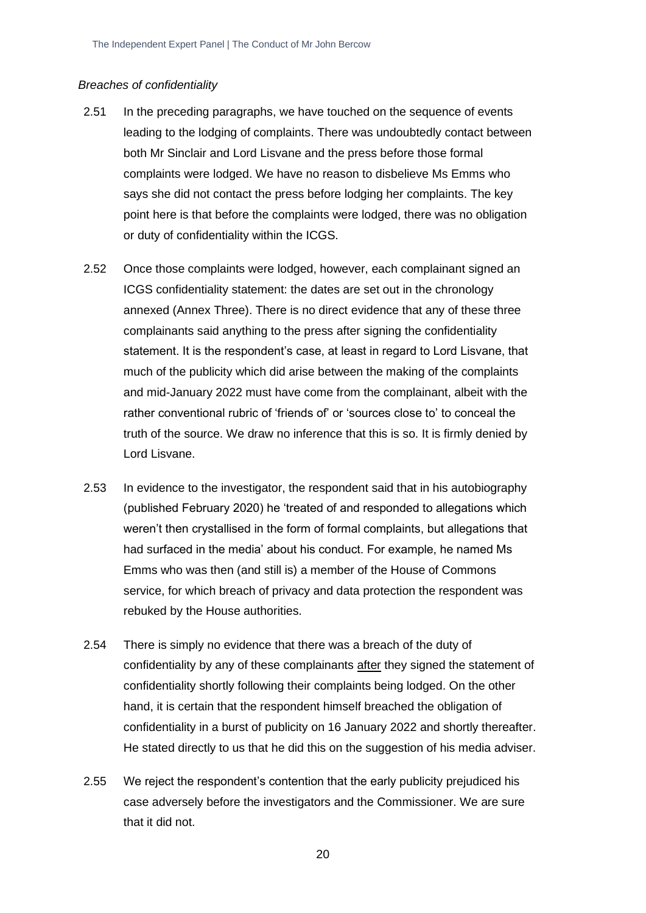*Breaches of confidentiality*

2.51 In the preceding paragraphs, we have touched on the sequence of events leading to the lodging of complaints. There was undoubtedly contact between both Mr Sinclair and Lord Lisvane and the press before those formal complaints were lodged. We have no reason to disbelieve Ms Emms who says she did not contact the press before lodging her complaints. The key point here is that before the complaints were lodged, there was no obligation or duty of confidentiality within the ICGS.

2.52 Once those complaints were lodged, however, each complainant signed an ICGS confidentiality statement: the dates are set out in the chronology annexed (Annex Three). There is no direct evidence that any of these three complainants said anything to the press after signing the confidentiality statement. It is the respondent's case, at least in regard to Lord Lisvane, that much of the publicity which did arise between the making of the complaints and mid-January 2022 must have come from the complainant, albeit with the rather conventional rubric of 'friends of' or 'sources close to' to conceal the truth of the source. We draw no inference that this is so. It is firmly denied by Lord Lisvane.

2.53 In evidence to the investigator, the respondent said that in his autobiography (published February 2020) he 'treated of and responded to allegations which weren't then crystallised in the form of formal complaints, but allegations that had surfaced in the media' about his conduct. For example, he named Ms Emms who was then (and still is) a member of the House of Commons service, for which breach of privacy and data protection the respondent was rebuked by the House authorities.

2.54 There is simply no evidence that there was a breach of the duty of confidentiality by any of these complainants <u>after</u> they signed the statement of confidentiality shortly following their complaints being lodged. On the other hand, it is certain that the respondent himself breached the obligation of confidentiality in a burst of publicity on 16 January 2022 and shortly thereafter. He stated directly to us that he did this on the suggestion of his media adviser.

2.55 We reject the respondent's contention that the early publicity prejudiced his case adversely before the investigators and the Commissioner. We are sure that it did not.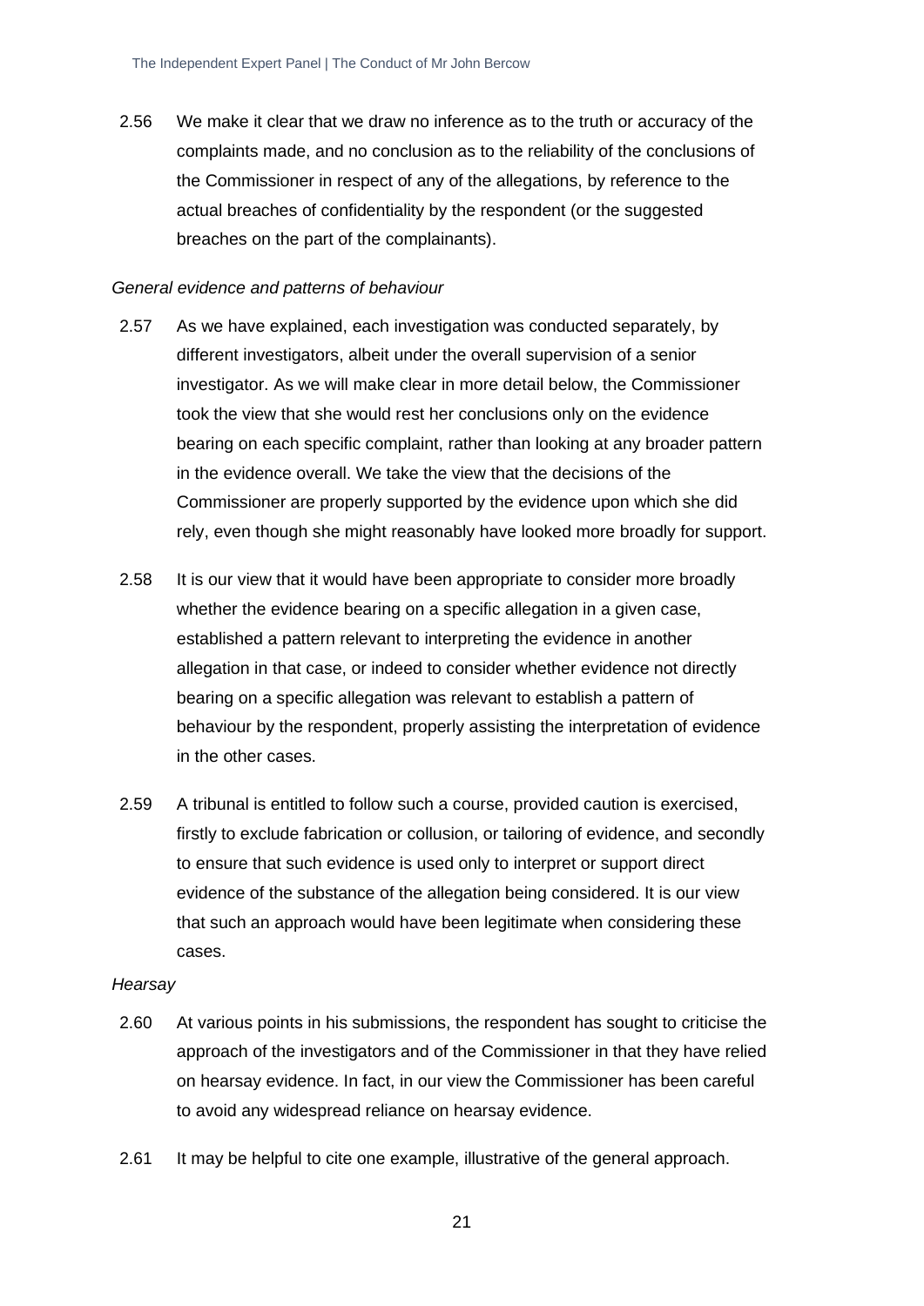2.56 We make it clear that we draw no inference as to the truth or accuracy of the complaints made, and no conclusion as to the reliability of the conclusions of the Commissioner in respect of any of the allegations, by reference to the actual breaches of confidentiality by the respondent (or the suggested breaches on the part of the complainants).

*General evidence and patterns of behaviour*

2.57 As we have explained, each investigation was conducted separately, by different investigators, albeit under the overall supervision of a senior investigator. As we will make clear in more detail below, the Commissioner took the view that she would rest her conclusions only on the evidence bearing on each specific complaint, rather than looking at any broader pattern in the evidence overall. We take the view that the decisions of the Commissioner are properly supported by the evidence upon which she did rely, even though she might reasonably have looked more broadly for support.

2.58 It is our view that it would have been appropriate to consider more broadly whether the evidence bearing on a specific allegation in a given case, established a pattern relevant to interpreting the evidence in another allegation in that case, or indeed to consider whether evidence not directly bearing on a specific allegation was relevant to establish a pattern of behaviour by the respondent, properly assisting the interpretation of evidence in the other cases.

2.59 A tribunal is entitled to follow such a course, provided caution is exercised, firstly to exclude fabrication or collusion, or tailoring of evidence, and secondly to ensure that such evidence is used only to interpret or support direct evidence of the substance of the allegation being considered. It is our view that such an approach would have been legitimate when considering these cases.

*Hearsay*

2.60 At various points in his submissions, the respondent has sought to criticise the approach of the investigators and of the Commissioner in that they have relied on hearsay evidence. In fact, in our view the Commissioner has been careful to avoid any widespread reliance on hearsay evidence.

2.61 It may be helpful to cite one example, illustrative of the general approach.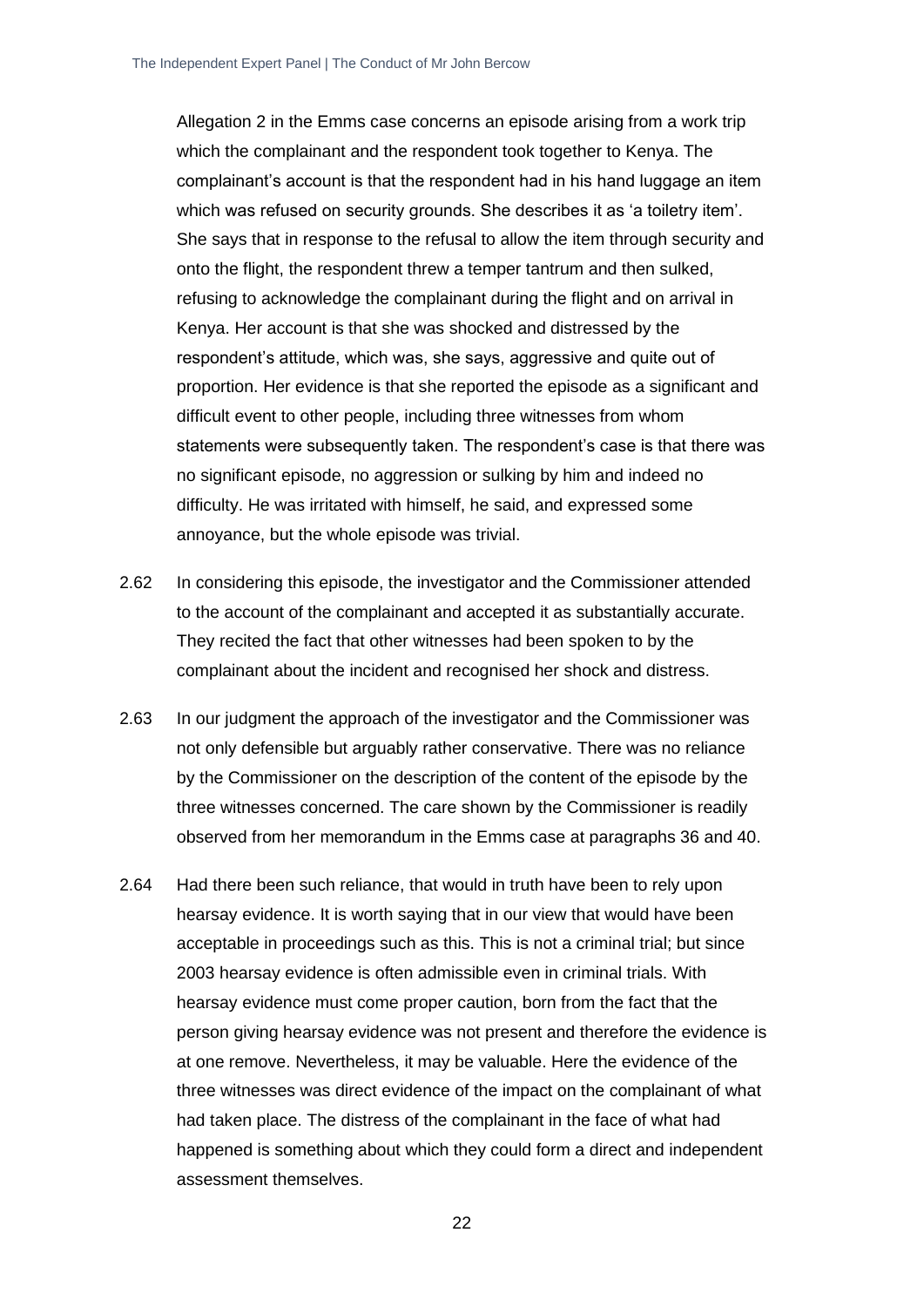Allegation 2 in the Emms case concerns an episode arising from a work trip which the complainant and the respondent took together to Kenya. The complainant's account is that the respondent had in his hand luggage an item which was refused on security grounds. She describes it as 'a toiletry item'. She says that in response to the refusal to allow the item through security and onto the flight, the respondent threw a temper tantrum and then sulked, refusing to acknowledge the complainant during the flight and on arrival in Kenya. Her account is that she was shocked and distressed by the respondent's attitude, which was, she says, aggressive and quite out of proportion. Her evidence is that she reported the episode as a significant and difficult event to other people, including three witnesses from whom statements were subsequently taken. The respondent's case is that there was no significant episode, no aggression or sulking by him and indeed no difficulty. He was irritated with himself, he said, and expressed some annoyance, but the whole episode was trivial.

2.62 In considering this episode, the investigator and the Commissioner attended to the account of the complainant and accepted it as substantially accurate. They recited the fact that other witnesses had been spoken to by the complainant about the incident and recognised her shock and distress.

2.63 In our judgment the approach of the investigator and the Commissioner was not only defensible but arguably rather conservative. There was no reliance by the Commissioner on the description of the content of the episode by the three witnesses concerned. The care shown by the Commissioner is readily observed from her memorandum in the Emms case at paragraphs 36 and 40.

2.64 Had there been such reliance, that would in truth have been to rely upon hearsay evidence. It is worth saying that in our view that would have been acceptable in proceedings such as this. This is not a criminal trial; but since 2003 hearsay evidence is often admissible even in criminal trials. With hearsay evidence must come proper caution, born from the fact that the person giving hearsay evidence was not present and therefore the evidence is at one remove. Nevertheless, it may be valuable. Here the evidence of the three witnesses was direct evidence of the impact on the complainant of what had taken place. The distress of the complainant in the face of what had happened is something about which they could form a direct and independent assessment themselves.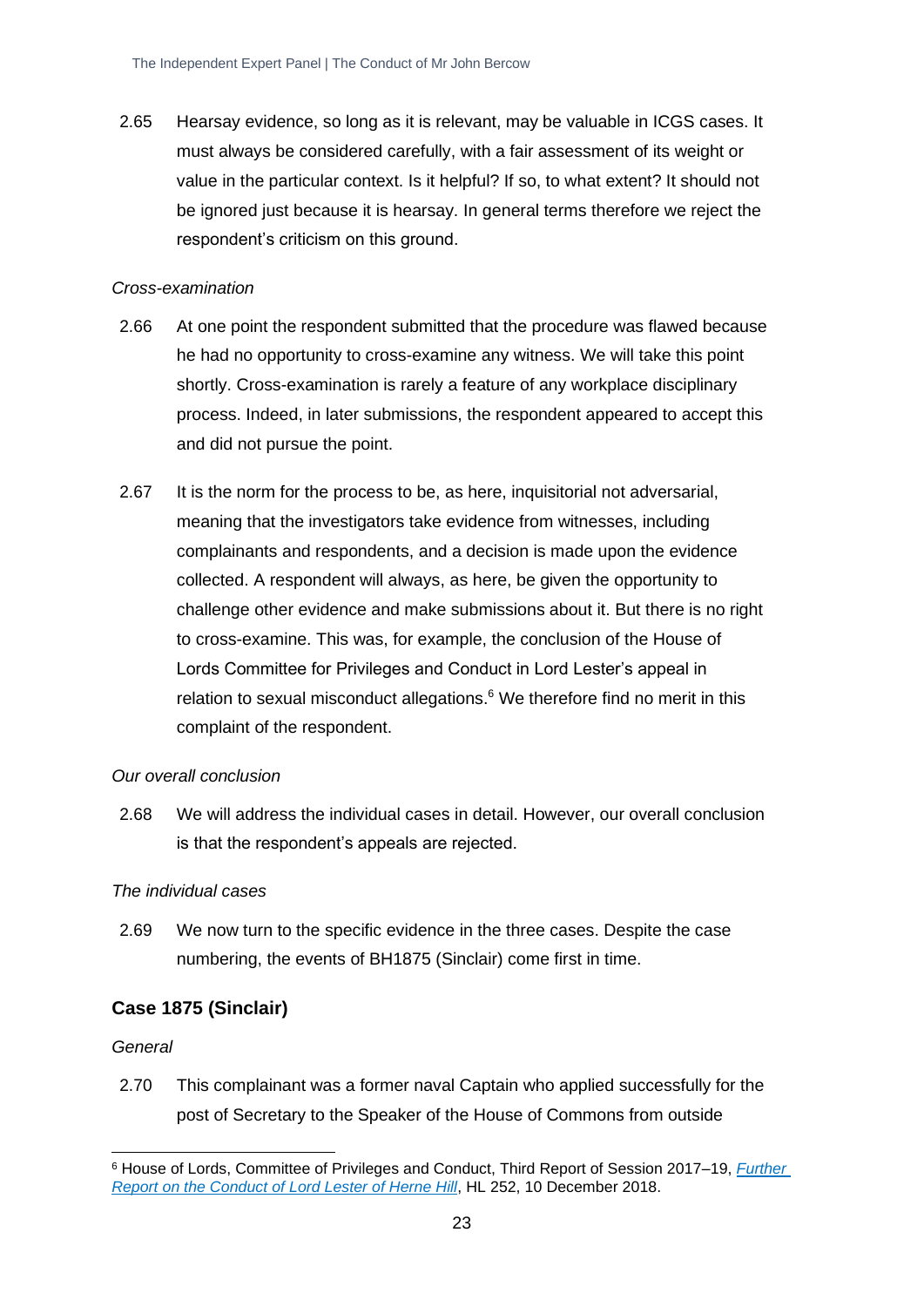2.65 Hearsay evidence, so long as it is relevant, may be valuable in ICGS cases. It must always be considered carefully, with a fair assessment of its weight or value in the particular context. Is it helpful? If so, to what extent? It should not be ignored just because it is hearsay. In general terms therefore we reject the respondent's criticism on this ground.

*Cross-examination*

2.66 At one point the respondent submitted that the procedure was flawed because he had no opportunity to cross-examine any witness. We will take this point shortly. Cross-examination is rarely a feature of any workplace disciplinary process. Indeed, in later submissions, the respondent appeared to accept this and did not pursue the point.

2.67 It is the norm for the process to be, as here, inquisitorial not adversarial, meaning that the investigators take evidence from witnesses, including complainants and respondents, and a decision is made upon the evidence collected. A respondent will always, as here, be given the opportunity to challenge other evidence and make submissions about it. But there is no right to cross-examine. This was, for example, the conclusion of the House of Lords Committee for Privileges and Conduct in Lord Lester's appeal in relation to sexual misconduct allegations.[6] We therefore find no merit in this complaint of the respondent.

*Our overall conclusion*

2.68 We will address the individual cases in detail. However, our overall conclusion is that the respondent's appeals are rejected.

*The individual cases*

2.69 We now turn to the specific evidence in the three cases. Despite the case numbering, the events of BH1875 (Sinclair) come first in time.

## Case 1875 (Sinclair)

*General*

2.70 This complainant was a former naval Captain who applied successfully for the post of Secretary to the Speaker of the House of Commons from outside

[6] House of Lords, Committee of Privileges and Conduct, Third Report of Session 2017–19, *Further Report on the Conduct of Lord Lester of Herne Hill*, HL 252, 10 December 2018.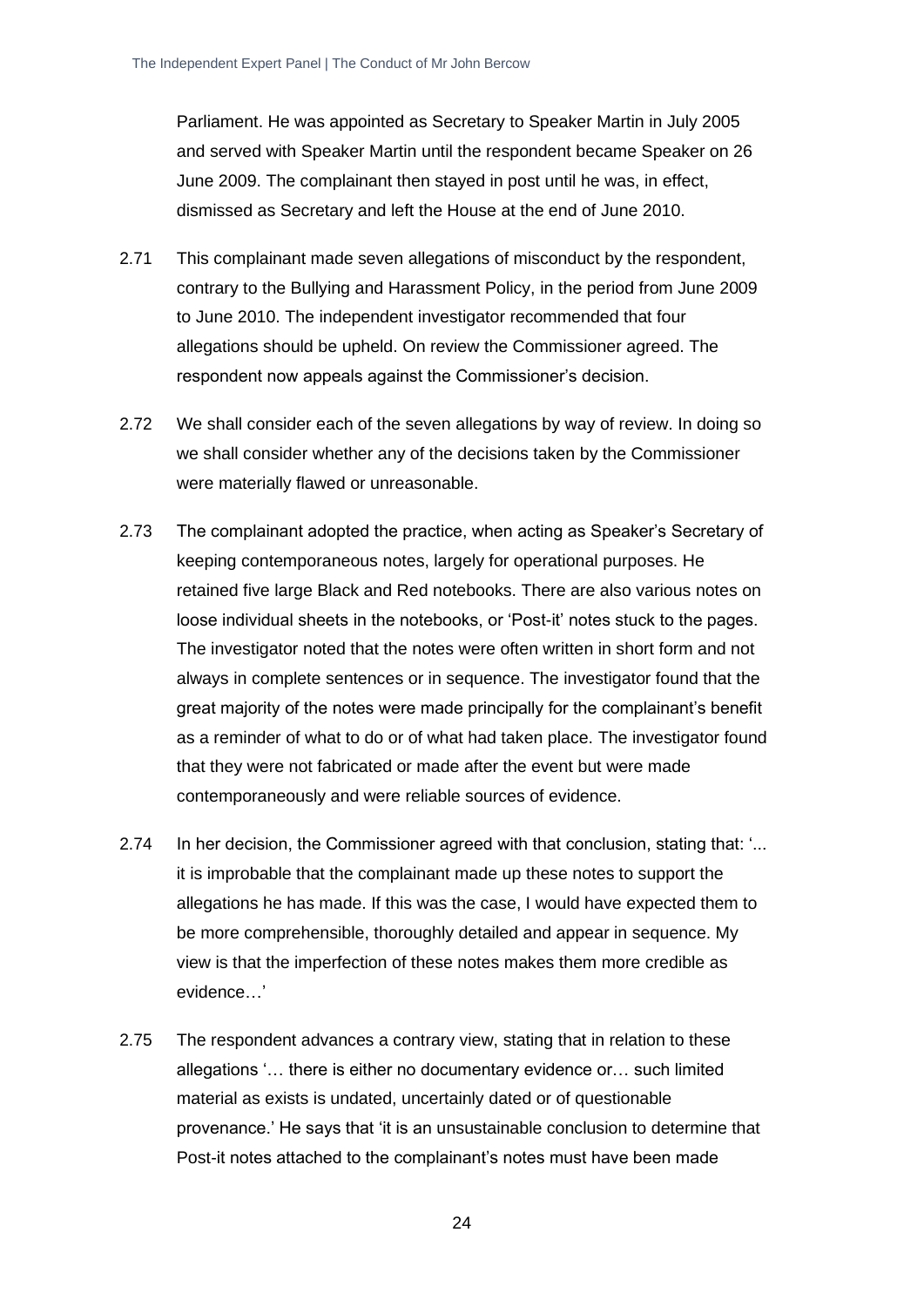Parliament. He was appointed as Secretary to Speaker Martin in July 2005 and served with Speaker Martin until the respondent became Speaker on 26 June 2009. The complainant then stayed in post until he was, in effect, dismissed as Secretary and left the House at the end of June 2010.

2.71 This complainant made seven allegations of misconduct by the respondent, contrary to the Bullying and Harassment Policy, in the period from June 2009 to June 2010. The independent investigator recommended that four allegations should be upheld. On review the Commissioner agreed. The respondent now appeals against the Commissioner's decision.

2.72 We shall consider each of the seven allegations by way of review. In doing so we shall consider whether any of the decisions taken by the Commissioner were materially flawed or unreasonable.

2.73 The complainant adopted the practice, when acting as Speaker's Secretary of keeping contemporaneous notes, largely for operational purposes. He retained five large Black and Red notebooks. There are also various notes on loose individual sheets in the notebooks, or 'Post-it' notes stuck to the pages. The investigator noted that the notes were often written in short form and not always in complete sentences or in sequence. The investigator found that the great majority of the notes were made principally for the complainant's benefit as a reminder of what to do or of what had taken place. The investigator found that they were not fabricated or made after the event but were made contemporaneously and were reliable sources of evidence.

2.74 In her decision, the Commissioner agreed with that conclusion, stating that: '... it is improbable that the complainant made up these notes to support the allegations he has made. If this was the case, I would have expected them to be more comprehensible, thoroughly detailed and appear in sequence. My view is that the imperfection of these notes makes them more credible as evidence…'

2.75 The respondent advances a contrary view, stating that in relation to these allegations '… there is either no documentary evidence or… such limited material as exists is undated, uncertainly dated or of questionable provenance.' He says that 'it is an unsustainable conclusion to determine that Post-it notes attached to the complainant's notes must have been made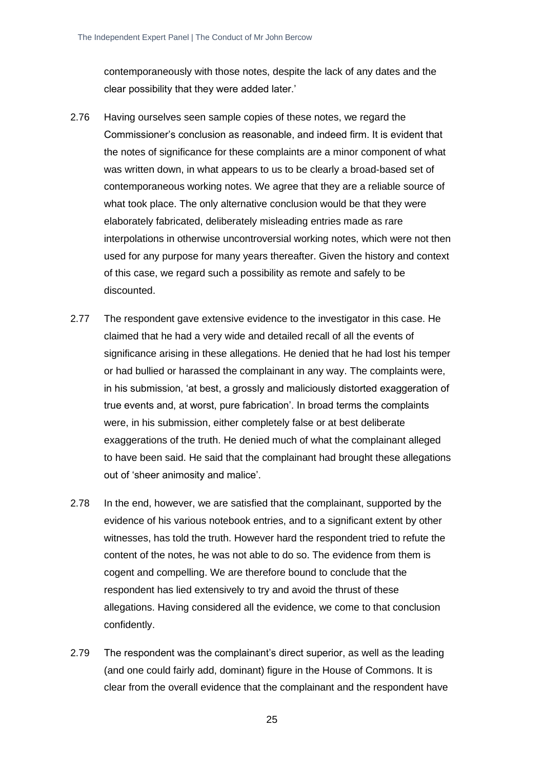contemporaneously with those notes, despite the lack of any dates and the clear possibility that they were added later.'

2.76 Having ourselves seen sample copies of these notes, we regard the Commissioner's conclusion as reasonable, and indeed firm. It is evident that the notes of significance for these complaints are a minor component of what was written down, in what appears to us to be clearly a broad-based set of contemporaneous working notes. We agree that they are a reliable source of what took place. The only alternative conclusion would be that they were elaborately fabricated, deliberately misleading entries made as rare interpolations in otherwise uncontroversial working notes, which were not then used for any purpose for many years thereafter. Given the history and context of this case, we regard such a possibility as remote and safely to be discounted.

2.77 The respondent gave extensive evidence to the investigator in this case. He claimed that he had a very wide and detailed recall of all the events of significance arising in these allegations. He denied that he had lost his temper or had bullied or harassed the complainant in any way. The complaints were, in his submission, 'at best, a grossly and maliciously distorted exaggeration of true events and, at worst, pure fabrication'. In broad terms the complaints were, in his submission, either completely false or at best deliberate exaggerations of the truth. He denied much of what the complainant alleged to have been said. He said that the complainant had brought these allegations out of 'sheer animosity and malice'.

2.78 In the end, however, we are satisfied that the complainant, supported by the evidence of his various notebook entries, and to a significant extent by other witnesses, has told the truth. However hard the respondent tried to refute the content of the notes, he was not able to do so. The evidence from them is cogent and compelling. We are therefore bound to conclude that the respondent has lied extensively to try and avoid the thrust of these allegations. Having considered all the evidence, we come to that conclusion confidently.

2.79 The respondent was the complainant's direct superior, as well as the leading (and one could fairly add, dominant) figure in the House of Commons. It is clear from the overall evidence that the complainant and the respondent have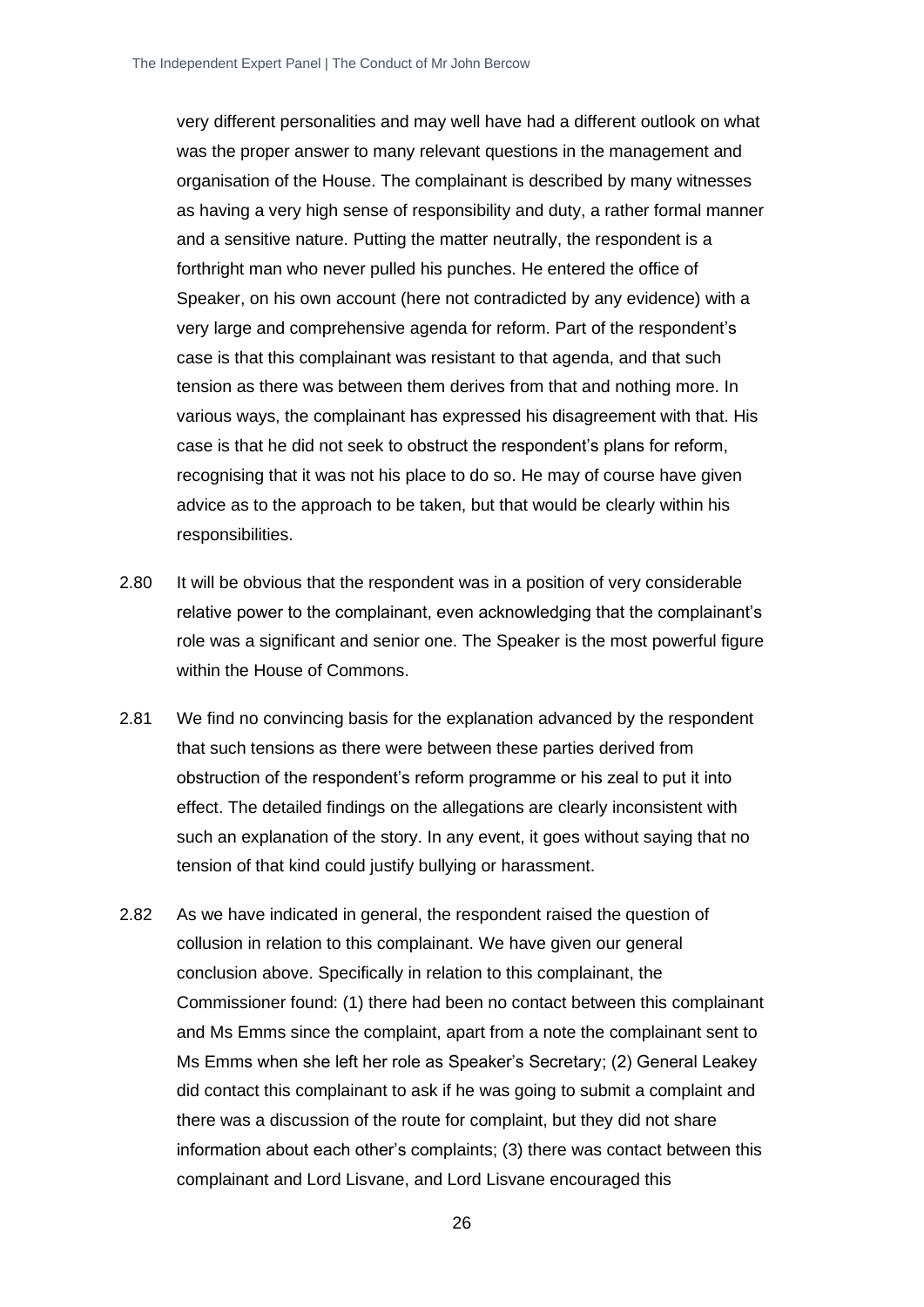very different personalities and may well have had a different outlook on what was the proper answer to many relevant questions in the management and organisation of the House. The complainant is described by many witnesses as having a very high sense of responsibility and duty, a rather formal manner and a sensitive nature. Putting the matter neutrally, the respondent is a forthright man who never pulled his punches. He entered the office of Speaker, on his own account (here not contradicted by any evidence) with a very large and comprehensive agenda for reform. Part of the respondent's case is that this complainant was resistant to that agenda, and that such tension as there was between them derives from that and nothing more. In various ways, the complainant has expressed his disagreement with that. His case is that he did not seek to obstruct the respondent's plans for reform, recognising that it was not his place to do so. He may of course have given advice as to the approach to be taken, but that would be clearly within his responsibilities.

2.80 It will be obvious that the respondent was in a position of very considerable relative power to the complainant, even acknowledging that the complainant's role was a significant and senior one. The Speaker is the most powerful figure within the House of Commons.

2.81 We find no convincing basis for the explanation advanced by the respondent that such tensions as there were between these parties derived from obstruction of the respondent's reform programme or his zeal to put it into effect. The detailed findings on the allegations are clearly inconsistent with such an explanation of the story. In any event, it goes without saying that no tension of that kind could justify bullying or harassment.

2.82 As we have indicated in general, the respondent raised the question of collusion in relation to this complainant. We have given our general conclusion above. Specifically in relation to this complainant, the Commissioner found: (1) there had been no contact between this complainant and Ms Emms since the complaint, apart from a note the complainant sent to Ms Emms when she left her role as Speaker's Secretary; (2) General Leakey did contact this complainant to ask if he was going to submit a complaint and there was a discussion of the route for complaint, but they did not share information about each other's complaints; (3) there was contact between this complainant and Lord Lisvane, and Lord Lisvane encouraged this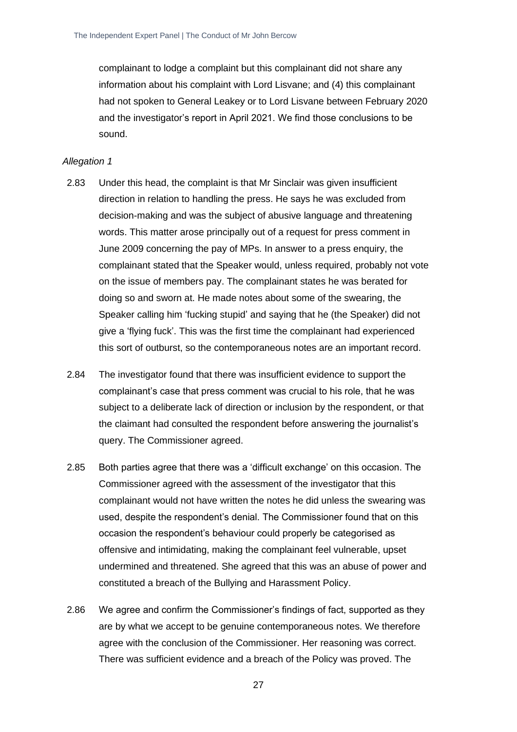complainant to lodge a complaint but this complainant did not share any information about his complaint with Lord Lisvane; and (4) this complainant had not spoken to General Leakey or to Lord Lisvane between February 2020 and the investigator's report in April 2021. We find those conclusions to be sound.

*Allegation 1*

2.83 Under this head, the complaint is that Mr Sinclair was given insufficient direction in relation to handling the press. He says he was excluded from decision-making and was the subject of abusive language and threatening words. This matter arose principally out of a request for press comment in June 2009 concerning the pay of MPs. In answer to a press enquiry, the complainant stated that the Speaker would, unless required, probably not vote on the issue of members pay. The complainant states he was berated for doing so and sworn at. He made notes about some of the swearing, the Speaker calling him 'fucking stupid' and saying that he (the Speaker) did not give a 'flying fuck'. This was the first time the complainant had experienced this sort of outburst, so the contemporaneous notes are an important record.

2.84 The investigator found that there was insufficient evidence to support the complainant's case that press comment was crucial to his role, that he was subject to a deliberate lack of direction or inclusion by the respondent, or that the claimant had consulted the respondent before answering the journalist's query. The Commissioner agreed.

2.85 Both parties agree that there was a 'difficult exchange' on this occasion. The Commissioner agreed with the assessment of the investigator that this complainant would not have written the notes he did unless the swearing was used, despite the respondent's denial. The Commissioner found that on this occasion the respondent's behaviour could properly be categorised as offensive and intimidating, making the complainant feel vulnerable, upset undermined and threatened. She agreed that this was an abuse of power and constituted a breach of the Bullying and Harassment Policy.

2.86 We agree and confirm the Commissioner's findings of fact, supported as they are by what we accept to be genuine contemporaneous notes. We therefore agree with the conclusion of the Commissioner. Her reasoning was correct. There was sufficient evidence and a breach of the Policy was proved. The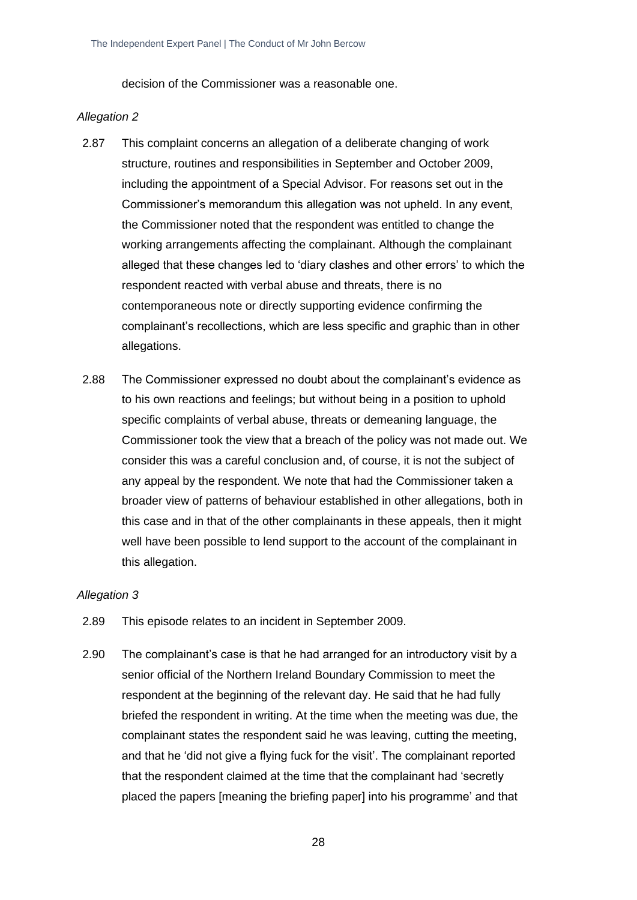decision of the Commissioner was a reasonable one.

*Allegation 2*

2.87 This complaint concerns an allegation of a deliberate changing of work structure, routines and responsibilities in September and October 2009, including the appointment of a Special Advisor. For reasons set out in the Commissioner's memorandum this allegation was not upheld. In any event, the Commissioner noted that the respondent was entitled to change the working arrangements affecting the complainant. Although the complainant alleged that these changes led to 'diary clashes and other errors' to which the respondent reacted with verbal abuse and threats, there is no contemporaneous note or directly supporting evidence confirming the complainant's recollections, which are less specific and graphic than in other allegations.

2.88 The Commissioner expressed no doubt about the complainant's evidence as to his own reactions and feelings; but without being in a position to uphold specific complaints of verbal abuse, threats or demeaning language, the Commissioner took the view that a breach of the policy was not made out. We consider this was a careful conclusion and, of course, it is not the subject of any appeal by the respondent. We note that had the Commissioner taken a broader view of patterns of behaviour established in other allegations, both in this case and in that of the other complainants in these appeals, then it might well have been possible to lend support to the account of the complainant in this allegation.

*Allegation 3*

2.89 This episode relates to an incident in September 2009.

2.90 The complainant's case is that he had arranged for an introductory visit by a senior official of the Northern Ireland Boundary Commission to meet the respondent at the beginning of the relevant day. He said that he had fully briefed the respondent in writing. At the time when the meeting was due, the complainant states the respondent said he was leaving, cutting the meeting, and that he 'did not give a flying fuck for the visit'. The complainant reported that the respondent claimed at the time that the complainant had 'secretly placed the papers [meaning the briefing paper] into his programme' and that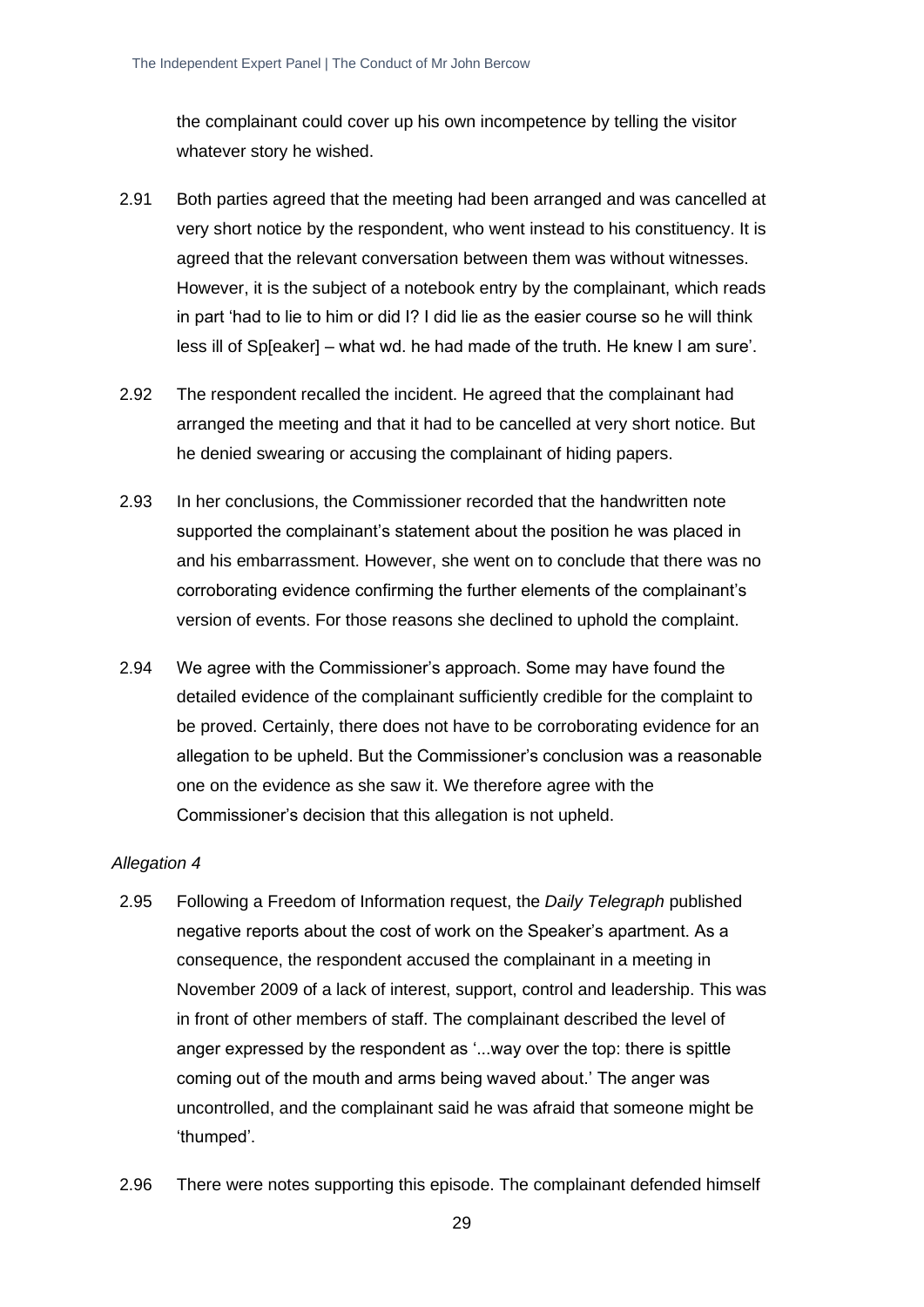the complainant could cover up his own incompetence by telling the visitor whatever story he wished.

2.91 Both parties agreed that the meeting had been arranged and was cancelled at very short notice by the respondent, who went instead to his constituency. It is agreed that the relevant conversation between them was without witnesses. However, it is the subject of a notebook entry by the complainant, which reads in part 'had to lie to him or did I? I did lie as the easier course so he will think less ill of Sp[eaker] – what wd. he had made of the truth. He knew I am sure'.

2.92 The respondent recalled the incident. He agreed that the complainant had arranged the meeting and that it had to be cancelled at very short notice. But he denied swearing or accusing the complainant of hiding papers.

2.93 In her conclusions, the Commissioner recorded that the handwritten note supported the complainant's statement about the position he was placed in and his embarrassment. However, she went on to conclude that there was no corroborating evidence confirming the further elements of the complainant's version of events. For those reasons she declined to uphold the complaint.

2.94 We agree with the Commissioner's approach. Some may have found the detailed evidence of the complainant sufficiently credible for the complaint to be proved. Certainly, there does not have to be corroborating evidence for an allegation to be upheld. But the Commissioner's conclusion was a reasonable one on the evidence as she saw it. We therefore agree with the Commissioner's decision that this allegation is not upheld.

*Allegation 4*

2.95 Following a Freedom of Information request, the *Daily Telegraph* published negative reports about the cost of work on the Speaker's apartment. As a consequence, the respondent accused the complainant in a meeting in November 2009 of a lack of interest, support, control and leadership. This was in front of other members of staff. The complainant described the level of anger expressed by the respondent as '...way over the top: there is spittle coming out of the mouth and arms being waved about.' The anger was uncontrolled, and the complainant said he was afraid that someone might be 'thumped'.

2.96 There were notes supporting this episode. The complainant defended himself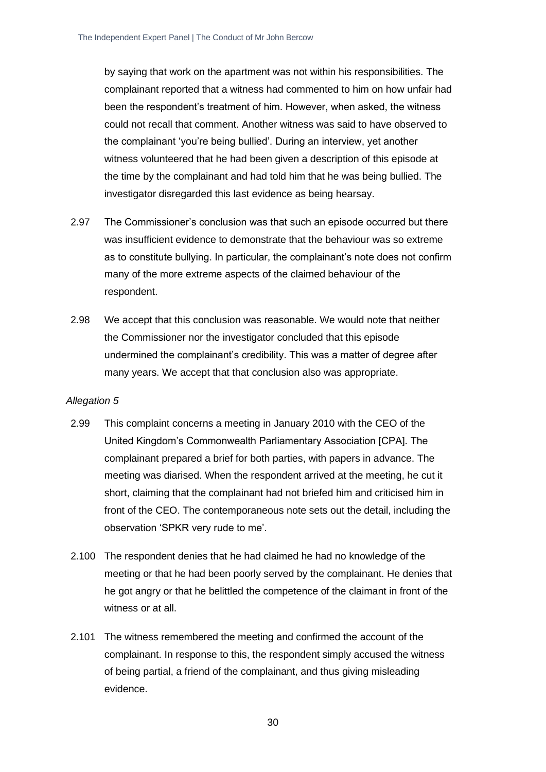by saying that work on the apartment was not within his responsibilities. The complainant reported that a witness had commented to him on how unfair had been the respondent's treatment of him. However, when asked, the witness could not recall that comment. Another witness was said to have observed to the complainant 'you're being bullied'. During an interview, yet another witness volunteered that he had been given a description of this episode at the time by the complainant and had told him that he was being bullied. The investigator disregarded this last evidence as being hearsay.

2.97 The Commissioner's conclusion was that such an episode occurred but there was insufficient evidence to demonstrate that the behaviour was so extreme as to constitute bullying. In particular, the complainant's note does not confirm many of the more extreme aspects of the claimed behaviour of the respondent.

2.98 We accept that this conclusion was reasonable. We would note that neither the Commissioner nor the investigator concluded that this episode undermined the complainant's credibility. This was a matter of degree after many years. We accept that that conclusion also was appropriate.

*Allegation 5*

2.99 This complaint concerns a meeting in January 2010 with the CEO of the United Kingdom's Commonwealth Parliamentary Association [CPA]. The complainant prepared a brief for both parties, with papers in advance. The meeting was diarised. When the respondent arrived at the meeting, he cut it short, claiming that the complainant had not briefed him and criticised him in front of the CEO. The contemporaneous note sets out the detail, including the observation 'SPKR very rude to me'.

2.100 The respondent denies that he had claimed he had no knowledge of the meeting or that he had been poorly served by the complainant. He denies that he got angry or that he belittled the competence of the claimant in front of the witness or at all.

2.101 The witness remembered the meeting and confirmed the account of the complainant. In response to this, the respondent simply accused the witness of being partial, a friend of the complainant, and thus giving misleading evidence.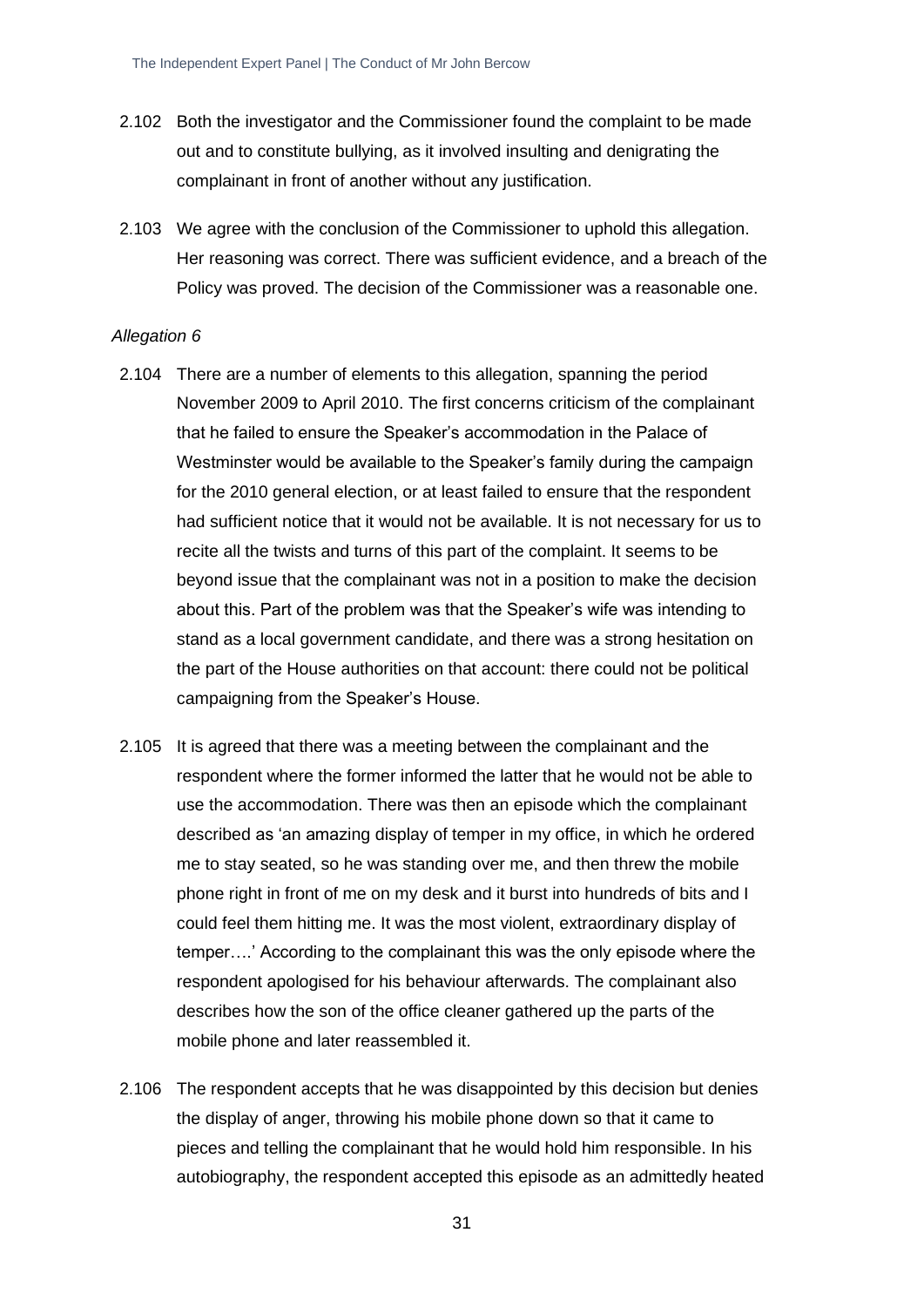2.102 Both the investigator and the Commissioner found the complaint to be made out and to constitute bullying, as it involved insulting and denigrating the complainant in front of another without any justification.

2.103 We agree with the conclusion of the Commissioner to uphold this allegation. Her reasoning was correct. There was sufficient evidence, and a breach of the Policy was proved. The decision of the Commissioner was a reasonable one.

*Allegation 6*

2.104 There are a number of elements to this allegation, spanning the period November 2009 to April 2010. The first concerns criticism of the complainant that he failed to ensure the Speaker's accommodation in the Palace of Westminster would be available to the Speaker's family during the campaign for the 2010 general election, or at least failed to ensure that the respondent had sufficient notice that it would not be available. It is not necessary for us to recite all the twists and turns of this part of the complaint. It seems to be beyond issue that the complainant was not in a position to make the decision about this. Part of the problem was that the Speaker's wife was intending to stand as a local government candidate, and there was a strong hesitation on the part of the House authorities on that account: there could not be political campaigning from the Speaker's House.

2.105 It is agreed that there was a meeting between the complainant and the respondent where the former informed the latter that he would not be able to use the accommodation. There was then an episode which the complainant described as 'an amazing display of temper in my office, in which he ordered me to stay seated, so he was standing over me, and then threw the mobile phone right in front of me on my desk and it burst into hundreds of bits and I could feel them hitting me. It was the most violent, extraordinary display of temper….' According to the complainant this was the only episode where the respondent apologised for his behaviour afterwards. The complainant also describes how the son of the office cleaner gathered up the parts of the mobile phone and later reassembled it.

2.106 The respondent accepts that he was disappointed by this decision but denies the display of anger, throwing his mobile phone down so that it came to pieces and telling the complainant that he would hold him responsible. In his autobiography, the respondent accepted this episode as an admittedly heated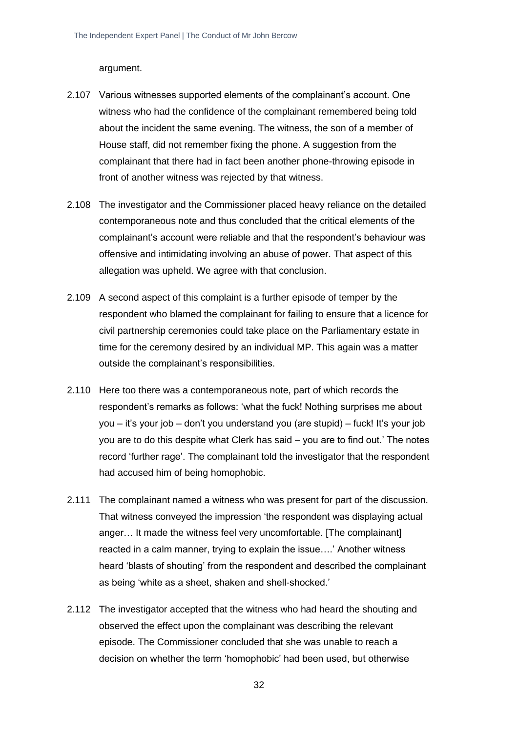argument.

2.107 Various witnesses supported elements of the complainant's account. One witness who had the confidence of the complainant remembered being told about the incident the same evening. The witness, the son of a member of House staff, did not remember fixing the phone. A suggestion from the complainant that there had in fact been another phone-throwing episode in front of another witness was rejected by that witness.

2.108 The investigator and the Commissioner placed heavy reliance on the detailed contemporaneous note and thus concluded that the critical elements of the complainant's account were reliable and that the respondent's behaviour was offensive and intimidating involving an abuse of power. That aspect of this allegation was upheld. We agree with that conclusion.

2.109 A second aspect of this complaint is a further episode of temper by the respondent who blamed the complainant for failing to ensure that a licence for civil partnership ceremonies could take place on the Parliamentary estate in time for the ceremony desired by an individual MP. This again was a matter outside the complainant's responsibilities.

2.110 Here too there was a contemporaneous note, part of which records the respondent's remarks as follows: 'what the fuck! Nothing surprises me about you – it's your job – don't you understand you (are stupid) – fuck! It's your job you are to do this despite what Clerk has said – you are to find out.' The notes record 'further rage'. The complainant told the investigator that the respondent had accused him of being homophobic.

2.111 The complainant named a witness who was present for part of the discussion. That witness conveyed the impression 'the respondent was displaying actual anger… It made the witness feel very uncomfortable. [The complainant] reacted in a calm manner, trying to explain the issue….' Another witness heard 'blasts of shouting' from the respondent and described the complainant as being 'white as a sheet, shaken and shell-shocked.'

2.112 The investigator accepted that the witness who had heard the shouting and observed the effect upon the complainant was describing the relevant episode. The Commissioner concluded that she was unable to reach a decision on whether the term 'homophobic' had been used, but otherwise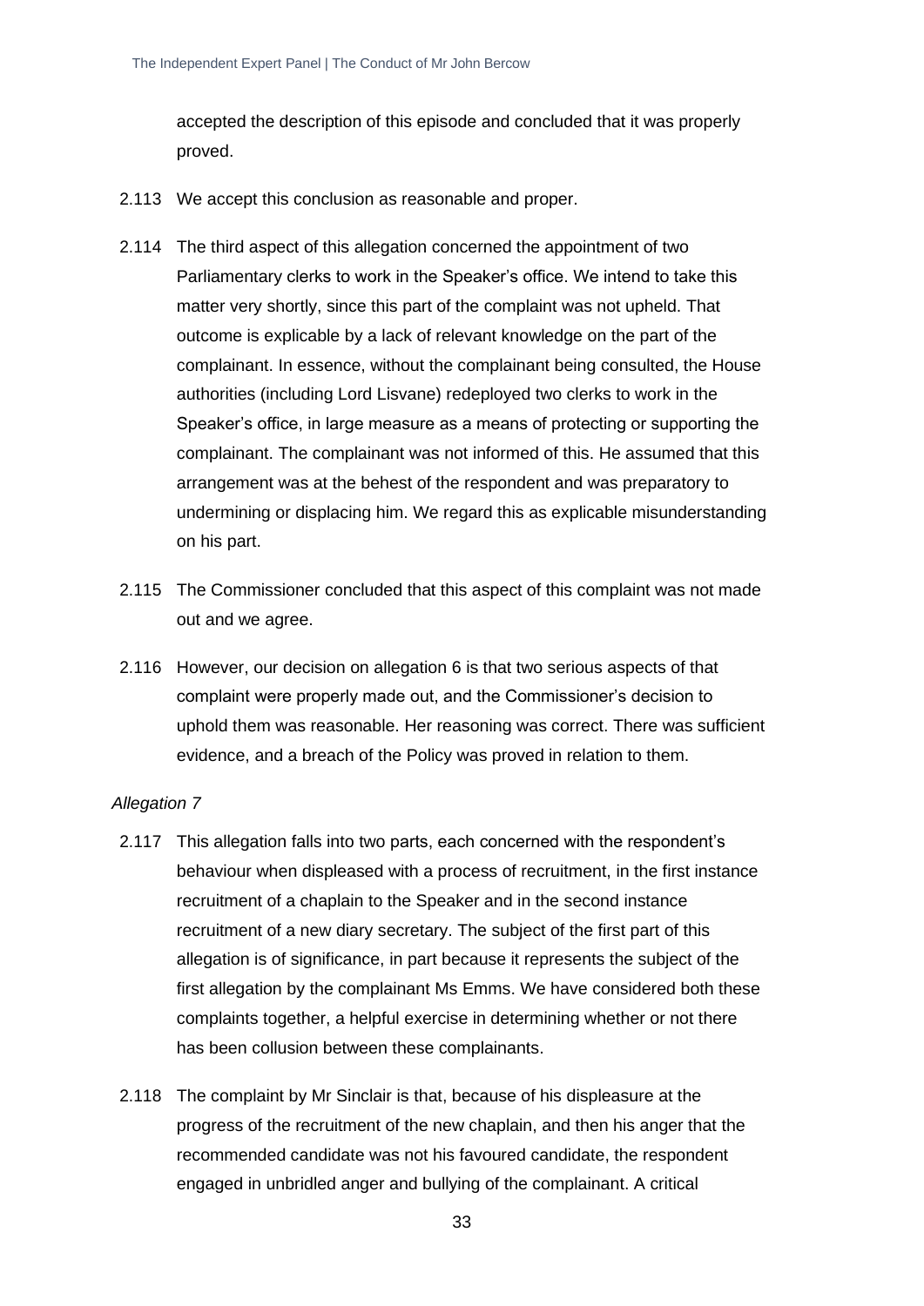accepted the description of this episode and concluded that it was properly proved.

2.113 We accept this conclusion as reasonable and proper.

2.114 The third aspect of this allegation concerned the appointment of two Parliamentary clerks to work in the Speaker's office. We intend to take this matter very shortly, since this part of the complaint was not upheld. That outcome is explicable by a lack of relevant knowledge on the part of the complainant. In essence, without the complainant being consulted, the House authorities (including Lord Lisvane) redeployed two clerks to work in the Speaker's office, in large measure as a means of protecting or supporting the complainant. The complainant was not informed of this. He assumed that this arrangement was at the behest of the respondent and was preparatory to undermining or displacing him. We regard this as explicable misunderstanding on his part.

2.115 The Commissioner concluded that this aspect of this complaint was not made out and we agree.

2.116 However, our decision on allegation 6 is that two serious aspects of that complaint were properly made out, and the Commissioner's decision to uphold them was reasonable. Her reasoning was correct. There was sufficient evidence, and a breach of the Policy was proved in relation to them.

*Allegation 7*

2.117 This allegation falls into two parts, each concerned with the respondent's behaviour when displeased with a process of recruitment, in the first instance recruitment of a chaplain to the Speaker and in the second instance recruitment of a new diary secretary. The subject of the first part of this allegation is of significance, in part because it represents the subject of the first allegation by the complainant Ms Emms. We have considered both these complaints together, a helpful exercise in determining whether or not there has been collusion between these complainants.

2.118 The complaint by Mr Sinclair is that, because of his displeasure at the progress of the recruitment of the new chaplain, and then his anger that the recommended candidate was not his favoured candidate, the respondent engaged in unbridled anger and bullying of the complainant. A critical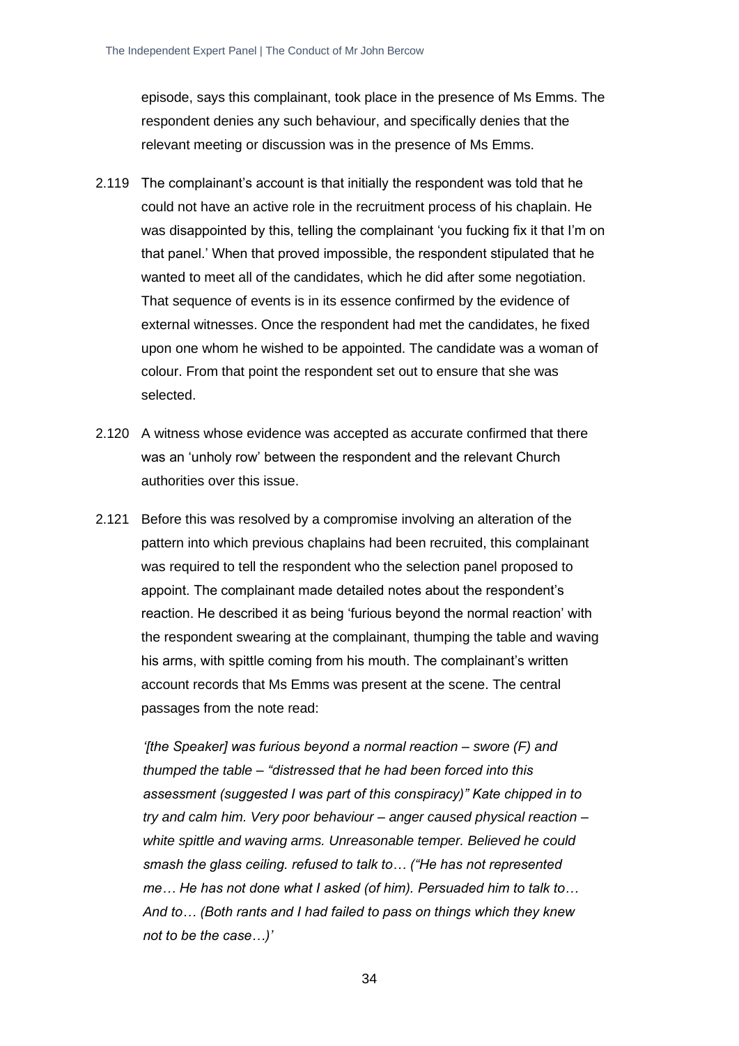episode, says this complainant, took place in the presence of Ms Emms. The respondent denies any such behaviour, and specifically denies that the relevant meeting or discussion was in the presence of Ms Emms.

2.119 The complainant's account is that initially the respondent was told that he could not have an active role in the recruitment process of his chaplain. He was disappointed by this, telling the complainant 'you fucking fix it that I'm on that panel.' When that proved impossible, the respondent stipulated that he wanted to meet all of the candidates, which he did after some negotiation. That sequence of events is in its essence confirmed by the evidence of external witnesses. Once the respondent had met the candidates, he fixed upon one whom he wished to be appointed. The candidate was a woman of colour. From that point the respondent set out to ensure that she was selected.

2.120 A witness whose evidence was accepted as accurate confirmed that there was an 'unholy row' between the respondent and the relevant Church authorities over this issue.

2.121 Before this was resolved by a compromise involving an alteration of the pattern into which previous chaplains had been recruited, this complainant was required to tell the respondent who the selection panel proposed to appoint. The complainant made detailed notes about the respondent's reaction. He described it as being 'furious beyond the normal reaction' with the respondent swearing at the complainant, thumping the table and waving his arms, with spittle coming from his mouth. The complainant's written account records that Ms Emms was present at the scene. The central passages from the note read:

> *'[the Speaker] was furious beyond a normal reaction – swore (F) and thumped the table – "distressed that he had been forced into this assessment (suggested I was part of this conspiracy)" Kate chipped in to try and calm him. Very poor behaviour – anger caused physical reaction – white spittle and waving arms. Unreasonable temper. Believed he could smash the glass ceiling. refused to talk to… ("He has not represented me… He has not done what I asked (of him). Persuaded him to talk to… And to… (Both rants and I had failed to pass on things which they knew not to be the case…)'*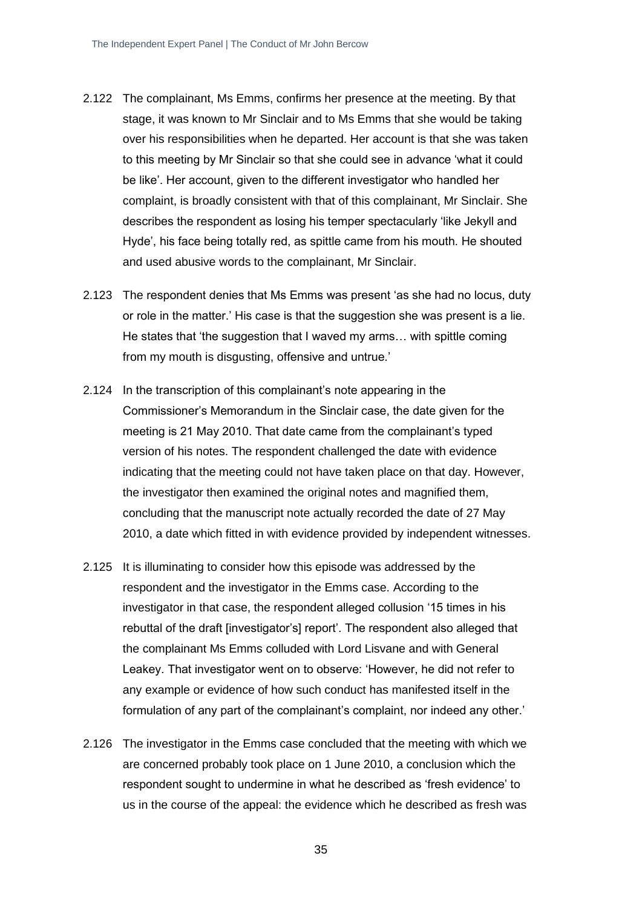2.122 The complainant, Ms Emms, confirms her presence at the meeting. By that stage, it was known to Mr Sinclair and to Ms Emms that she would be taking over his responsibilities when he departed. Her account is that she was taken to this meeting by Mr Sinclair so that she could see in advance 'what it could be like'. Her account, given to the different investigator who handled her complaint, is broadly consistent with that of this complainant, Mr Sinclair. She describes the respondent as losing his temper spectacularly 'like Jekyll and Hyde', his face being totally red, as spittle came from his mouth. He shouted and used abusive words to the complainant, Mr Sinclair.

2.123 The respondent denies that Ms Emms was present 'as she had no locus, duty or role in the matter.' His case is that the suggestion she was present is a lie. He states that 'the suggestion that I waved my arms… with spittle coming from my mouth is disgusting, offensive and untrue.'

2.124 In the transcription of this complainant's note appearing in the Commissioner's Memorandum in the Sinclair case, the date given for the meeting is 21 May 2010. That date came from the complainant's typed version of his notes. The respondent challenged the date with evidence indicating that the meeting could not have taken place on that day. However, the investigator then examined the original notes and magnified them, concluding that the manuscript note actually recorded the date of 27 May 2010, a date which fitted in with evidence provided by independent witnesses.

2.125 It is illuminating to consider how this episode was addressed by the respondent and the investigator in the Emms case. According to the investigator in that case, the respondent alleged collusion '15 times in his rebuttal of the draft [investigator's] report'. The respondent also alleged that the complainant Ms Emms colluded with Lord Lisvane and with General Leakey. That investigator went on to observe: 'However, he did not refer to any example or evidence of how such conduct has manifested itself in the formulation of any part of the complainant's complaint, nor indeed any other.'

2.126 The investigator in the Emms case concluded that the meeting with which we are concerned probably took place on 1 June 2010, a conclusion which the respondent sought to undermine in what he described as 'fresh evidence' to us in the course of the appeal: the evidence which he described as fresh was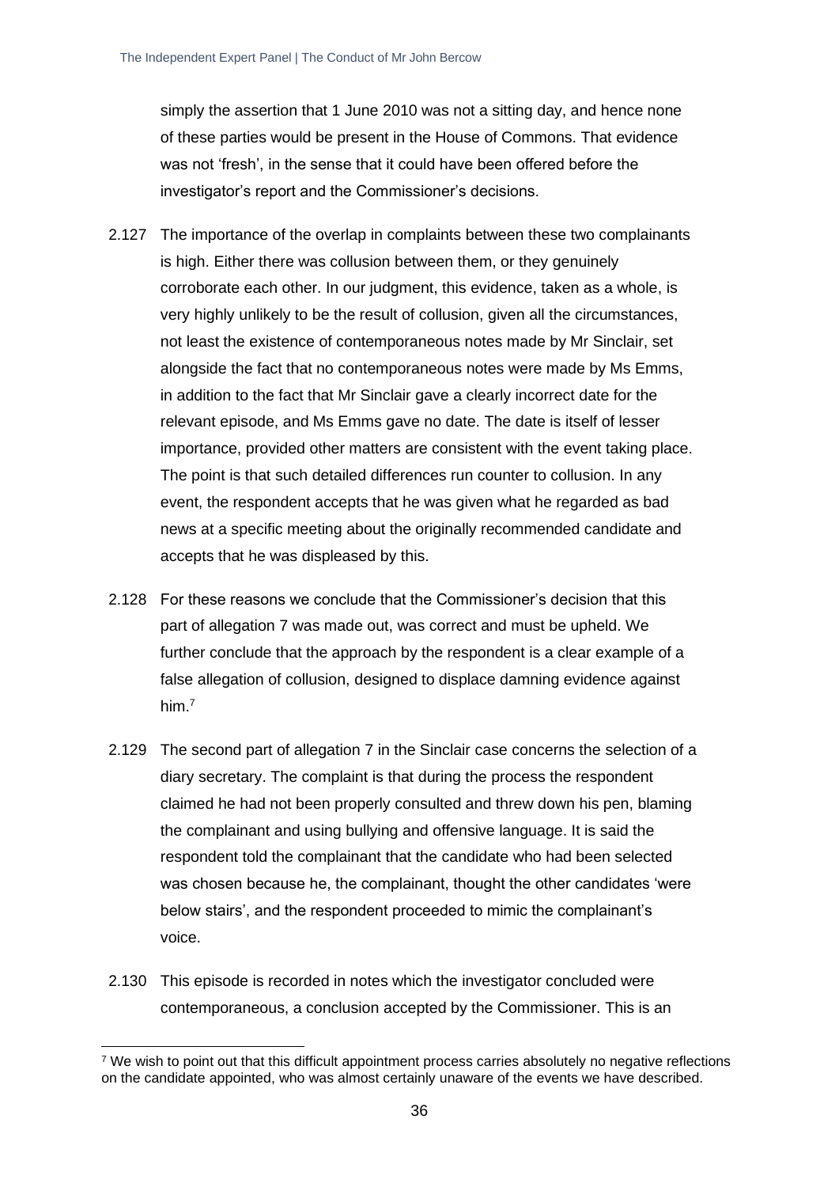simply the assertion that 1 June 2010 was not a sitting day, and hence none of these parties would be present in the House of Commons. That evidence was not 'fresh', in the sense that it could have been offered before the investigator's report and the Commissioner's decisions.

2.127 The importance of the overlap in complaints between these two complainants is high. Either there was collusion between them, or they genuinely corroborate each other. In our judgment, this evidence, taken as a whole, is very highly unlikely to be the result of collusion, given all the circumstances, not least the existence of contemporaneous notes made by Mr Sinclair, set alongside the fact that no contemporaneous notes were made by Ms Emms, in addition to the fact that Mr Sinclair gave a clearly incorrect date for the relevant episode, and Ms Emms gave no date. The date is itself of lesser importance, provided other matters are consistent with the event taking place. The point is that such detailed differences run counter to collusion. In any event, the respondent accepts that he was given what he regarded as bad news at a specific meeting about the originally recommended candidate and accepts that he was displeased by this.

2.128 For these reasons we conclude that the Commissioner's decision that this part of allegation 7 was made out, was correct and must be upheld. We further conclude that the approach by the respondent is a clear example of a false allegation of collusion, designed to displace damning evidence against him.[7]

2.129 The second part of allegation 7 in the Sinclair case concerns the selection of a diary secretary. The complaint is that during the process the respondent claimed he had not been properly consulted and threw down his pen, blaming the complainant and using bullying and offensive language. It is said the respondent told the complainant that the candidate who had been selected was chosen because he, the complainant, thought the other candidates 'were below stairs', and the respondent proceeded to mimic the complainant's voice.

2.130 This episode is recorded in notes which the investigator concluded were contemporaneous, a conclusion accepted by the Commissioner. This is an

[7] We wish to point out that this difficult appointment process carries absolutely no negative reflections on the candidate appointed, who was almost certainly unaware of the events we have described.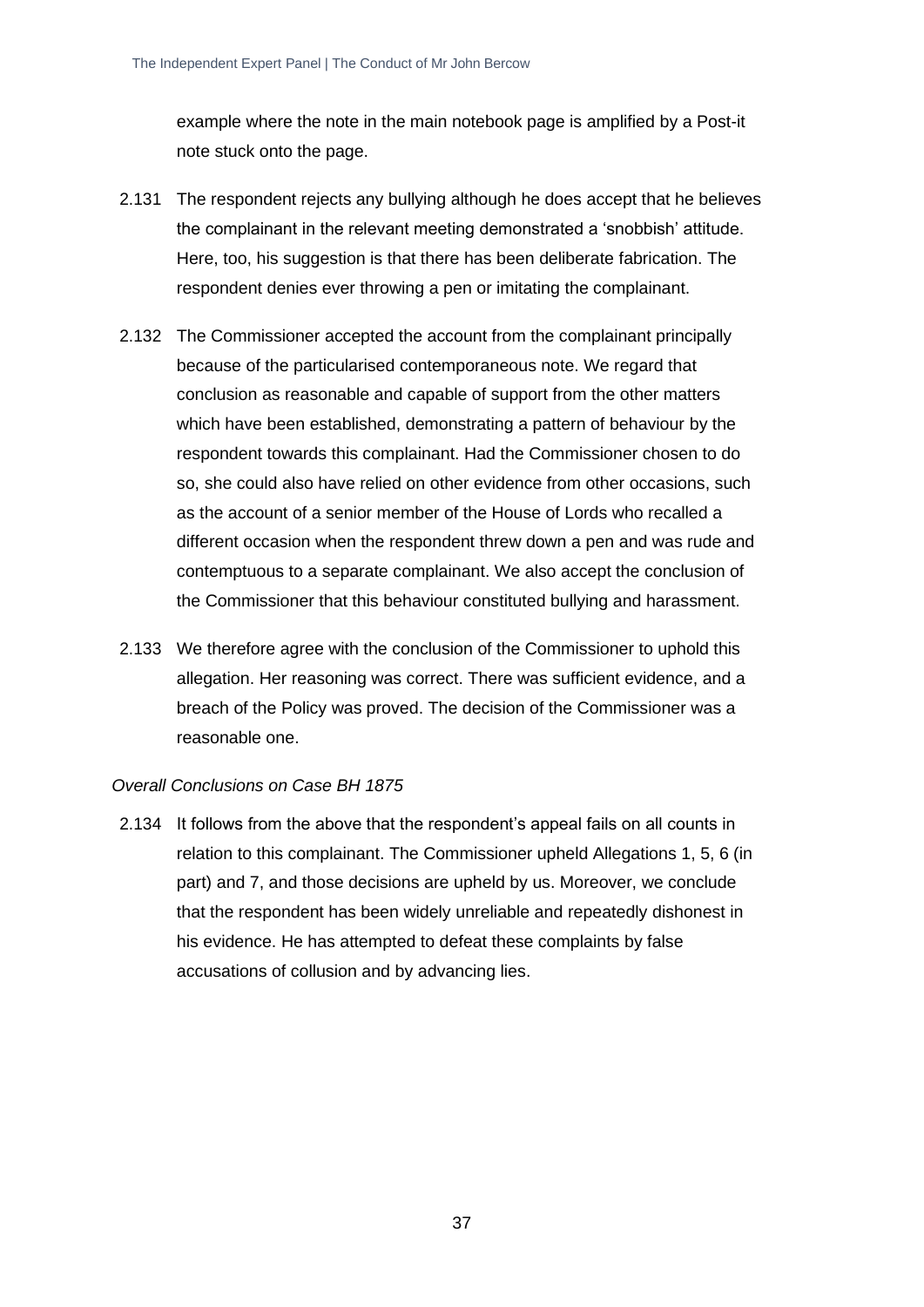example where the note in the main notebook page is amplified by a Post-it note stuck onto the page.

2.131 The respondent rejects any bullying although he does accept that he believes the complainant in the relevant meeting demonstrated a 'snobbish' attitude. Here, too, his suggestion is that there has been deliberate fabrication. The respondent denies ever throwing a pen or imitating the complainant.

2.132 The Commissioner accepted the account from the complainant principally because of the particularised contemporaneous note. We regard that conclusion as reasonable and capable of support from the other matters which have been established, demonstrating a pattern of behaviour by the respondent towards this complainant. Had the Commissioner chosen to do so, she could also have relied on other evidence from other occasions, such as the account of a senior member of the House of Lords who recalled a different occasion when the respondent threw down a pen and was rude and contemptuous to a separate complainant. We also accept the conclusion of the Commissioner that this behaviour constituted bullying and harassment.

2.133 We therefore agree with the conclusion of the Commissioner to uphold this allegation. Her reasoning was correct. There was sufficient evidence, and a breach of the Policy was proved. The decision of the Commissioner was a reasonable one.

*Overall Conclusions on Case BH 1875*

2.134 It follows from the above that the respondent's appeal fails on all counts in relation to this complainant. The Commissioner upheld Allegations 1, 5, 6 (in part) and 7, and those decisions are upheld by us. Moreover, we conclude that the respondent has been widely unreliable and repeatedly dishonest in his evidence. He has attempted to defeat these complaints by false accusations of collusion and by advancing lies.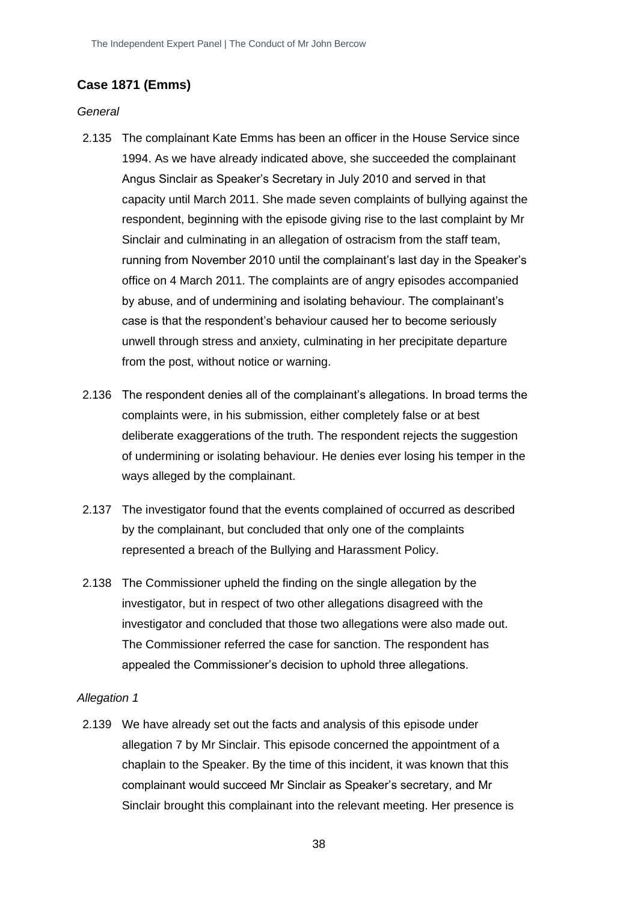## Case 1871 (Emms)

*General*

2.135 The complainant Kate Emms has been an officer in the House Service since 1994. As we have already indicated above, she succeeded the complainant Angus Sinclair as Speaker's Secretary in July 2010 and served in that capacity until March 2011. She made seven complaints of bullying against the respondent, beginning with the episode giving rise to the last complaint by Mr Sinclair and culminating in an allegation of ostracism from the staff team, running from November 2010 until the complainant's last day in the Speaker's office on 4 March 2011. The complaints are of angry episodes accompanied by abuse, and of undermining and isolating behaviour. The complainant's case is that the respondent's behaviour caused her to become seriously unwell through stress and anxiety, culminating in her precipitate departure from the post, without notice or warning.

2.136 The respondent denies all of the complainant's allegations. In broad terms the complaints were, in his submission, either completely false or at best deliberate exaggerations of the truth. The respondent rejects the suggestion of undermining or isolating behaviour. He denies ever losing his temper in the ways alleged by the complainant.

2.137 The investigator found that the events complained of occurred as described by the complainant, but concluded that only one of the complaints represented a breach of the Bullying and Harassment Policy.

2.138 The Commissioner upheld the finding on the single allegation by the investigator, but in respect of two other allegations disagreed with the investigator and concluded that those two allegations were also made out. The Commissioner referred the case for sanction. The respondent has appealed the Commissioner's decision to uphold three allegations.

*Allegation 1*

2.139 We have already set out the facts and analysis of this episode under allegation 7 by Mr Sinclair. This episode concerned the appointment of a chaplain to the Speaker. By the time of this incident, it was known that this complainant would succeed Mr Sinclair as Speaker's secretary, and Mr Sinclair brought this complainant into the relevant meeting. Her presence is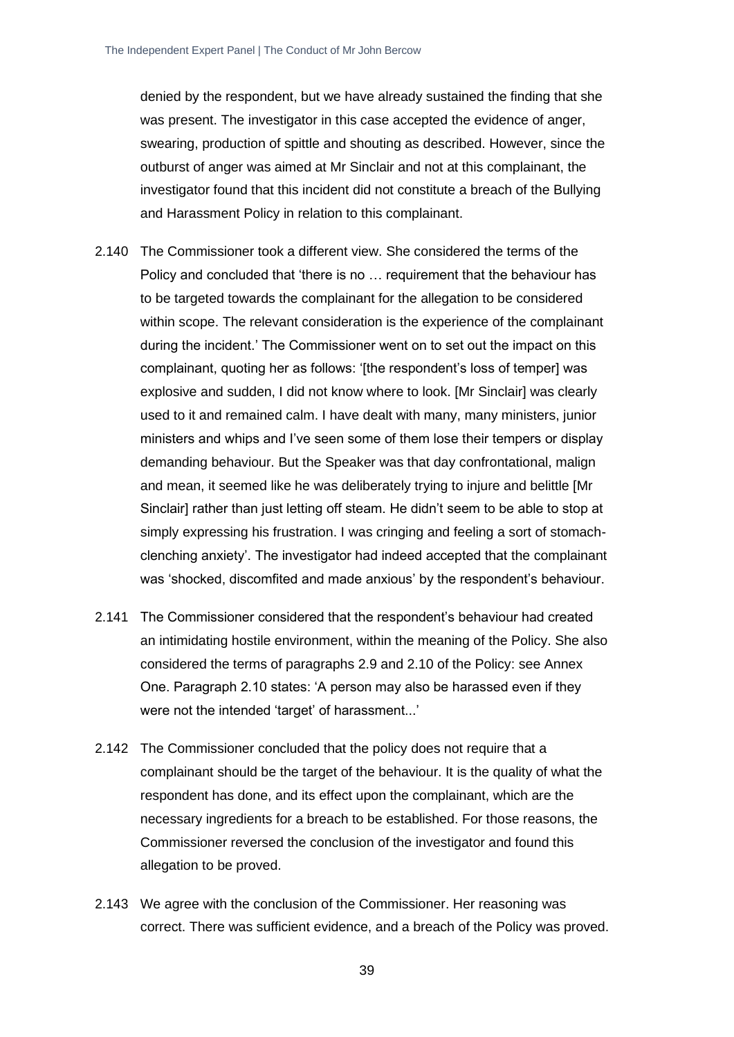denied by the respondent, but we have already sustained the finding that she was present. The investigator in this case accepted the evidence of anger, swearing, production of spittle and shouting as described. However, since the outburst of anger was aimed at Mr Sinclair and not at this complainant, the investigator found that this incident did not constitute a breach of the Bullying and Harassment Policy in relation to this complainant.

2.140 The Commissioner took a different view. She considered the terms of the Policy and concluded that 'there is no … requirement that the behaviour has to be targeted towards the complainant for the allegation to be considered within scope. The relevant consideration is the experience of the complainant during the incident.' The Commissioner went on to set out the impact on this complainant, quoting her as follows: '[the respondent's loss of temper] was explosive and sudden, I did not know where to look. [Mr Sinclair] was clearly used to it and remained calm. I have dealt with many, many ministers, junior ministers and whips and I've seen some of them lose their tempers or display demanding behaviour. But the Speaker was that day confrontational, malign and mean, it seemed like he was deliberately trying to injure and belittle [Mr Sinclair] rather than just letting off steam. He didn't seem to be able to stop at simply expressing his frustration. I was cringing and feeling a sort of stomach-clenching anxiety'. The investigator had indeed accepted that the complainant was 'shocked, discomfited and made anxious' by the respondent's behaviour.

2.141 The Commissioner considered that the respondent's behaviour had created an intimidating hostile environment, within the meaning of the Policy. She also considered the terms of paragraphs 2.9 and 2.10 of the Policy: see Annex One. Paragraph 2.10 states: 'A person may also be harassed even if they were not the intended 'target' of harassment...'

2.142 The Commissioner concluded that the policy does not require that a complainant should be the target of the behaviour. It is the quality of what the respondent has done, and its effect upon the complainant, which are the necessary ingredients for a breach to be established. For those reasons, the Commissioner reversed the conclusion of the investigator and found this allegation to be proved.

2.143 We agree with the conclusion of the Commissioner. Her reasoning was correct. There was sufficient evidence, and a breach of the Policy was proved.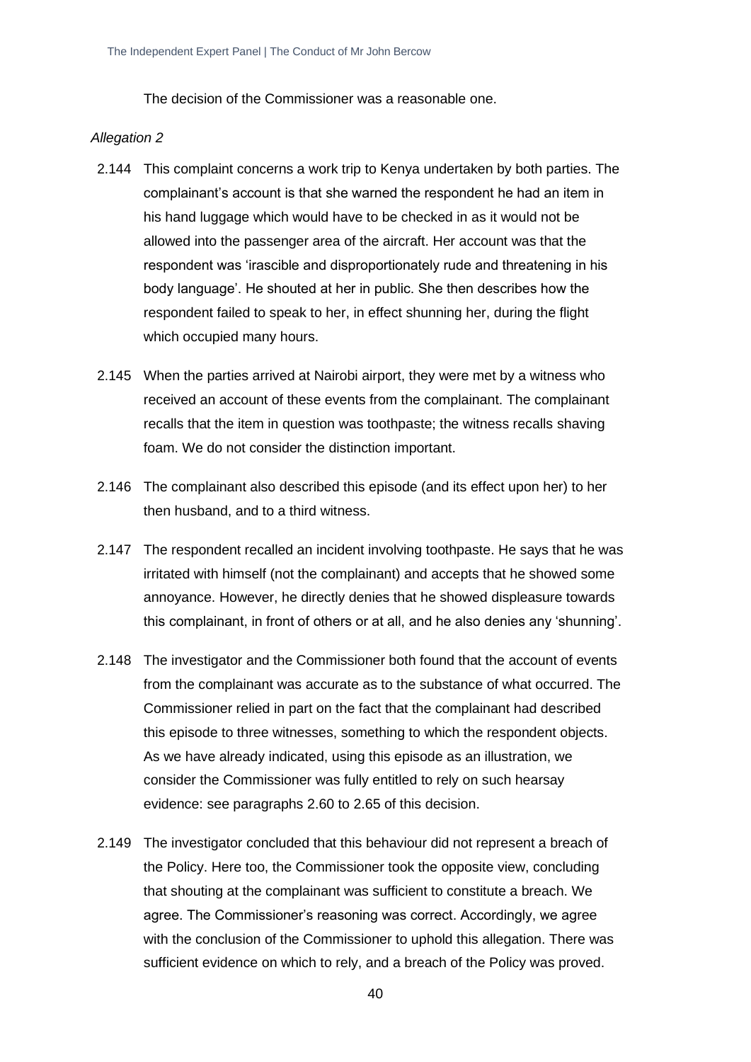The decision of the Commissioner was a reasonable one.

*Allegation 2*

2.144 This complaint concerns a work trip to Kenya undertaken by both parties. The complainant's account is that she warned the respondent he had an item in his hand luggage which would have to be checked in as it would not be allowed into the passenger area of the aircraft. Her account was that the respondent was 'irascible and disproportionately rude and threatening in his body language'. He shouted at her in public. She then describes how the respondent failed to speak to her, in effect shunning her, during the flight which occupied many hours.

2.145 When the parties arrived at Nairobi airport, they were met by a witness who received an account of these events from the complainant. The complainant recalls that the item in question was toothpaste; the witness recalls shaving foam. We do not consider the distinction important.

2.146 The complainant also described this episode (and its effect upon her) to her then husband, and to a third witness.

2.147 The respondent recalled an incident involving toothpaste. He says that he was irritated with himself (not the complainant) and accepts that he showed some annoyance. However, he directly denies that he showed displeasure towards this complainant, in front of others or at all, and he also denies any 'shunning'.

2.148 The investigator and the Commissioner both found that the account of events from the complainant was accurate as to the substance of what occurred. The Commissioner relied in part on the fact that the complainant had described this episode to three witnesses, something to which the respondent objects. As we have already indicated, using this episode as an illustration, we consider the Commissioner was fully entitled to rely on such hearsay evidence: see paragraphs 2.60 to 2.65 of this decision.

2.149 The investigator concluded that this behaviour did not represent a breach of the Policy. Here too, the Commissioner took the opposite view, concluding that shouting at the complainant was sufficient to constitute a breach. We agree. The Commissioner's reasoning was correct. Accordingly, we agree with the conclusion of the Commissioner to uphold this allegation. There was sufficient evidence on which to rely, and a breach of the Policy was proved.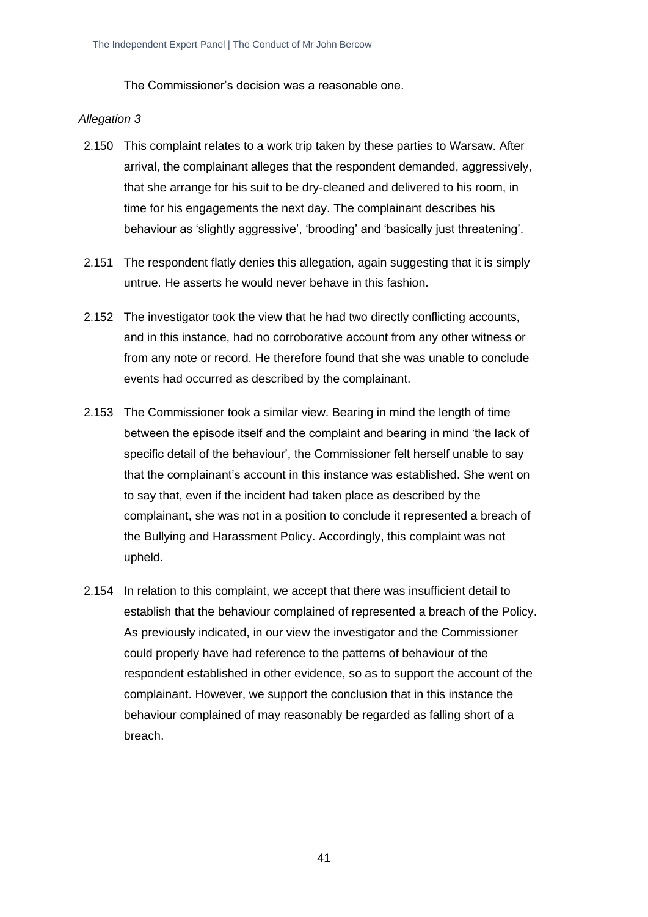The Commissioner's decision was a reasonable one.

*Allegation 3*

2.150 This complaint relates to a work trip taken by these parties to Warsaw. After arrival, the complainant alleges that the respondent demanded, aggressively, that she arrange for his suit to be dry-cleaned and delivered to his room, in time for his engagements the next day. The complainant describes his behaviour as 'slightly aggressive', 'brooding' and 'basically just threatening'.

2.151 The respondent flatly denies this allegation, again suggesting that it is simply untrue. He asserts he would never behave in this fashion.

2.152 The investigator took the view that he had two directly conflicting accounts, and in this instance, had no corroborative account from any other witness or from any note or record. He therefore found that she was unable to conclude events had occurred as described by the complainant.

2.153 The Commissioner took a similar view. Bearing in mind the length of time between the episode itself and the complaint and bearing in mind 'the lack of specific detail of the behaviour', the Commissioner felt herself unable to say that the complainant's account in this instance was established. She went on to say that, even if the incident had taken place as described by the complainant, she was not in a position to conclude it represented a breach of the Bullying and Harassment Policy. Accordingly, this complaint was not upheld.

2.154 In relation to this complaint, we accept that there was insufficient detail to establish that the behaviour complained of represented a breach of the Policy. As previously indicated, in our view the investigator and the Commissioner could properly have had reference to the patterns of behaviour of the respondent established in other evidence, so as to support the account of the complainant. However, we support the conclusion that in this instance the behaviour complained of may reasonably be regarded as falling short of a breach.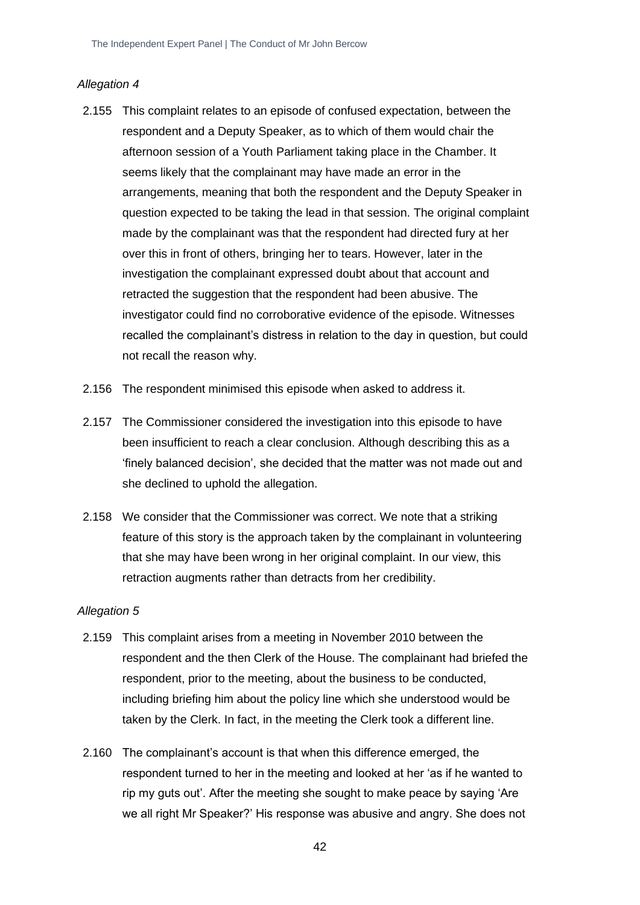*Allegation 4*

2.155 This complaint relates to an episode of confused expectation, between the respondent and a Deputy Speaker, as to which of them would chair the afternoon session of a Youth Parliament taking place in the Chamber. It seems likely that the complainant may have made an error in the arrangements, meaning that both the respondent and the Deputy Speaker in question expected to be taking the lead in that session. The original complaint made by the complainant was that the respondent had directed fury at her over this in front of others, bringing her to tears. However, later in the investigation the complainant expressed doubt about that account and retracted the suggestion that the respondent had been abusive. The investigator could find no corroborative evidence of the episode. Witnesses recalled the complainant's distress in relation to the day in question, but could not recall the reason why.

2.156 The respondent minimised this episode when asked to address it.

2.157 The Commissioner considered the investigation into this episode to have been insufficient to reach a clear conclusion. Although describing this as a 'finely balanced decision', she decided that the matter was not made out and she declined to uphold the allegation.

2.158 We consider that the Commissioner was correct. We note that a striking feature of this story is the approach taken by the complainant in volunteering that she may have been wrong in her original complaint. In our view, this retraction augments rather than detracts from her credibility.

*Allegation 5*

2.159 This complaint arises from a meeting in November 2010 between the respondent and the then Clerk of the House. The complainant had briefed the respondent, prior to the meeting, about the business to be conducted, including briefing him about the policy line which she understood would be taken by the Clerk. In fact, in the meeting the Clerk took a different line.

2.160 The complainant's account is that when this difference emerged, the respondent turned to her in the meeting and looked at her 'as if he wanted to rip my guts out'. After the meeting she sought to make peace by saying 'Are we all right Mr Speaker?' His response was abusive and angry. She does not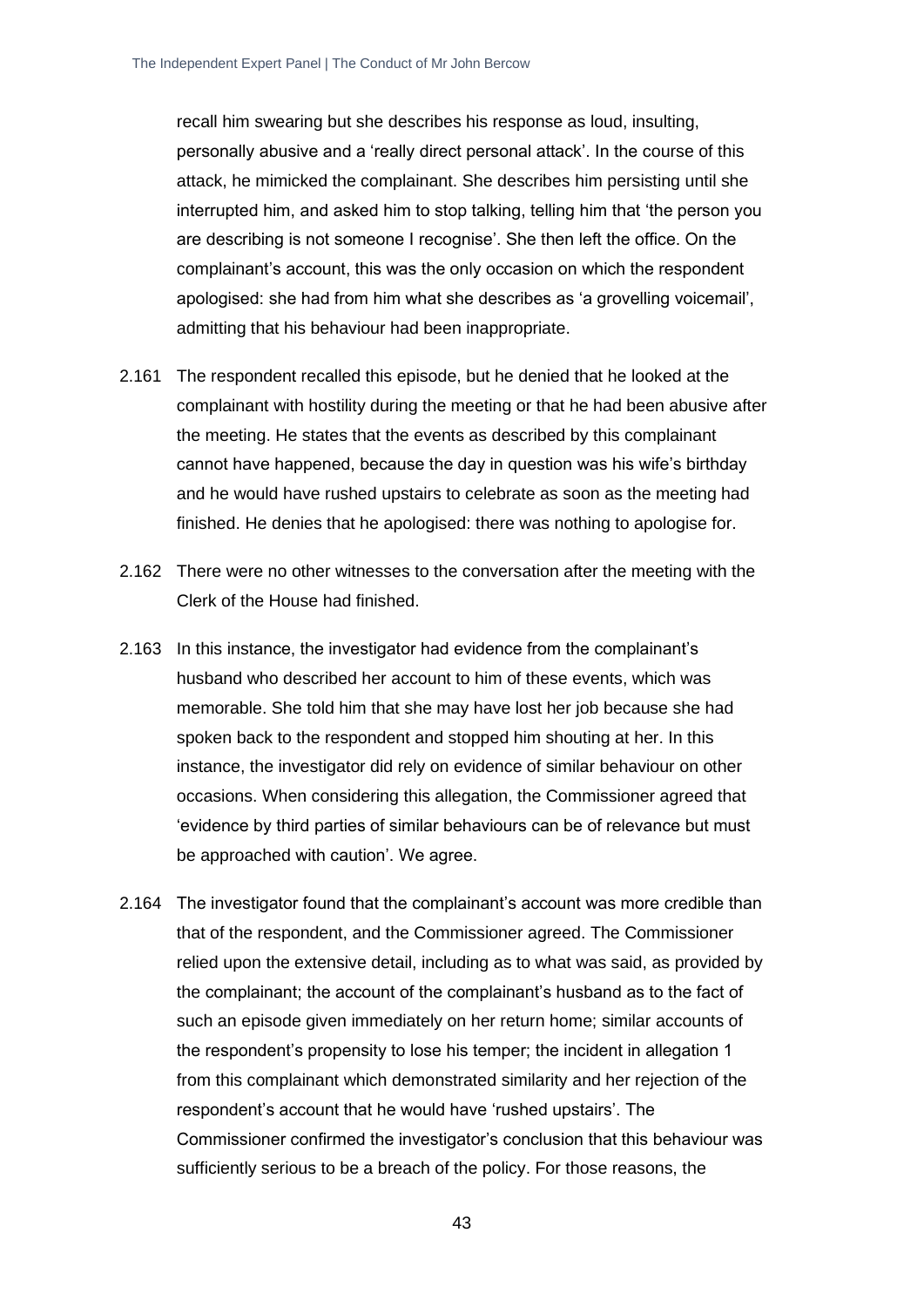recall him swearing but she describes his response as loud, insulting, personally abusive and a 'really direct personal attack'. In the course of this attack, he mimicked the complainant. She describes him persisting until she interrupted him, and asked him to stop talking, telling him that 'the person you are describing is not someone I recognise'. She then left the office. On the complainant's account, this was the only occasion on which the respondent apologised: she had from him what she describes as 'a grovelling voicemail', admitting that his behaviour had been inappropriate.

2.161 The respondent recalled this episode, but he denied that he looked at the complainant with hostility during the meeting or that he had been abusive after the meeting. He states that the events as described by this complainant cannot have happened, because the day in question was his wife's birthday and he would have rushed upstairs to celebrate as soon as the meeting had finished. He denies that he apologised: there was nothing to apologise for.

2.162 There were no other witnesses to the conversation after the meeting with the Clerk of the House had finished.

2.163 In this instance, the investigator had evidence from the complainant's husband who described her account to him of these events, which was memorable. She told him that she may have lost her job because she had spoken back to the respondent and stopped him shouting at her. In this instance, the investigator did rely on evidence of similar behaviour on other occasions. When considering this allegation, the Commissioner agreed that 'evidence by third parties of similar behaviours can be of relevance but must be approached with caution'. We agree.

2.164 The investigator found that the complainant's account was more credible than that of the respondent, and the Commissioner agreed. The Commissioner relied upon the extensive detail, including as to what was said, as provided by the complainant; the account of the complainant's husband as to the fact of such an episode given immediately on her return home; similar accounts of the respondent's propensity to lose his temper; the incident in allegation 1 from this complainant which demonstrated similarity and her rejection of the respondent's account that he would have 'rushed upstairs'. The Commissioner confirmed the investigator's conclusion that this behaviour was sufficiently serious to be a breach of the policy. For those reasons, the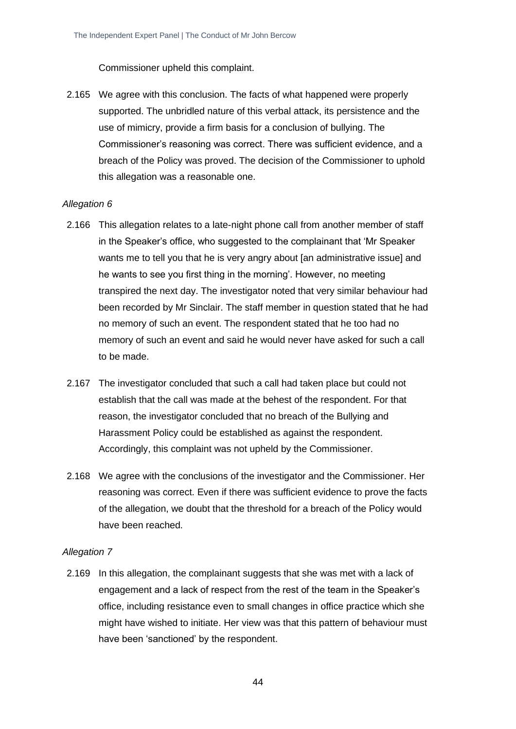Commissioner upheld this complaint.

2.165 We agree with this conclusion. The facts of what happened were properly supported. The unbridled nature of this verbal attack, its persistence and the use of mimicry, provide a firm basis for a conclusion of bullying. The Commissioner's reasoning was correct. There was sufficient evidence, and a breach of the Policy was proved. The decision of the Commissioner to uphold this allegation was a reasonable one.

*Allegation 6*

2.166 This allegation relates to a late-night phone call from another member of staff in the Speaker's office, who suggested to the complainant that 'Mr Speaker wants me to tell you that he is very angry about [an administrative issue] and he wants to see you first thing in the morning'. However, no meeting transpired the next day. The investigator noted that very similar behaviour had been recorded by Mr Sinclair. The staff member in question stated that he had no memory of such an event. The respondent stated that he too had no memory of such an event and said he would never have asked for such a call to be made.

2.167 The investigator concluded that such a call had taken place but could not establish that the call was made at the behest of the respondent. For that reason, the investigator concluded that no breach of the Bullying and Harassment Policy could be established as against the respondent. Accordingly, this complaint was not upheld by the Commissioner.

2.168 We agree with the conclusions of the investigator and the Commissioner. Her reasoning was correct. Even if there was sufficient evidence to prove the facts of the allegation, we doubt that the threshold for a breach of the Policy would have been reached.

*Allegation 7*

2.169 In this allegation, the complainant suggests that she was met with a lack of engagement and a lack of respect from the rest of the team in the Speaker's office, including resistance even to small changes in office practice which she might have wished to initiate. Her view was that this pattern of behaviour must have been 'sanctioned' by the respondent.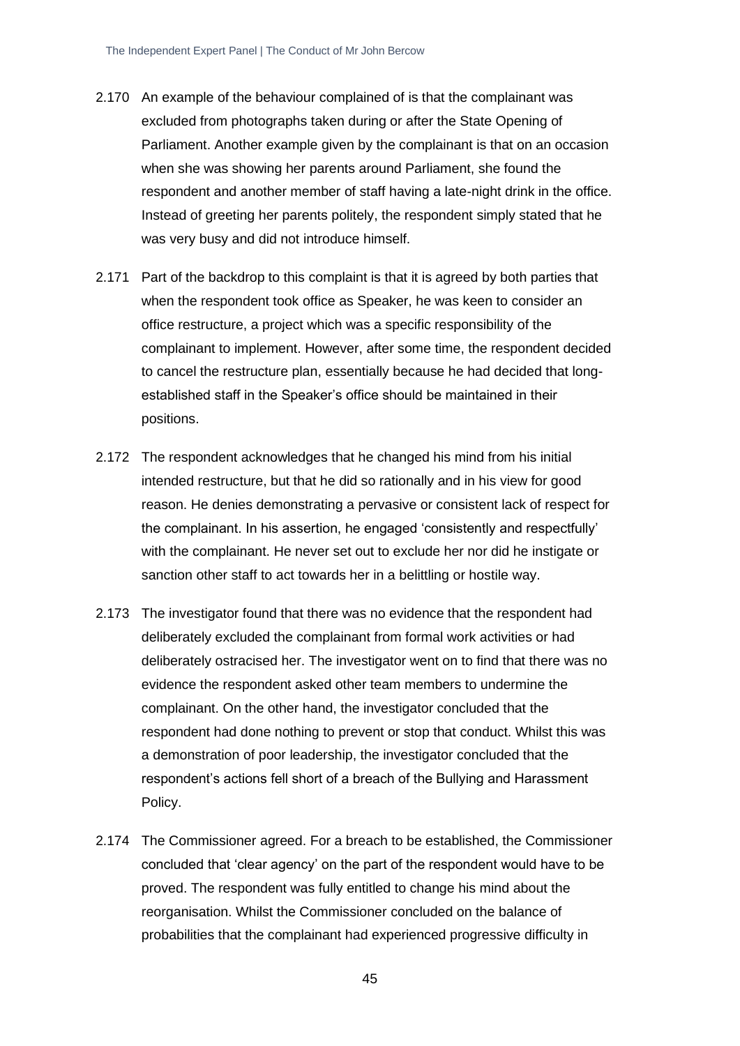2.170 An example of the behaviour complained of is that the complainant was excluded from photographs taken during or after the State Opening of Parliament. Another example given by the complainant is that on an occasion when she was showing her parents around Parliament, she found the respondent and another member of staff having a late-night drink in the office. Instead of greeting her parents politely, the respondent simply stated that he was very busy and did not introduce himself.

2.171 Part of the backdrop to this complaint is that it is agreed by both parties that when the respondent took office as Speaker, he was keen to consider an office restructure, a project which was a specific responsibility of the complainant to implement. However, after some time, the respondent decided to cancel the restructure plan, essentially because he had decided that long-established staff in the Speaker's office should be maintained in their positions.

2.172 The respondent acknowledges that he changed his mind from his initial intended restructure, but that he did so rationally and in his view for good reason. He denies demonstrating a pervasive or consistent lack of respect for the complainant. In his assertion, he engaged 'consistently and respectfully' with the complainant. He never set out to exclude her nor did he instigate or sanction other staff to act towards her in a belittling or hostile way.

2.173 The investigator found that there was no evidence that the respondent had deliberately excluded the complainant from formal work activities or had deliberately ostracised her. The investigator went on to find that there was no evidence the respondent asked other team members to undermine the complainant. On the other hand, the investigator concluded that the respondent had done nothing to prevent or stop that conduct. Whilst this was a demonstration of poor leadership, the investigator concluded that the respondent's actions fell short of a breach of the Bullying and Harassment Policy.

2.174 The Commissioner agreed. For a breach to be established, the Commissioner concluded that 'clear agency' on the part of the respondent would have to be proved. The respondent was fully entitled to change his mind about the reorganisation. Whilst the Commissioner concluded on the balance of probabilities that the complainant had experienced progressive difficulty in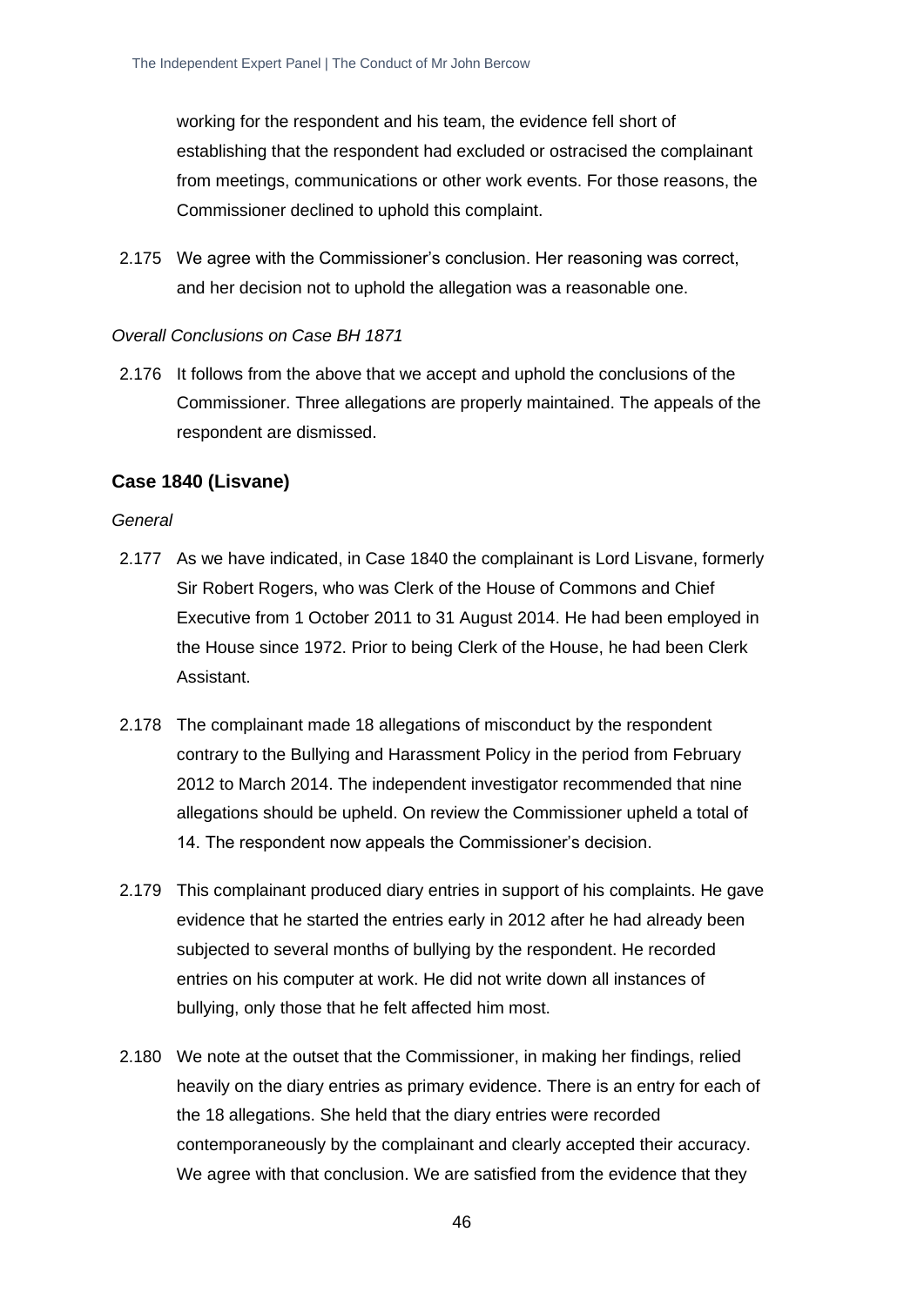working for the respondent and his team, the evidence fell short of establishing that the respondent had excluded or ostracised the complainant from meetings, communications or other work events. For those reasons, the Commissioner declined to uphold this complaint.

2.175 We agree with the Commissioner's conclusion. Her reasoning was correct, and her decision not to uphold the allegation was a reasonable one.

*Overall Conclusions on Case BH 1871*

2.176 It follows from the above that we accept and uphold the conclusions of the Commissioner. Three allegations are properly maintained. The appeals of the respondent are dismissed.

### Case 1840 (Lisvane)

*General*

2.177 As we have indicated, in Case 1840 the complainant is Lord Lisvane, formerly Sir Robert Rogers, who was Clerk of the House of Commons and Chief Executive from 1 October 2011 to 31 August 2014. He had been employed in the House since 1972. Prior to being Clerk of the House, he had been Clerk Assistant.

2.178 The complainant made 18 allegations of misconduct by the respondent contrary to the Bullying and Harassment Policy in the period from February 2012 to March 2014. The independent investigator recommended that nine allegations should be upheld. On review the Commissioner upheld a total of 14. The respondent now appeals the Commissioner's decision.

2.179 This complainant produced diary entries in support of his complaints. He gave evidence that he started the entries early in 2012 after he had already been subjected to several months of bullying by the respondent. He recorded entries on his computer at work. He did not write down all instances of bullying, only those that he felt affected him most.

2.180 We note at the outset that the Commissioner, in making her findings, relied heavily on the diary entries as primary evidence. There is an entry for each of the 18 allegations. She held that the diary entries were recorded contemporaneously by the complainant and clearly accepted their accuracy. We agree with that conclusion. We are satisfied from the evidence that they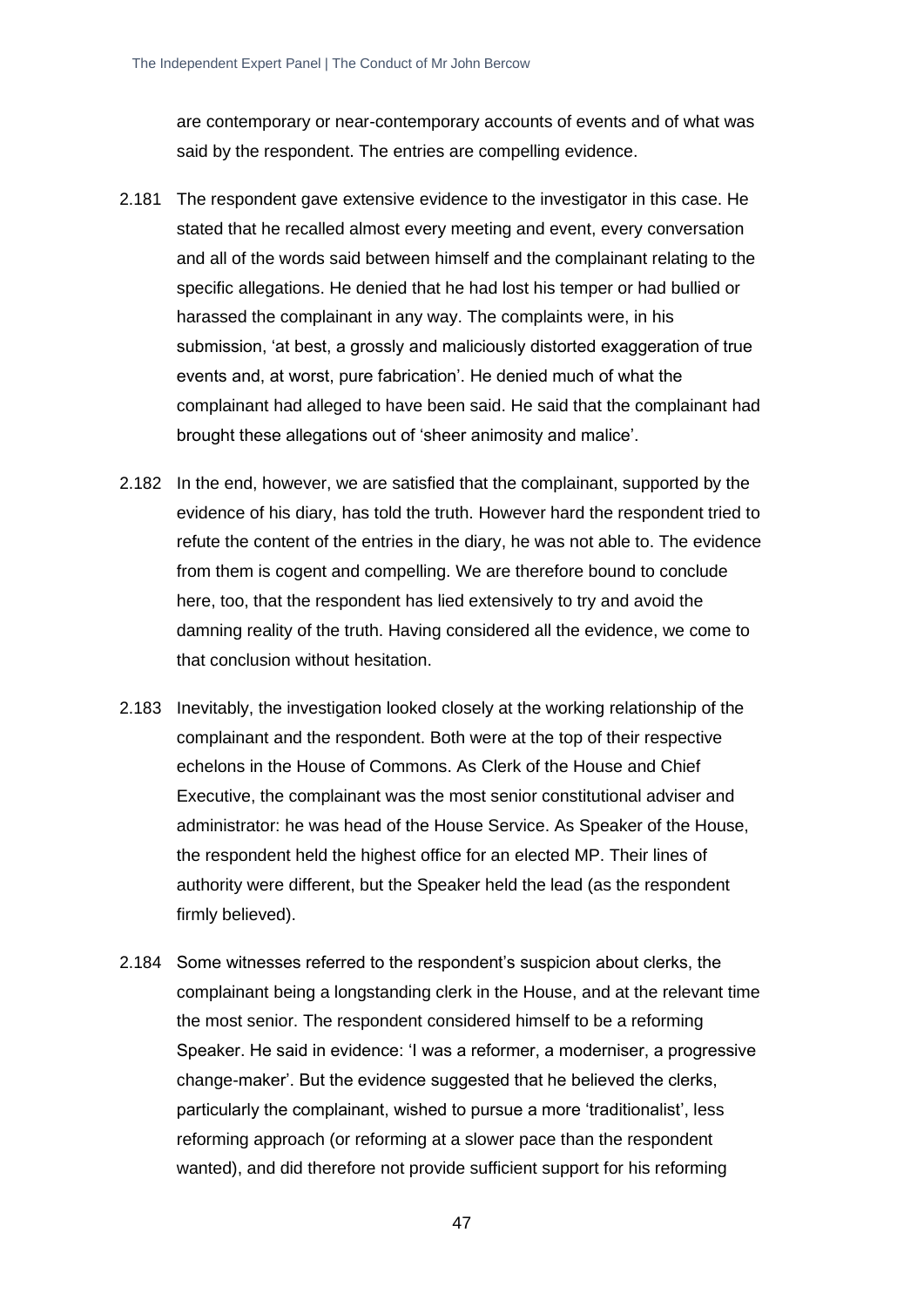are contemporary or near-contemporary accounts of events and of what was said by the respondent. The entries are compelling evidence.

2.181 The respondent gave extensive evidence to the investigator in this case. He stated that he recalled almost every meeting and event, every conversation and all of the words said between himself and the complainant relating to the specific allegations. He denied that he had lost his temper or had bullied or harassed the complainant in any way. The complaints were, in his submission, 'at best, a grossly and maliciously distorted exaggeration of true events and, at worst, pure fabrication'. He denied much of what the complainant had alleged to have been said. He said that the complainant had brought these allegations out of 'sheer animosity and malice'.

2.182 In the end, however, we are satisfied that the complainant, supported by the evidence of his diary, has told the truth. However hard the respondent tried to refute the content of the entries in the diary, he was not able to. The evidence from them is cogent and compelling. We are therefore bound to conclude here, too, that the respondent has lied extensively to try and avoid the damning reality of the truth. Having considered all the evidence, we come to that conclusion without hesitation.

2.183 Inevitably, the investigation looked closely at the working relationship of the complainant and the respondent. Both were at the top of their respective echelons in the House of Commons. As Clerk of the House and Chief Executive, the complainant was the most senior constitutional adviser and administrator: he was head of the House Service. As Speaker of the House, the respondent held the highest office for an elected MP. Their lines of authority were different, but the Speaker held the lead (as the respondent firmly believed).

2.184 Some witnesses referred to the respondent's suspicion about clerks, the complainant being a longstanding clerk in the House, and at the relevant time the most senior. The respondent considered himself to be a reforming Speaker. He said in evidence: 'I was a reformer, a moderniser, a progressive change-maker'. But the evidence suggested that he believed the clerks, particularly the complainant, wished to pursue a more 'traditionalist', less reforming approach (or reforming at a slower pace than the respondent wanted), and did therefore not provide sufficient support for his reforming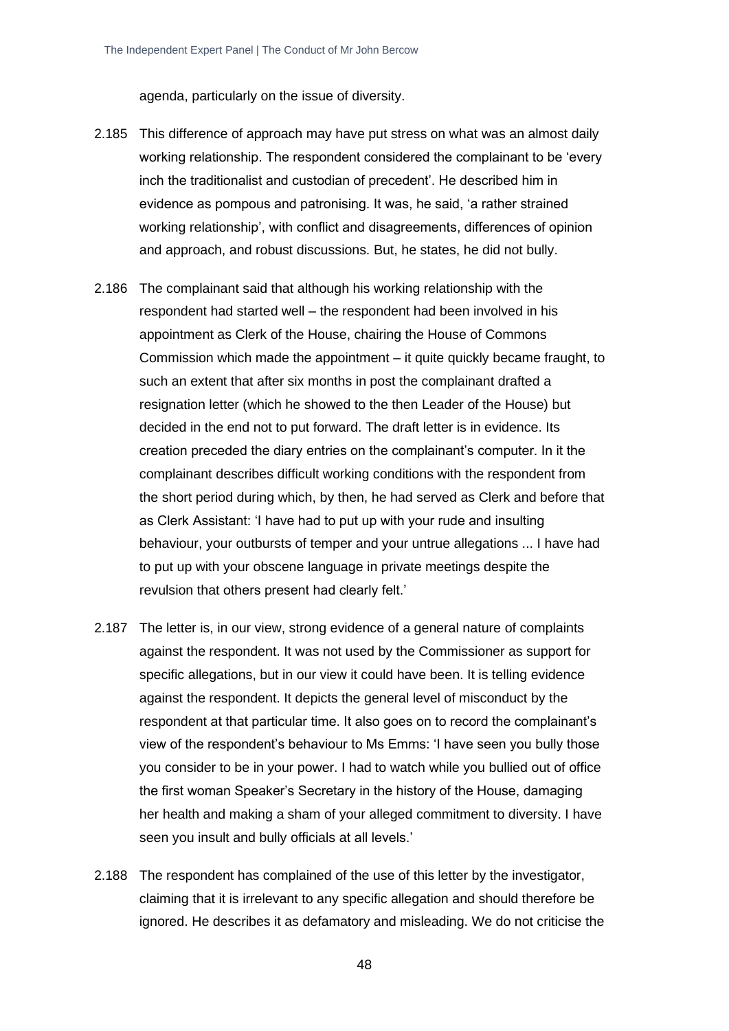agenda, particularly on the issue of diversity.

2.185 This difference of approach may have put stress on what was an almost daily working relationship. The respondent considered the complainant to be 'every inch the traditionalist and custodian of precedent'. He described him in evidence as pompous and patronising. It was, he said, 'a rather strained working relationship', with conflict and disagreements, differences of opinion and approach, and robust discussions. But, he states, he did not bully.

2.186 The complainant said that although his working relationship with the respondent had started well – the respondent had been involved in his appointment as Clerk of the House, chairing the House of Commons Commission which made the appointment – it quite quickly became fraught, to such an extent that after six months in post the complainant drafted a resignation letter (which he showed to the then Leader of the House) but decided in the end not to put forward. The draft letter is in evidence. Its creation preceded the diary entries on the complainant's computer. In it the complainant describes difficult working conditions with the respondent from the short period during which, by then, he had served as Clerk and before that as Clerk Assistant: 'I have had to put up with your rude and insulting behaviour, your outbursts of temper and your untrue allegations ... I have had to put up with your obscene language in private meetings despite the revulsion that others present had clearly felt.'

2.187 The letter is, in our view, strong evidence of a general nature of complaints against the respondent. It was not used by the Commissioner as support for specific allegations, but in our view it could have been. It is telling evidence against the respondent. It depicts the general level of misconduct by the respondent at that particular time. It also goes on to record the complainant's view of the respondent's behaviour to Ms Emms: 'I have seen you bully those you consider to be in your power. I had to watch while you bullied out of office the first woman Speaker's Secretary in the history of the House, damaging her health and making a sham of your alleged commitment to diversity. I have seen you insult and bully officials at all levels.'

2.188 The respondent has complained of the use of this letter by the investigator, claiming that it is irrelevant to any specific allegation and should therefore be ignored. He describes it as defamatory and misleading. We do not criticise the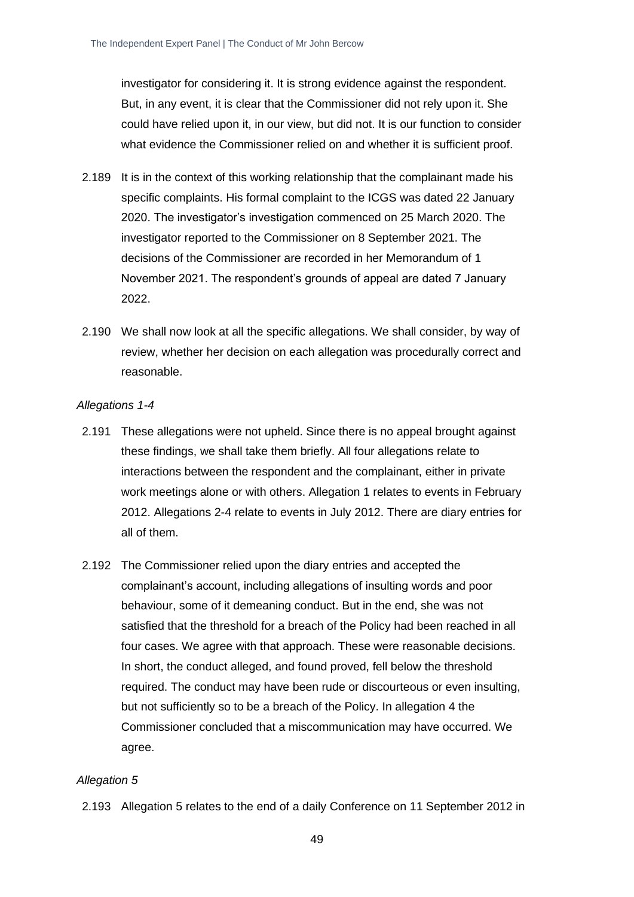investigator for considering it. It is strong evidence against the respondent. But, in any event, it is clear that the Commissioner did not rely upon it. She could have relied upon it, in our view, but did not. It is our function to consider what evidence the Commissioner relied on and whether it is sufficient proof.

2.189 It is in the context of this working relationship that the complainant made his specific complaints. His formal complaint to the ICGS was dated 22 January 2020. The investigator's investigation commenced on 25 March 2020. The investigator reported to the Commissioner on 8 September 2021. The decisions of the Commissioner are recorded in her Memorandum of 1 November 2021. The respondent's grounds of appeal are dated 7 January 2022.

2.190 We shall now look at all the specific allegations. We shall consider, by way of review, whether her decision on each allegation was procedurally correct and reasonable.

*Allegations 1-4*

2.191 These allegations were not upheld. Since there is no appeal brought against these findings, we shall take them briefly. All four allegations relate to interactions between the respondent and the complainant, either in private work meetings alone or with others. Allegation 1 relates to events in February 2012. Allegations 2-4 relate to events in July 2012. There are diary entries for all of them.

2.192 The Commissioner relied upon the diary entries and accepted the complainant's account, including allegations of insulting words and poor behaviour, some of it demeaning conduct. But in the end, she was not satisfied that the threshold for a breach of the Policy had been reached in all four cases. We agree with that approach. These were reasonable decisions. In short, the conduct alleged, and found proved, fell below the threshold required. The conduct may have been rude or discourteous or even insulting, but not sufficiently so to be a breach of the Policy. In allegation 4 the Commissioner concluded that a miscommunication may have occurred. We agree.

*Allegation 5*

2.193 Allegation 5 relates to the end of a daily Conference on 11 September 2012 in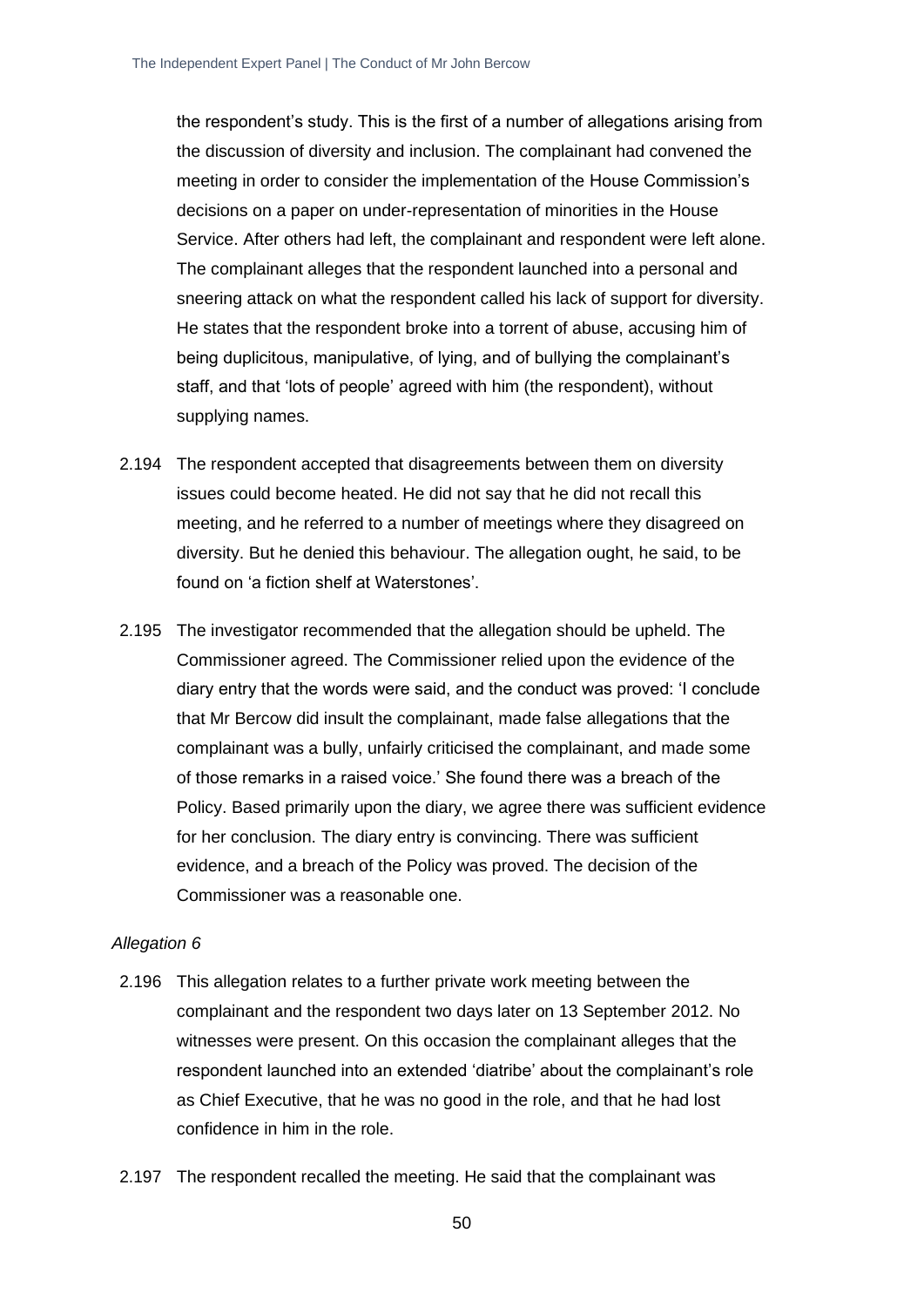the respondent's study. This is the first of a number of allegations arising from the discussion of diversity and inclusion. The complainant had convened the meeting in order to consider the implementation of the House Commission's decisions on a paper on under-representation of minorities in the House Service. After others had left, the complainant and respondent were left alone. The complainant alleges that the respondent launched into a personal and sneering attack on what the respondent called his lack of support for diversity. He states that the respondent broke into a torrent of abuse, accusing him of being duplicitous, manipulative, of lying, and of bullying the complainant's staff, and that 'lots of people' agreed with him (the respondent), without supplying names.

2.194 The respondent accepted that disagreements between them on diversity issues could become heated. He did not say that he did not recall this meeting, and he referred to a number of meetings where they disagreed on diversity. But he denied this behaviour. The allegation ought, he said, to be found on 'a fiction shelf at Waterstones'.

2.195 The investigator recommended that the allegation should be upheld. The Commissioner agreed. The Commissioner relied upon the evidence of the diary entry that the words were said, and the conduct was proved: 'I conclude that Mr Bercow did insult the complainant, made false allegations that the complainant was a bully, unfairly criticised the complainant, and made some of those remarks in a raised voice.' She found there was a breach of the Policy. Based primarily upon the diary, we agree there was sufficient evidence for her conclusion. The diary entry is convincing. There was sufficient evidence, and a breach of the Policy was proved. The decision of the Commissioner was a reasonable one.

*Allegation 6*

2.196 This allegation relates to a further private work meeting between the complainant and the respondent two days later on 13 September 2012. No witnesses were present. On this occasion the complainant alleges that the respondent launched into an extended 'diatribe' about the complainant's role as Chief Executive, that he was no good in the role, and that he had lost confidence in him in the role.

2.197 The respondent recalled the meeting. He said that the complainant was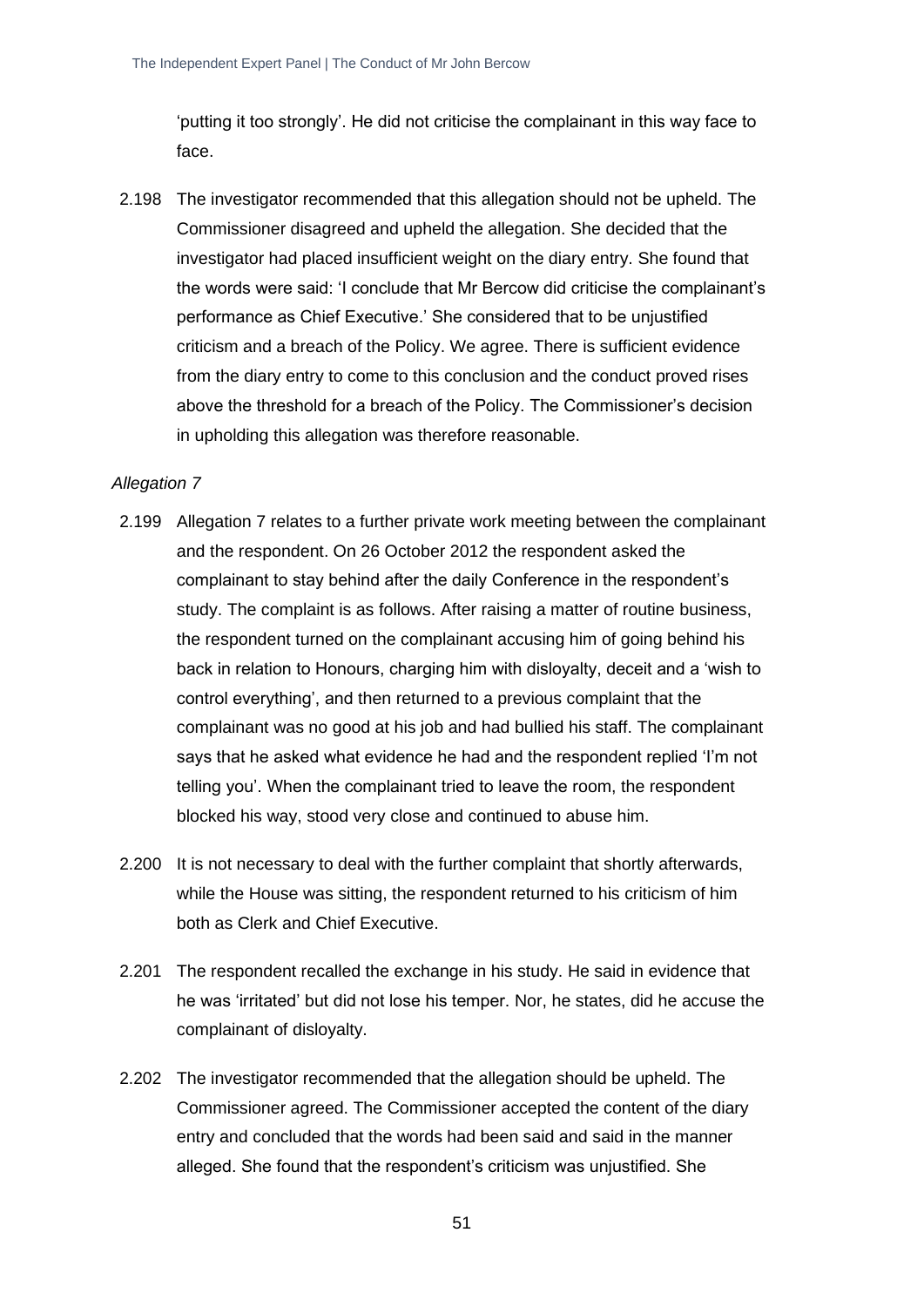'putting it too strongly'. He did not criticise the complainant in this way face to face.

2.198 The investigator recommended that this allegation should not be upheld. The Commissioner disagreed and upheld the allegation. She decided that the investigator had placed insufficient weight on the diary entry. She found that the words were said: 'I conclude that Mr Bercow did criticise the complainant's performance as Chief Executive.' She considered that to be unjustified criticism and a breach of the Policy. We agree. There is sufficient evidence from the diary entry to come to this conclusion and the conduct proved rises above the threshold for a breach of the Policy. The Commissioner's decision in upholding this allegation was therefore reasonable.

*Allegation 7*

2.199 Allegation 7 relates to a further private work meeting between the complainant and the respondent. On 26 October 2012 the respondent asked the complainant to stay behind after the daily Conference in the respondent's study. The complaint is as follows. After raising a matter of routine business, the respondent turned on the complainant accusing him of going behind his back in relation to Honours, charging him with disloyalty, deceit and a 'wish to control everything', and then returned to a previous complaint that the complainant was no good at his job and had bullied his staff. The complainant says that he asked what evidence he had and the respondent replied 'I'm not telling you'. When the complainant tried to leave the room, the respondent blocked his way, stood very close and continued to abuse him.

2.200 It is not necessary to deal with the further complaint that shortly afterwards, while the House was sitting, the respondent returned to his criticism of him both as Clerk and Chief Executive.

2.201 The respondent recalled the exchange in his study. He said in evidence that he was 'irritated' but did not lose his temper. Nor, he states, did he accuse the complainant of disloyalty.

2.202 The investigator recommended that the allegation should be upheld. The Commissioner agreed. The Commissioner accepted the content of the diary entry and concluded that the words had been said and said in the manner alleged. She found that the respondent's criticism was unjustified. She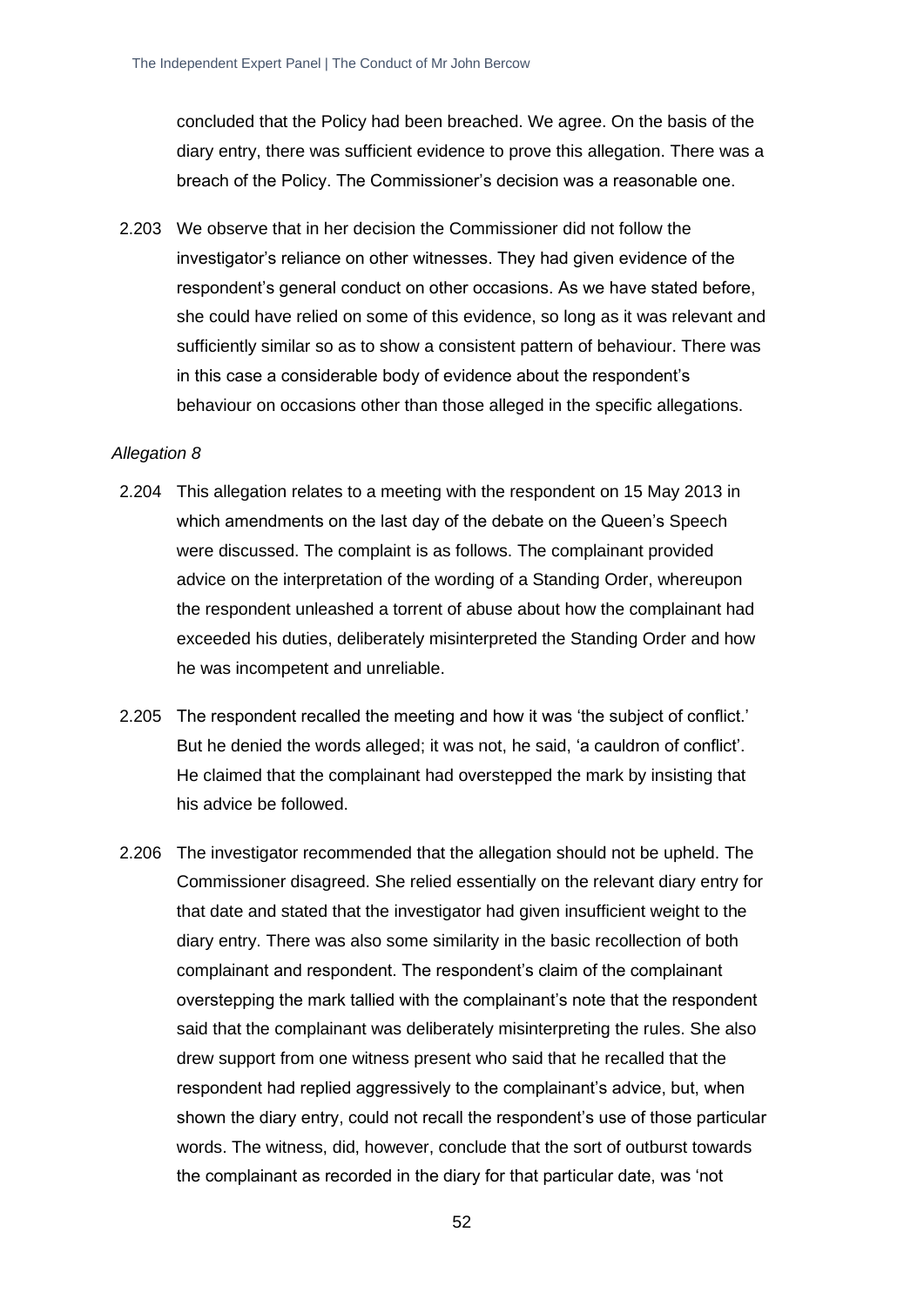concluded that the Policy had been breached. We agree. On the basis of the diary entry, there was sufficient evidence to prove this allegation. There was a breach of the Policy. The Commissioner's decision was a reasonable one.

2.203 We observe that in her decision the Commissioner did not follow the investigator's reliance on other witnesses. They had given evidence of the respondent's general conduct on other occasions. As we have stated before, she could have relied on some of this evidence, so long as it was relevant and sufficiently similar so as to show a consistent pattern of behaviour. There was in this case a considerable body of evidence about the respondent's behaviour on occasions other than those alleged in the specific allegations.

*Allegation 8*

2.204 This allegation relates to a meeting with the respondent on 15 May 2013 in which amendments on the last day of the debate on the Queen's Speech were discussed. The complaint is as follows. The complainant provided advice on the interpretation of the wording of a Standing Order, whereupon the respondent unleashed a torrent of abuse about how the complainant had exceeded his duties, deliberately misinterpreted the Standing Order and how he was incompetent and unreliable.

2.205 The respondent recalled the meeting and how it was 'the subject of conflict.' But he denied the words alleged; it was not, he said, 'a cauldron of conflict'. He claimed that the complainant had overstepped the mark by insisting that his advice be followed.

2.206 The investigator recommended that the allegation should not be upheld. The Commissioner disagreed. She relied essentially on the relevant diary entry for that date and stated that the investigator had given insufficient weight to the diary entry. There was also some similarity in the basic recollection of both complainant and respondent. The respondent's claim of the complainant overstepping the mark tallied with the complainant's note that the respondent said that the complainant was deliberately misinterpreting the rules. She also drew support from one witness present who said that he recalled that the respondent had replied aggressively to the complainant's advice, but, when shown the diary entry, could not recall the respondent's use of those particular words. The witness, did, however, conclude that the sort of outburst towards the complainant as recorded in the diary for that particular date, was 'not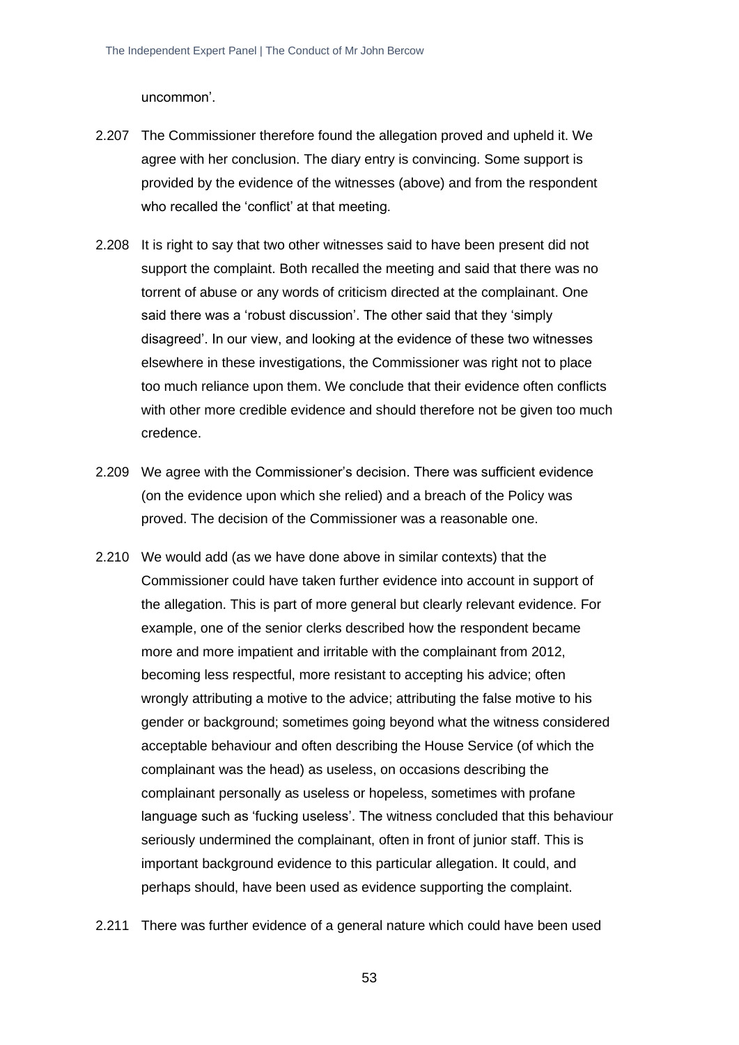uncommon'.

2.207 The Commissioner therefore found the allegation proved and upheld it. We agree with her conclusion. The diary entry is convincing. Some support is provided by the evidence of the witnesses (above) and from the respondent who recalled the 'conflict' at that meeting.

2.208 It is right to say that two other witnesses said to have been present did not support the complaint. Both recalled the meeting and said that there was no torrent of abuse or any words of criticism directed at the complainant. One said there was a 'robust discussion'. The other said that they 'simply disagreed'. In our view, and looking at the evidence of these two witnesses elsewhere in these investigations, the Commissioner was right not to place too much reliance upon them. We conclude that their evidence often conflicts with other more credible evidence and should therefore not be given too much credence.

2.209 We agree with the Commissioner's decision. There was sufficient evidence (on the evidence upon which she relied) and a breach of the Policy was proved. The decision of the Commissioner was a reasonable one.

2.210 We would add (as we have done above in similar contexts) that the Commissioner could have taken further evidence into account in support of the allegation. This is part of more general but clearly relevant evidence. For example, one of the senior clerks described how the respondent became more and more impatient and irritable with the complainant from 2012, becoming less respectful, more resistant to accepting his advice; often wrongly attributing a motive to the advice; attributing the false motive to his gender or background; sometimes going beyond what the witness considered acceptable behaviour and often describing the House Service (of which the complainant was the head) as useless, on occasions describing the complainant personally as useless or hopeless, sometimes with profane language such as 'fucking useless'. The witness concluded that this behaviour seriously undermined the complainant, often in front of junior staff. This is important background evidence to this particular allegation. It could, and perhaps should, have been used as evidence supporting the complaint.

2.211 There was further evidence of a general nature which could have been used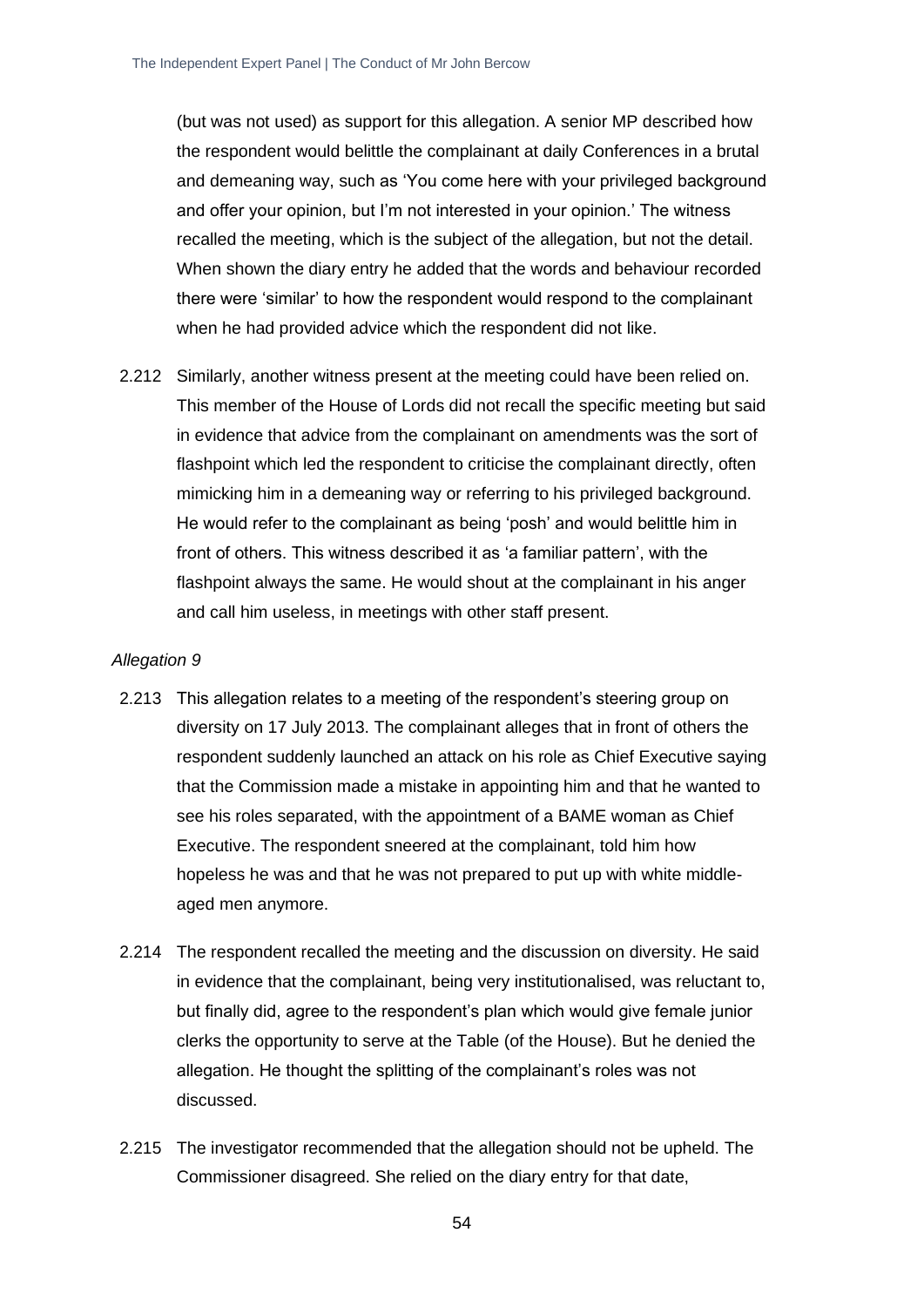(but was not used) as support for this allegation. A senior MP described how the respondent would belittle the complainant at daily Conferences in a brutal and demeaning way, such as 'You come here with your privileged background and offer your opinion, but I'm not interested in your opinion.' The witness recalled the meeting, which is the subject of the allegation, but not the detail. When shown the diary entry he added that the words and behaviour recorded there were 'similar' to how the respondent would respond to the complainant when he had provided advice which the respondent did not like.

2.212 Similarly, another witness present at the meeting could have been relied on. This member of the House of Lords did not recall the specific meeting but said in evidence that advice from the complainant on amendments was the sort of flashpoint which led the respondent to criticise the complainant directly, often mimicking him in a demeaning way or referring to his privileged background. He would refer to the complainant as being 'posh' and would belittle him in front of others. This witness described it as 'a familiar pattern', with the flashpoint always the same. He would shout at the complainant in his anger and call him useless, in meetings with other staff present.

*Allegation 9*

2.213 This allegation relates to a meeting of the respondent's steering group on diversity on 17 July 2013. The complainant alleges that in front of others the respondent suddenly launched an attack on his role as Chief Executive saying that the Commission made a mistake in appointing him and that he wanted to see his roles separated, with the appointment of a BAME woman as Chief Executive. The respondent sneered at the complainant, told him how hopeless he was and that he was not prepared to put up with white middle-aged men anymore.

2.214 The respondent recalled the meeting and the discussion on diversity. He said in evidence that the complainant, being very institutionalised, was reluctant to, but finally did, agree to the respondent's plan which would give female junior clerks the opportunity to serve at the Table (of the House). But he denied the allegation. He thought the splitting of the complainant's roles was not discussed.

2.215 The investigator recommended that the allegation should not be upheld. The Commissioner disagreed. She relied on the diary entry for that date,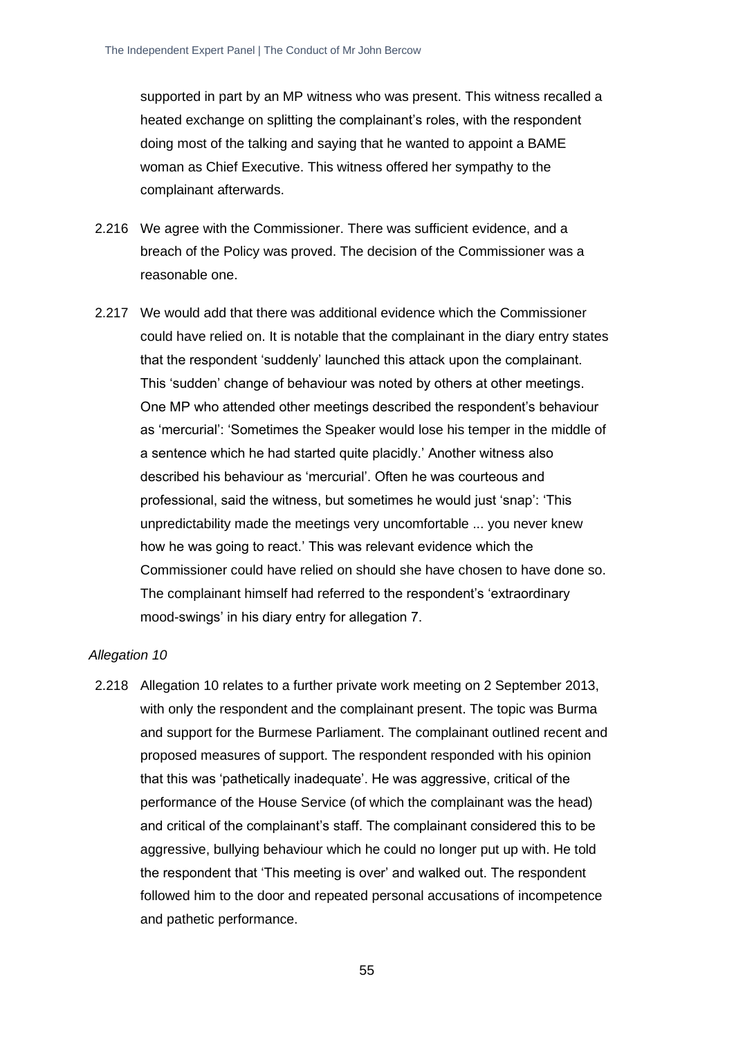supported in part by an MP witness who was present. This witness recalled a heated exchange on splitting the complainant's roles, with the respondent doing most of the talking and saying that he wanted to appoint a BAME woman as Chief Executive. This witness offered her sympathy to the complainant afterwards.

2.216 We agree with the Commissioner. There was sufficient evidence, and a breach of the Policy was proved. The decision of the Commissioner was a reasonable one.

2.217 We would add that there was additional evidence which the Commissioner could have relied on. It is notable that the complainant in the diary entry states that the respondent 'suddenly' launched this attack upon the complainant. This 'sudden' change of behaviour was noted by others at other meetings. One MP who attended other meetings described the respondent's behaviour as 'mercurial': 'Sometimes the Speaker would lose his temper in the middle of a sentence which he had started quite placidly.' Another witness also described his behaviour as 'mercurial'. Often he was courteous and professional, said the witness, but sometimes he would just 'snap': 'This unpredictability made the meetings very uncomfortable ... you never knew how he was going to react.' This was relevant evidence which the Commissioner could have relied on should she have chosen to have done so. The complainant himself had referred to the respondent's 'extraordinary mood-swings' in his diary entry for allegation 7.

*Allegation 10*

2.218 Allegation 10 relates to a further private work meeting on 2 September 2013, with only the respondent and the complainant present. The topic was Burma and support for the Burmese Parliament. The complainant outlined recent and proposed measures of support. The respondent responded with his opinion that this was 'pathetically inadequate'. He was aggressive, critical of the performance of the House Service (of which the complainant was the head) and critical of the complainant's staff. The complainant considered this to be aggressive, bullying behaviour which he could no longer put up with. He told the respondent that 'This meeting is over' and walked out. The respondent followed him to the door and repeated personal accusations of incompetence and pathetic performance.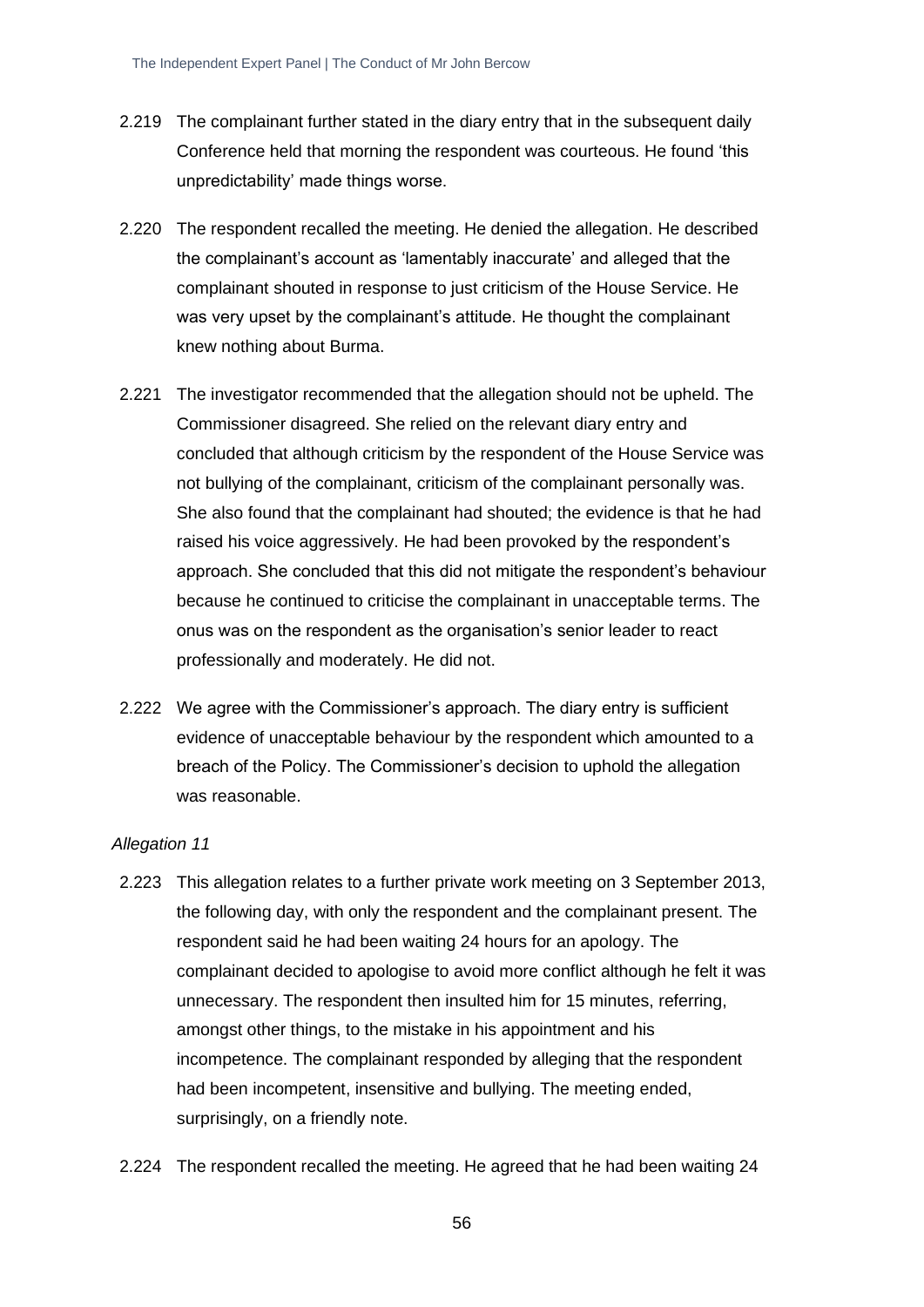2.219 The complainant further stated in the diary entry that in the subsequent daily Conference held that morning the respondent was courteous. He found 'this unpredictability' made things worse.

2.220 The respondent recalled the meeting. He denied the allegation. He described the complainant's account as 'lamentably inaccurate' and alleged that the complainant shouted in response to just criticism of the House Service. He was very upset by the complainant's attitude. He thought the complainant knew nothing about Burma.

2.221 The investigator recommended that the allegation should not be upheld. The Commissioner disagreed. She relied on the relevant diary entry and concluded that although criticism by the respondent of the House Service was not bullying of the complainant, criticism of the complainant personally was. She also found that the complainant had shouted; the evidence is that he had raised his voice aggressively. He had been provoked by the respondent's approach. She concluded that this did not mitigate the respondent's behaviour because he continued to criticise the complainant in unacceptable terms. The onus was on the respondent as the organisation's senior leader to react professionally and moderately. He did not.

2.222 We agree with the Commissioner's approach. The diary entry is sufficient evidence of unacceptable behaviour by the respondent which amounted to a breach of the Policy. The Commissioner's decision to uphold the allegation was reasonable.

*Allegation 11*

2.223 This allegation relates to a further private work meeting on 3 September 2013, the following day, with only the respondent and the complainant present. The respondent said he had been waiting 24 hours for an apology. The complainant decided to apologise to avoid more conflict although he felt it was unnecessary. The respondent then insulted him for 15 minutes, referring, amongst other things, to the mistake in his appointment and his incompetence. The complainant responded by alleging that the respondent had been incompetent, insensitive and bullying. The meeting ended, surprisingly, on a friendly note.

2.224 The respondent recalled the meeting. He agreed that he had been waiting 24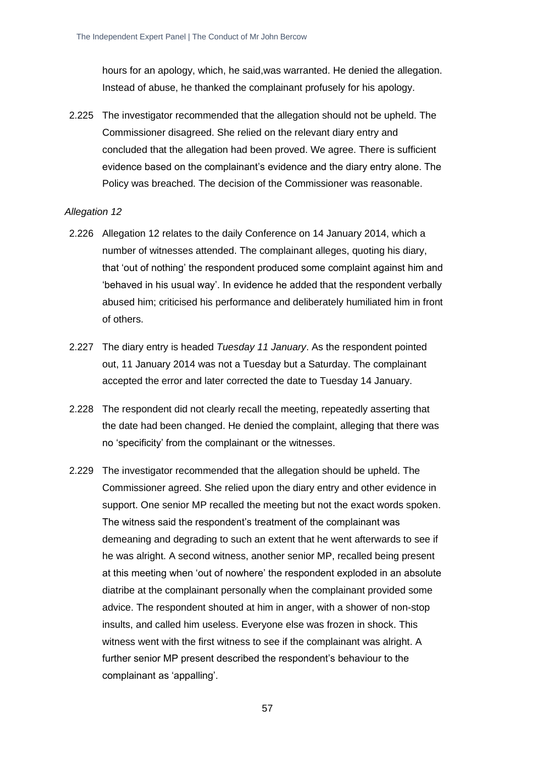hours for an apology, which, he said,was warranted. He denied the allegation. Instead of abuse, he thanked the complainant profusely for his apology.

2.225 The investigator recommended that the allegation should not be upheld. The Commissioner disagreed. She relied on the relevant diary entry and concluded that the allegation had been proved. We agree. There is sufficient evidence based on the complainant's evidence and the diary entry alone. The Policy was breached. The decision of the Commissioner was reasonable.

*Allegation 12*

2.226 Allegation 12 relates to the daily Conference on 14 January 2014, which a number of witnesses attended. The complainant alleges, quoting his diary, that 'out of nothing' the respondent produced some complaint against him and 'behaved in his usual way'. In evidence he added that the respondent verbally abused him; criticised his performance and deliberately humiliated him in front of others.

2.227 The diary entry is headed *Tuesday 11 January*. As the respondent pointed out, 11 January 2014 was not a Tuesday but a Saturday. The complainant accepted the error and later corrected the date to Tuesday 14 January.

2.228 The respondent did not clearly recall the meeting, repeatedly asserting that the date had been changed. He denied the complaint, alleging that there was no 'specificity' from the complainant or the witnesses.

2.229 The investigator recommended that the allegation should be upheld. The Commissioner agreed. She relied upon the diary entry and other evidence in support. One senior MP recalled the meeting but not the exact words spoken. The witness said the respondent's treatment of the complainant was demeaning and degrading to such an extent that he went afterwards to see if he was alright. A second witness, another senior MP, recalled being present at this meeting when 'out of nowhere' the respondent exploded in an absolute diatribe at the complainant personally when the complainant provided some advice. The respondent shouted at him in anger, with a shower of non-stop insults, and called him useless. Everyone else was frozen in shock. This witness went with the first witness to see if the complainant was alright. A further senior MP present described the respondent's behaviour to the complainant as 'appalling'.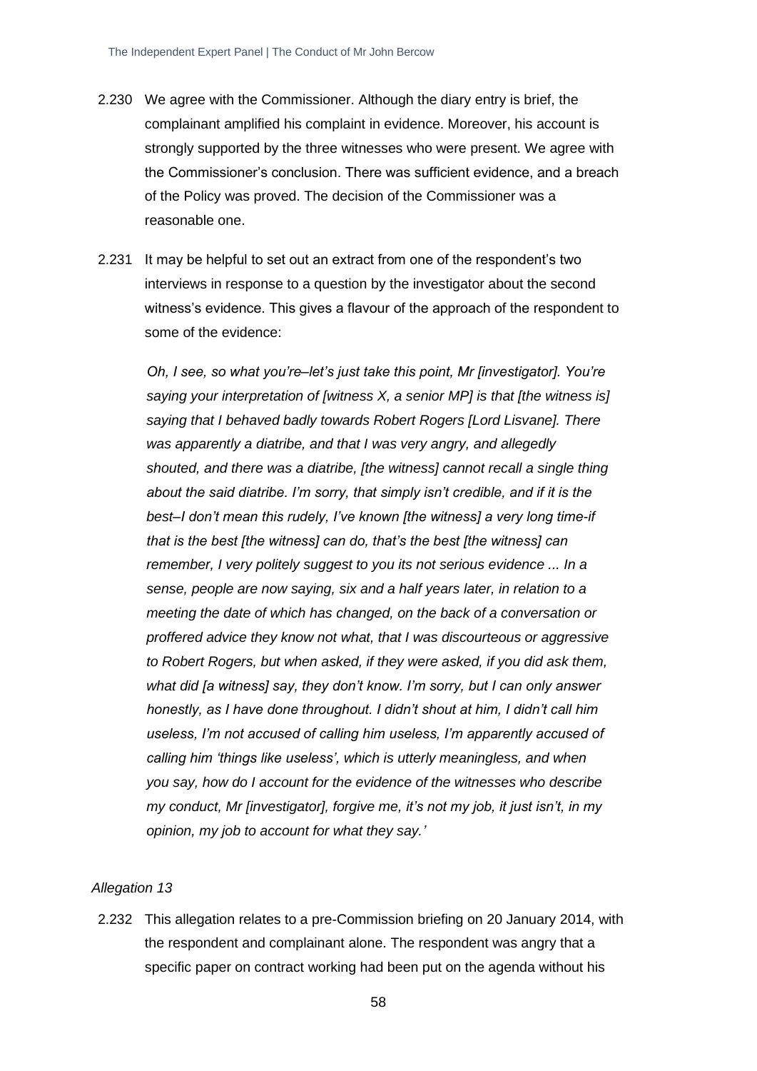2.230 We agree with the Commissioner. Although the diary entry is brief, the complainant amplified his complaint in evidence. Moreover, his account is strongly supported by the three witnesses who were present. We agree with the Commissioner's conclusion. There was sufficient evidence, and a breach of the Policy was proved. The decision of the Commissioner was a reasonable one.

2.231 It may be helpful to set out an extract from one of the respondent's two interviews in response to a question by the investigator about the second witness's evidence. This gives a flavour of the approach of the respondent to some of the evidence:

> *Oh, I see, so what you're–let's just take this point, Mr [investigator]. You're saying your interpretation of [witness X, a senior MP] is that [the witness is] saying that I behaved badly towards Robert Rogers [Lord Lisvane]. There was apparently a diatribe, and that I was very angry, and allegedly shouted, and there was a diatribe, [the witness] cannot recall a single thing about the said diatribe. I'm sorry, that simply isn't credible, and if it is the best–I don't mean this rudely, I've known [the witness] a very long time-if that is the best [the witness] can do, that's the best [the witness] can remember, I very politely suggest to you its not serious evidence ... In a sense, people are now saying, six and a half years later, in relation to a meeting the date of which has changed, on the back of a conversation or proffered advice they know not what, that I was discourteous or aggressive to Robert Rogers, but when asked, if they were asked, if you did ask them, what did [a witness] say, they don't know. I'm sorry, but I can only answer honestly, as I have done throughout. I didn't shout at him, I didn't call him useless, I'm not accused of calling him useless, I'm apparently accused of calling him 'things like useless', which is utterly meaningless, and when you say, how do I account for the evidence of the witnesses who describe my conduct, Mr [investigator], forgive me, it's not my job, it just isn't, in my opinion, my job to account for what they say.'*

*Allegation 13*

2.232 This allegation relates to a pre-Commission briefing on 20 January 2014, with the respondent and complainant alone. The respondent was angry that a specific paper on contract working had been put on the agenda without his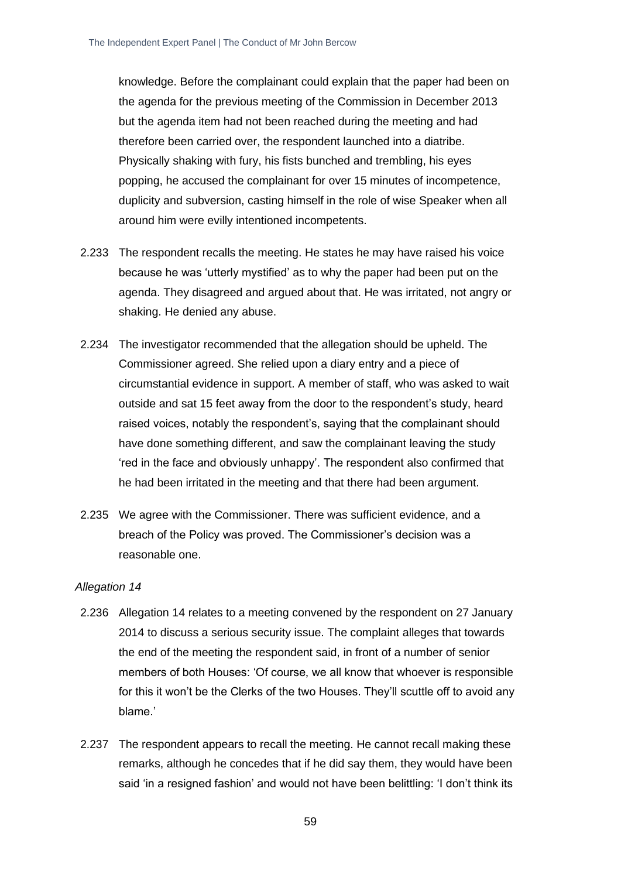knowledge. Before the complainant could explain that the paper had been on the agenda for the previous meeting of the Commission in December 2013 but the agenda item had not been reached during the meeting and had therefore been carried over, the respondent launched into a diatribe. Physically shaking with fury, his fists bunched and trembling, his eyes popping, he accused the complainant for over 15 minutes of incompetence, duplicity and subversion, casting himself in the role of wise Speaker when all around him were evilly intentioned incompetents.

2.233 The respondent recalls the meeting. He states he may have raised his voice because he was 'utterly mystified' as to why the paper had been put on the agenda. They disagreed and argued about that. He was irritated, not angry or shaking. He denied any abuse.

2.234 The investigator recommended that the allegation should be upheld. The Commissioner agreed. She relied upon a diary entry and a piece of circumstantial evidence in support. A member of staff, who was asked to wait outside and sat 15 feet away from the door to the respondent's study, heard raised voices, notably the respondent's, saying that the complainant should have done something different, and saw the complainant leaving the study 'red in the face and obviously unhappy'. The respondent also confirmed that he had been irritated in the meeting and that there had been argument.

2.235 We agree with the Commissioner. There was sufficient evidence, and a breach of the Policy was proved. The Commissioner's decision was a reasonable one.

*Allegation 14*

2.236 Allegation 14 relates to a meeting convened by the respondent on 27 January 2014 to discuss a serious security issue. The complaint alleges that towards the end of the meeting the respondent said, in front of a number of senior members of both Houses: 'Of course, we all know that whoever is responsible for this it won't be the Clerks of the two Houses. They'll scuttle off to avoid any blame.'

2.237 The respondent appears to recall the meeting. He cannot recall making these remarks, although he concedes that if he did say them, they would have been said 'in a resigned fashion' and would not have been belittling: 'I don't think its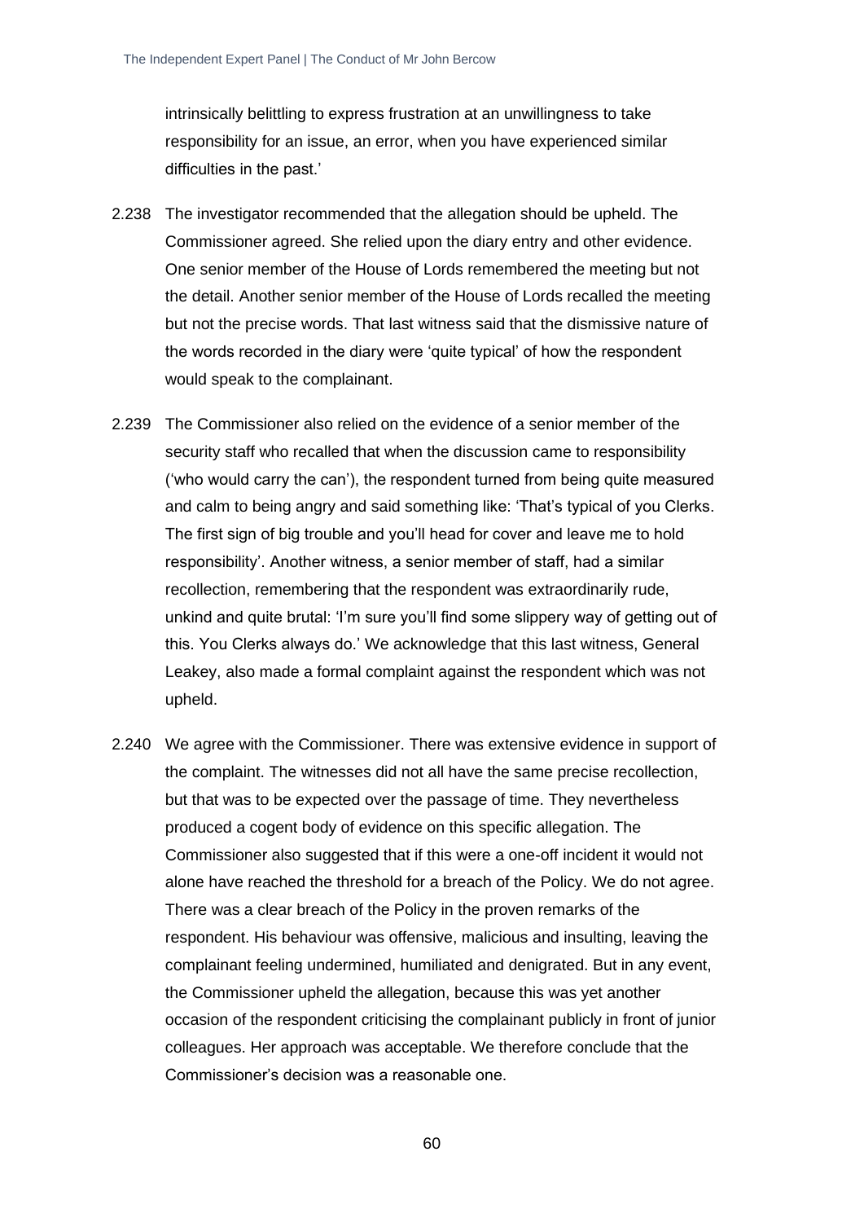intrinsically belittling to express frustration at an unwillingness to take responsibility for an issue, an error, when you have experienced similar difficulties in the past.'

2.238 The investigator recommended that the allegation should be upheld. The Commissioner agreed. She relied upon the diary entry and other evidence. One senior member of the House of Lords remembered the meeting but not the detail. Another senior member of the House of Lords recalled the meeting but not the precise words. That last witness said that the dismissive nature of the words recorded in the diary were 'quite typical' of how the respondent would speak to the complainant.

2.239 The Commissioner also relied on the evidence of a senior member of the security staff who recalled that when the discussion came to responsibility ('who would carry the can'), the respondent turned from being quite measured and calm to being angry and said something like: 'That's typical of you Clerks. The first sign of big trouble and you'll head for cover and leave me to hold responsibility'. Another witness, a senior member of staff, had a similar recollection, remembering that the respondent was extraordinarily rude, unkind and quite brutal: 'I'm sure you'll find some slippery way of getting out of this. You Clerks always do.' We acknowledge that this last witness, General Leakey, also made a formal complaint against the respondent which was not upheld.

2.240 We agree with the Commissioner. There was extensive evidence in support of the complaint. The witnesses did not all have the same precise recollection, but that was to be expected over the passage of time. They nevertheless produced a cogent body of evidence on this specific allegation. The Commissioner also suggested that if this were a one-off incident it would not alone have reached the threshold for a breach of the Policy. We do not agree. There was a clear breach of the Policy in the proven remarks of the respondent. His behaviour was offensive, malicious and insulting, leaving the complainant feeling undermined, humiliated and denigrated. But in any event, the Commissioner upheld the allegation, because this was yet another occasion of the respondent criticising the complainant publicly in front of junior colleagues. Her approach was acceptable. We therefore conclude that the Commissioner's decision was a reasonable one.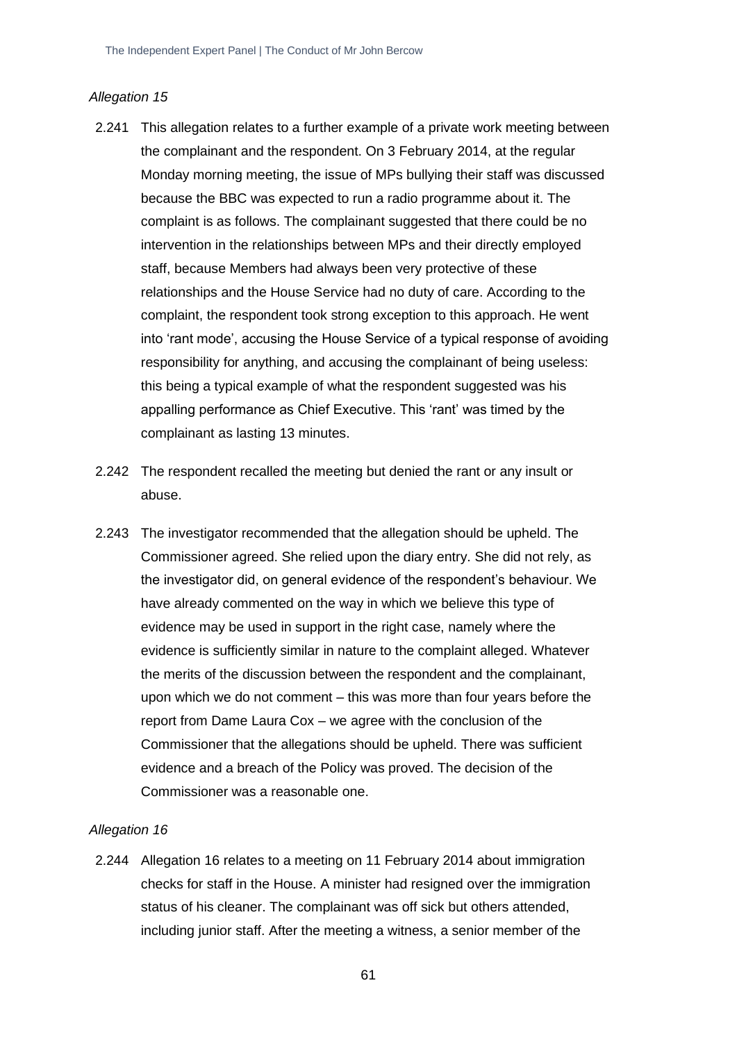*Allegation 15*

2.241 This allegation relates to a further example of a private work meeting between the complainant and the respondent. On 3 February 2014, at the regular Monday morning meeting, the issue of MPs bullying their staff was discussed because the BBC was expected to run a radio programme about it. The complaint is as follows. The complainant suggested that there could be no intervention in the relationships between MPs and their directly employed staff, because Members had always been very protective of these relationships and the House Service had no duty of care. According to the complaint, the respondent took strong exception to this approach. He went into 'rant mode', accusing the House Service of a typical response of avoiding responsibility for anything, and accusing the complainant of being useless: this being a typical example of what the respondent suggested was his appalling performance as Chief Executive. This 'rant' was timed by the complainant as lasting 13 minutes.

2.242 The respondent recalled the meeting but denied the rant or any insult or abuse.

2.243 The investigator recommended that the allegation should be upheld. The Commissioner agreed. She relied upon the diary entry. She did not rely, as the investigator did, on general evidence of the respondent's behaviour. We have already commented on the way in which we believe this type of evidence may be used in support in the right case, namely where the evidence is sufficiently similar in nature to the complaint alleged. Whatever the merits of the discussion between the respondent and the complainant, upon which we do not comment – this was more than four years before the report from Dame Laura Cox – we agree with the conclusion of the Commissioner that the allegations should be upheld. There was sufficient evidence and a breach of the Policy was proved. The decision of the Commissioner was a reasonable one.

*Allegation 16*

2.244 Allegation 16 relates to a meeting on 11 February 2014 about immigration checks for staff in the House. A minister had resigned over the immigration status of his cleaner. The complainant was off sick but others attended, including junior staff. After the meeting a witness, a senior member of the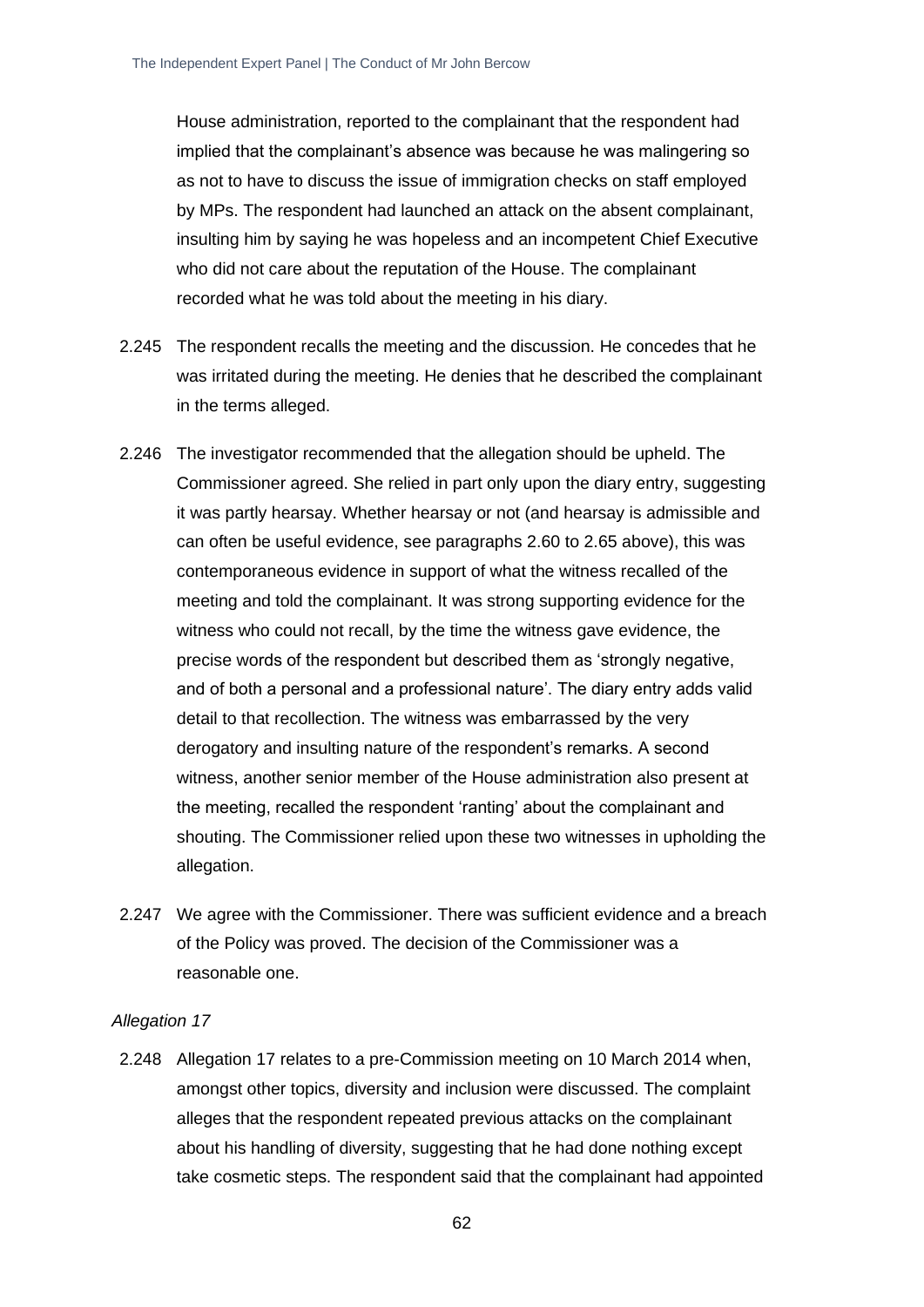House administration, reported to the complainant that the respondent had implied that the complainant's absence was because he was malingering so as not to have to discuss the issue of immigration checks on staff employed by MPs. The respondent had launched an attack on the absent complainant, insulting him by saying he was hopeless and an incompetent Chief Executive who did not care about the reputation of the House. The complainant recorded what he was told about the meeting in his diary.

2.245 The respondent recalls the meeting and the discussion. He concedes that he was irritated during the meeting. He denies that he described the complainant in the terms alleged.

2.246 The investigator recommended that the allegation should be upheld. The Commissioner agreed. She relied in part only upon the diary entry, suggesting it was partly hearsay. Whether hearsay or not (and hearsay is admissible and can often be useful evidence, see paragraphs 2.60 to 2.65 above), this was contemporaneous evidence in support of what the witness recalled of the meeting and told the complainant. It was strong supporting evidence for the witness who could not recall, by the time the witness gave evidence, the precise words of the respondent but described them as 'strongly negative, and of both a personal and a professional nature'. The diary entry adds valid detail to that recollection. The witness was embarrassed by the very derogatory and insulting nature of the respondent's remarks. A second witness, another senior member of the House administration also present at the meeting, recalled the respondent 'ranting' about the complainant and shouting. The Commissioner relied upon these two witnesses in upholding the allegation.

2.247 We agree with the Commissioner. There was sufficient evidence and a breach of the Policy was proved. The decision of the Commissioner was a reasonable one.

*Allegation 17*

2.248 Allegation 17 relates to a pre-Commission meeting on 10 March 2014 when, amongst other topics, diversity and inclusion were discussed. The complaint alleges that the respondent repeated previous attacks on the complainant about his handling of diversity, suggesting that he had done nothing except take cosmetic steps. The respondent said that the complainant had appointed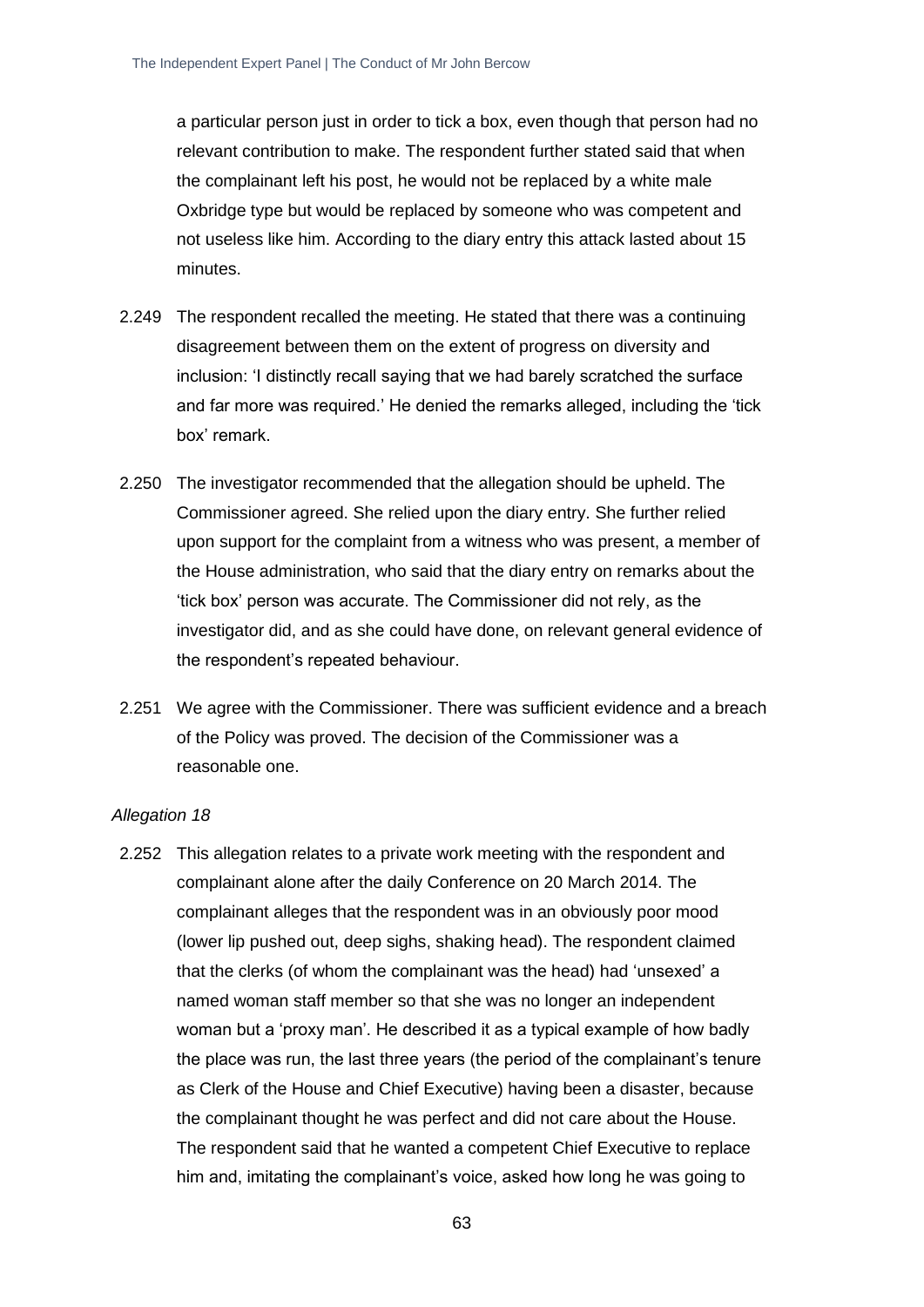a particular person just in order to tick a box, even though that person had no relevant contribution to make. The respondent further stated said that when the complainant left his post, he would not be replaced by a white male Oxbridge type but would be replaced by someone who was competent and not useless like him. According to the diary entry this attack lasted about 15 minutes.

2.249 The respondent recalled the meeting. He stated that there was a continuing disagreement between them on the extent of progress on diversity and inclusion: 'I distinctly recall saying that we had barely scratched the surface and far more was required.' He denied the remarks alleged, including the 'tick box' remark.

2.250 The investigator recommended that the allegation should be upheld. The Commissioner agreed. She relied upon the diary entry. She further relied upon support for the complaint from a witness who was present, a member of the House administration, who said that the diary entry on remarks about the 'tick box' person was accurate. The Commissioner did not rely, as the investigator did, and as she could have done, on relevant general evidence of the respondent's repeated behaviour.

2.251 We agree with the Commissioner. There was sufficient evidence and a breach of the Policy was proved. The decision of the Commissioner was a reasonable one.

*Allegation 18*

2.252 This allegation relates to a private work meeting with the respondent and complainant alone after the daily Conference on 20 March 2014. The complainant alleges that the respondent was in an obviously poor mood (lower lip pushed out, deep sighs, shaking head). The respondent claimed that the clerks (of whom the complainant was the head) had 'unsexed' a named woman staff member so that she was no longer an independent woman but a 'proxy man'. He described it as a typical example of how badly the place was run, the last three years (the period of the complainant's tenure as Clerk of the House and Chief Executive) having been a disaster, because the complainant thought he was perfect and did not care about the House. The respondent said that he wanted a competent Chief Executive to replace him and, imitating the complainant's voice, asked how long he was going to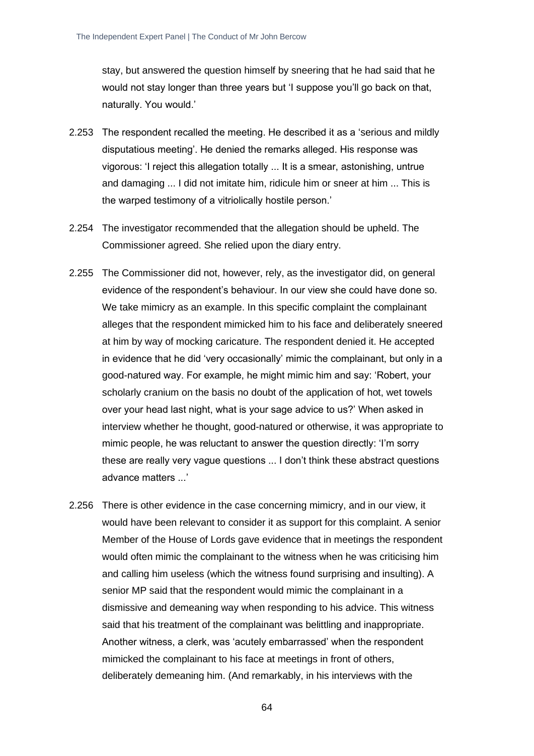stay, but answered the question himself by sneering that he had said that he would not stay longer than three years but 'I suppose you'll go back on that, naturally. You would.'

2.253 The respondent recalled the meeting. He described it as a 'serious and mildly disputatious meeting'. He denied the remarks alleged. His response was vigorous: 'I reject this allegation totally ... It is a smear, astonishing, untrue and damaging ... I did not imitate him, ridicule him or sneer at him ... This is the warped testimony of a vitriolically hostile person.'

2.254 The investigator recommended that the allegation should be upheld. The Commissioner agreed. She relied upon the diary entry.

2.255 The Commissioner did not, however, rely, as the investigator did, on general evidence of the respondent's behaviour. In our view she could have done so. We take mimicry as an example. In this specific complaint the complainant alleges that the respondent mimicked him to his face and deliberately sneered at him by way of mocking caricature. The respondent denied it. He accepted in evidence that he did 'very occasionally' mimic the complainant, but only in a good-natured way. For example, he might mimic him and say: 'Robert, your scholarly cranium on the basis no doubt of the application of hot, wet towels over your head last night, what is your sage advice to us?' When asked in interview whether he thought, good-natured or otherwise, it was appropriate to mimic people, he was reluctant to answer the question directly: 'I'm sorry these are really very vague questions ... I don't think these abstract questions advance matters ...'

2.256 There is other evidence in the case concerning mimicry, and in our view, it would have been relevant to consider it as support for this complaint. A senior Member of the House of Lords gave evidence that in meetings the respondent would often mimic the complainant to the witness when he was criticising him and calling him useless (which the witness found surprising and insulting). A senior MP said that the respondent would mimic the complainant in a dismissive and demeaning way when responding to his advice. This witness said that his treatment of the complainant was belittling and inappropriate. Another witness, a clerk, was 'acutely embarrassed' when the respondent mimicked the complainant to his face at meetings in front of others, deliberately demeaning him. (And remarkably, in his interviews with the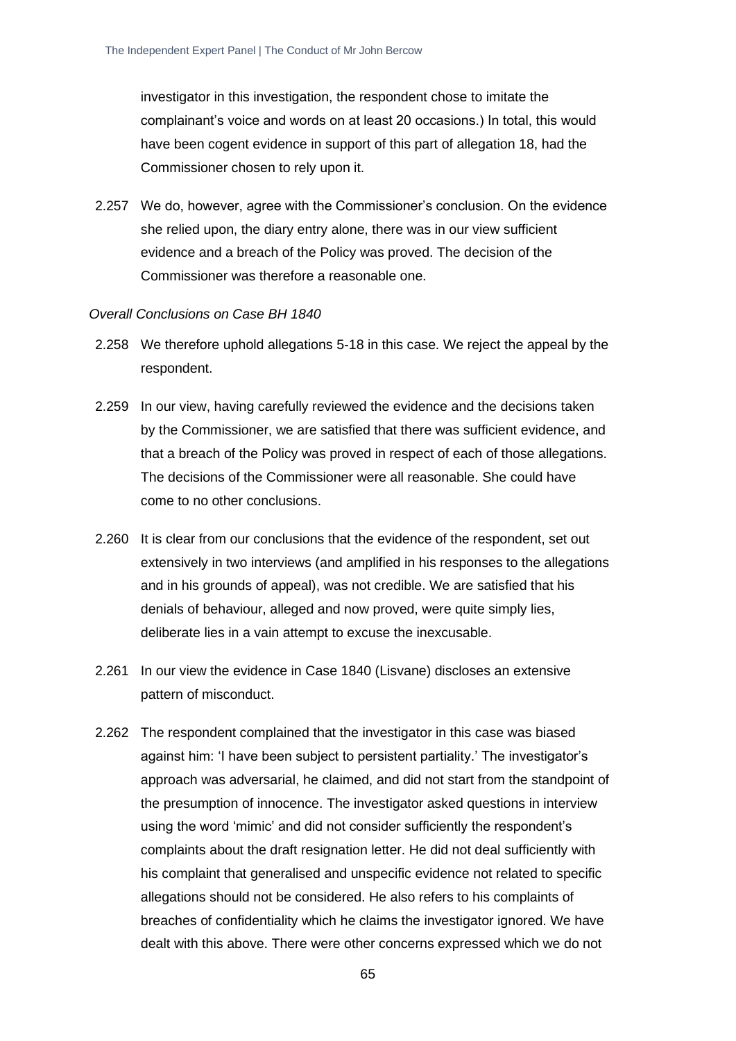investigator in this investigation, the respondent chose to imitate the complainant's voice and words on at least 20 occasions.) In total, this would have been cogent evidence in support of this part of allegation 18, had the Commissioner chosen to rely upon it.

2.257 We do, however, agree with the Commissioner's conclusion. On the evidence she relied upon, the diary entry alone, there was in our view sufficient evidence and a breach of the Policy was proved. The decision of the Commissioner was therefore a reasonable one.

*Overall Conclusions on Case BH 1840*

2.258 We therefore uphold allegations 5-18 in this case. We reject the appeal by the respondent.

2.259 In our view, having carefully reviewed the evidence and the decisions taken by the Commissioner, we are satisfied that there was sufficient evidence, and that a breach of the Policy was proved in respect of each of those allegations. The decisions of the Commissioner were all reasonable. She could have come to no other conclusions.

2.260 It is clear from our conclusions that the evidence of the respondent, set out extensively in two interviews (and amplified in his responses to the allegations and in his grounds of appeal), was not credible. We are satisfied that his denials of behaviour, alleged and now proved, were quite simply lies, deliberate lies in a vain attempt to excuse the inexcusable.

2.261 In our view the evidence in Case 1840 (Lisvane) discloses an extensive pattern of misconduct.

2.262 The respondent complained that the investigator in this case was biased against him: 'I have been subject to persistent partiality.' The investigator's approach was adversarial, he claimed, and did not start from the standpoint of the presumption of innocence. The investigator asked questions in interview using the word 'mimic' and did not consider sufficiently the respondent's complaints about the draft resignation letter. He did not deal sufficiently with his complaint that generalised and unspecific evidence not related to specific allegations should not be considered. He also refers to his complaints of breaches of confidentiality which he claims the investigator ignored. We have dealt with this above. There were other concerns expressed which we do not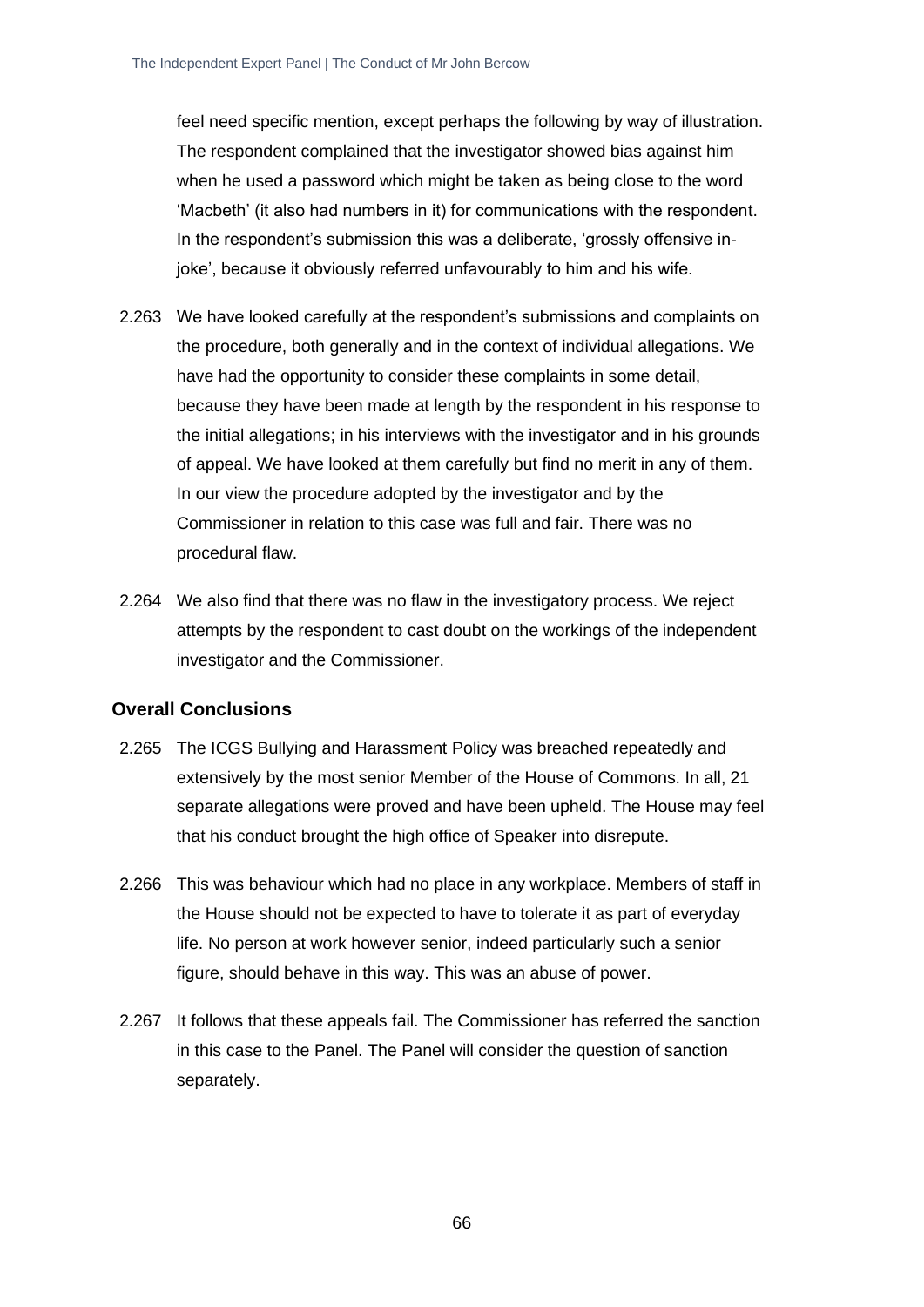feel need specific mention, except perhaps the following by way of illustration. The respondent complained that the investigator showed bias against him when he used a password which might be taken as being close to the word 'Macbeth' (it also had numbers in it) for communications with the respondent. In the respondent's submission this was a deliberate, 'grossly offensive in-joke', because it obviously referred unfavourably to him and his wife.

2.263 We have looked carefully at the respondent's submissions and complaints on the procedure, both generally and in the context of individual allegations. We have had the opportunity to consider these complaints in some detail, because they have been made at length by the respondent in his response to the initial allegations; in his interviews with the investigator and in his grounds of appeal. We have looked at them carefully but find no merit in any of them. In our view the procedure adopted by the investigator and by the Commissioner in relation to this case was full and fair. There was no procedural flaw.

2.264 We also find that there was no flaw in the investigatory process. We reject attempts by the respondent to cast doubt on the workings of the independent investigator and the Commissioner.

### Overall Conclusions

2.265 The ICGS Bullying and Harassment Policy was breached repeatedly and extensively by the most senior Member of the House of Commons. In all, 21 separate allegations were proved and have been upheld. The House may feel that his conduct brought the high office of Speaker into disrepute.

2.266 This was behaviour which had no place in any workplace. Members of staff in the House should not be expected to have to tolerate it as part of everyday life. No person at work however senior, indeed particularly such a senior figure, should behave in this way. This was an abuse of power.

2.267 It follows that these appeals fail. The Commissioner has referred the sanction in this case to the Panel. The Panel will consider the question of sanction separately.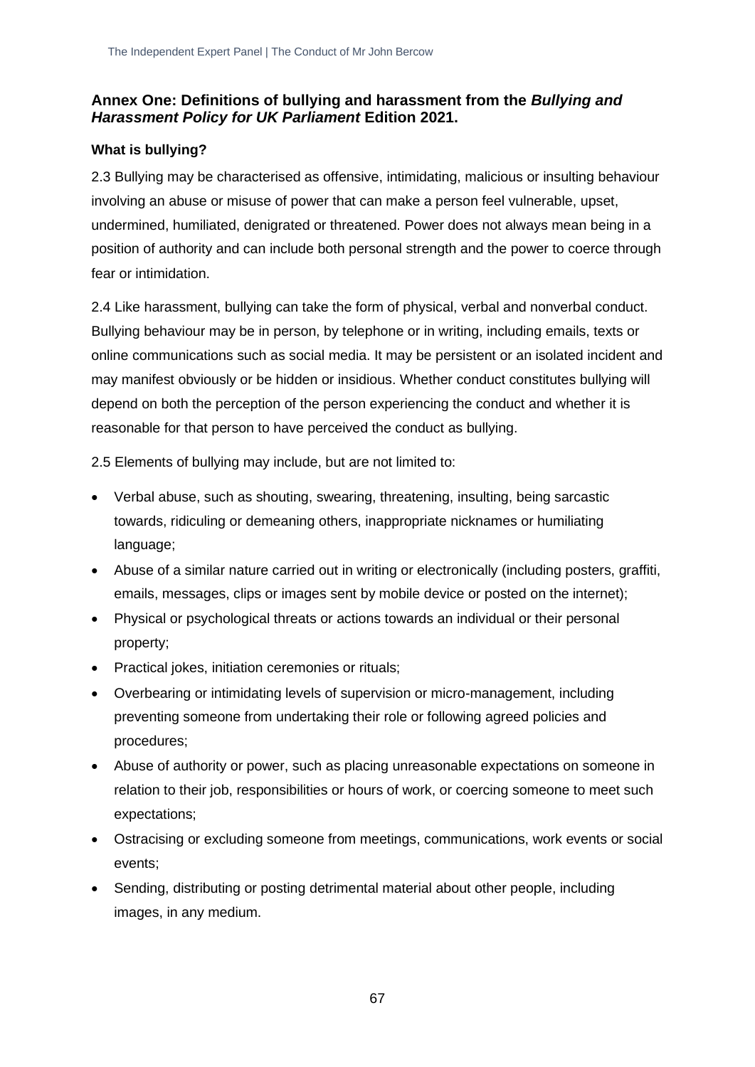## Annex One: Definitions of bullying and harassment from the *Bullying and Harassment Policy for UK Parliament* Edition 2021.

### What is bullying?

2.3 Bullying may be characterised as offensive, intimidating, malicious or insulting behaviour involving an abuse or misuse of power that can make a person feel vulnerable, upset, undermined, humiliated, denigrated or threatened. Power does not always mean being in a position of authority and can include both personal strength and the power to coerce through fear or intimidation.

2.4 Like harassment, bullying can take the form of physical, verbal and nonverbal conduct. Bullying behaviour may be in person, by telephone or in writing, including emails, texts or online communications such as social media. It may be persistent or an isolated incident and may manifest obviously or be hidden or insidious. Whether conduct constitutes bullying will depend on both the perception of the person experiencing the conduct and whether it is reasonable for that person to have perceived the conduct as bullying.

2.5 Elements of bullying may include, but are not limited to:

- Verbal abuse, such as shouting, swearing, threatening, insulting, being sarcastic towards, ridiculing or demeaning others, inappropriate nicknames or humiliating language;
- Abuse of a similar nature carried out in writing or electronically (including posters, graffiti, emails, messages, clips or images sent by mobile device or posted on the internet);
- Physical or psychological threats or actions towards an individual or their personal property;
- Practical jokes, initiation ceremonies or rituals;
- Overbearing or intimidating levels of supervision or micro-management, including preventing someone from undertaking their role or following agreed policies and procedures;
- Abuse of authority or power, such as placing unreasonable expectations on someone in relation to their job, responsibilities or hours of work, or coercing someone to meet such expectations;
- Ostracising or excluding someone from meetings, communications, work events or social events;
- Sending, distributing or posting detrimental material about other people, including images, in any medium.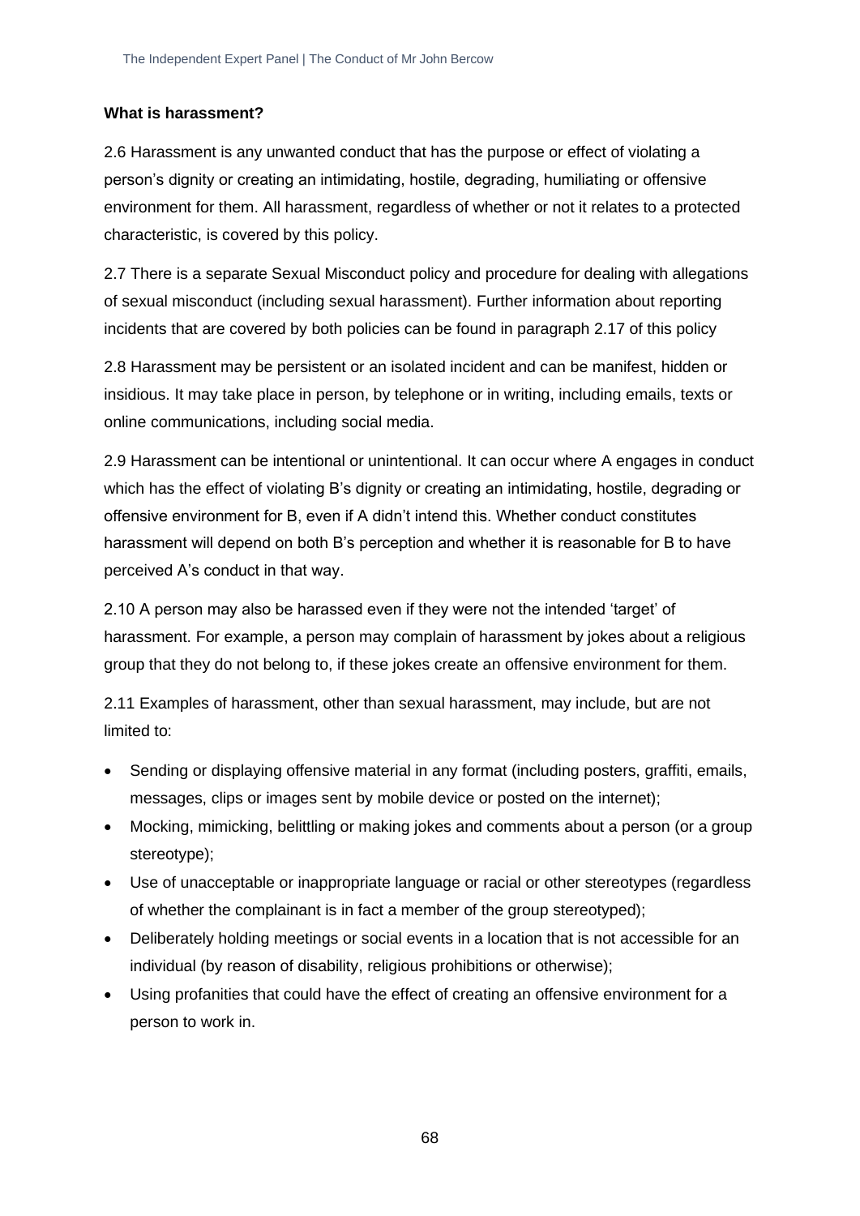**What is harassment?**

2.6 Harassment is any unwanted conduct that has the purpose or effect of violating a person's dignity or creating an intimidating, hostile, degrading, humiliating or offensive environment for them. All harassment, regardless of whether or not it relates to a protected characteristic, is covered by this policy.

2.7 There is a separate Sexual Misconduct policy and procedure for dealing with allegations of sexual misconduct (including sexual harassment). Further information about reporting incidents that are covered by both policies can be found in paragraph 2.17 of this policy

2.8 Harassment may be persistent or an isolated incident and can be manifest, hidden or insidious. It may take place in person, by telephone or in writing, including emails, texts or online communications, including social media.

2.9 Harassment can be intentional or unintentional. It can occur where A engages in conduct which has the effect of violating B's dignity or creating an intimidating, hostile, degrading or offensive environment for B, even if A didn't intend this. Whether conduct constitutes harassment will depend on both B's perception and whether it is reasonable for B to have perceived A's conduct in that way.

2.10 A person may also be harassed even if they were not the intended 'target' of harassment. For example, a person may complain of harassment by jokes about a religious group that they do not belong to, if these jokes create an offensive environment for them.

2.11 Examples of harassment, other than sexual harassment, may include, but are not limited to:

- Sending or displaying offensive material in any format (including posters, graffiti, emails, messages, clips or images sent by mobile device or posted on the internet);
- Mocking, mimicking, belittling or making jokes and comments about a person (or a group stereotype);
- Use of unacceptable or inappropriate language or racial or other stereotypes (regardless of whether the complainant is in fact a member of the group stereotyped);
- Deliberately holding meetings or social events in a location that is not accessible for an individual (by reason of disability, religious prohibitions or otherwise);
- Using profanities that could have the effect of creating an offensive environment for a person to work in.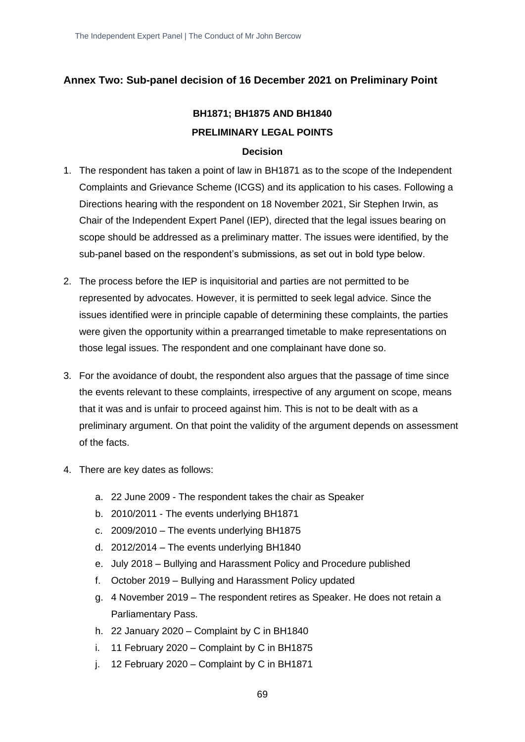## Annex Two: Sub-panel decision of 16 December 2021 on Preliminary Point

**BH1871; BH1875 AND BH1840**

**PRELIMINARY LEGAL POINTS**

**Decision**

1. The respondent has taken a point of law in BH1871 as to the scope of the Independent Complaints and Grievance Scheme (ICGS) and its application to his cases. Following a Directions hearing with the respondent on 18 November 2021, Sir Stephen Irwin, as Chair of the Independent Expert Panel (IEP), directed that the legal issues bearing on scope should be addressed as a preliminary matter. The issues were identified, by the sub-panel based on the respondent's submissions, as set out in bold type below.

2. The process before the IEP is inquisitorial and parties are not permitted to be represented by advocates. However, it is permitted to seek legal advice. Since the issues identified were in principle capable of determining these complaints, the parties were given the opportunity within a prearranged timetable to make representations on those legal issues. The respondent and one complainant have done so.

3. For the avoidance of doubt, the respondent also argues that the passage of time since the events relevant to these complaints, irrespective of any argument on scope, means that it was and is unfair to proceed against him. This is not to be dealt with as a preliminary argument. On that point the validity of the argument depends on assessment of the facts.

4. There are key dates as follows:

    a. 22 June 2009 - The respondent takes the chair as Speaker
    b. 2010/2011 - The events underlying BH1871
    c. 2009/2010 – The events underlying BH1875
    d. 2012/2014 – The events underlying BH1840
    e. July 2018 – Bullying and Harassment Policy and Procedure published
    f. October 2019 – Bullying and Harassment Policy updated
    g. 4 November 2019 – The respondent retires as Speaker. He does not retain a Parliamentary Pass.
    h. 22 January 2020 – Complaint by C in BH1840
    i. 11 February 2020 – Complaint by C in BH1875
    j. 12 February 2020 – Complaint by C in BH1871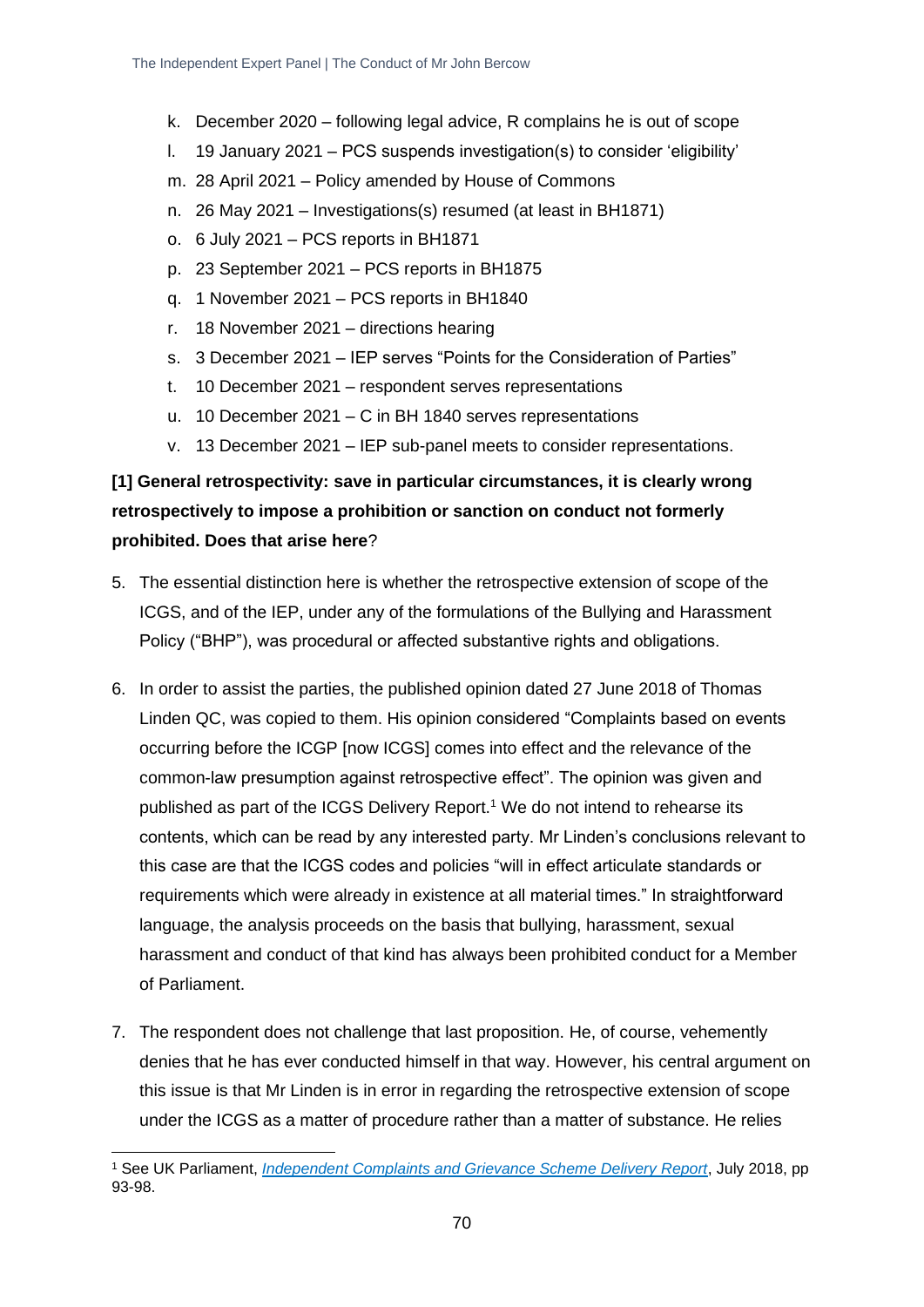k. December 2020 – following legal advice, R complains he is out of scope
l. 19 January 2021 – PCS suspends investigation(s) to consider 'eligibility'
m. 28 April 2021 – Policy amended by House of Commons
n. 26 May 2021 – Investigations(s) resumed (at least in BH1871)
o. 6 July 2021 – PCS reports in BH1871
p. 23 September 2021 – PCS reports in BH1875
q. 1 November 2021 – PCS reports in BH1840
r. 18 November 2021 – directions hearing
s. 3 December 2021 – IEP serves "Points for the Consideration of Parties"
t. 10 December 2021 – respondent serves representations
u. 10 December 2021 – C in BH 1840 serves representations
v. 13 December 2021 – IEP sub-panel meets to consider representations.

**[1] General retrospectivity: save in particular circumstances, it is clearly wrong retrospectively to impose a prohibition or sanction on conduct not formerly prohibited. Does that arise here**?

5. The essential distinction here is whether the retrospective extension of scope of the ICGS, and of the IEP, under any of the formulations of the Bullying and Harassment Policy ("BHP"), was procedural or affected substantive rights and obligations.

6. In order to assist the parties, the published opinion dated 27 June 2018 of Thomas Linden QC, was copied to them. His opinion considered "Complaints based on events occurring before the ICGP [now ICGS] comes into effect and the relevance of the common-law presumption against retrospective effect". The opinion was given and published as part of the ICGS Delivery Report.[1] We do not intend to rehearse its contents, which can be read by any interested party. Mr Linden's conclusions relevant to this case are that the ICGS codes and policies "will in effect articulate standards or requirements which were already in existence at all material times." In straightforward language, the analysis proceeds on the basis that bullying, harassment, sexual harassment and conduct of that kind has always been prohibited conduct for a Member of Parliament.

7. The respondent does not challenge that last proposition. He, of course, vehemently denies that he has ever conducted himself in that way. However, his central argument on this issue is that Mr Linden is in error in regarding the retrospective extension of scope under the ICGS as a matter of procedure rather than a matter of substance. He relies

[1] See UK Parliament, *Independent Complaints and Grievance Scheme Delivery Report*, July 2018, pp 93-98.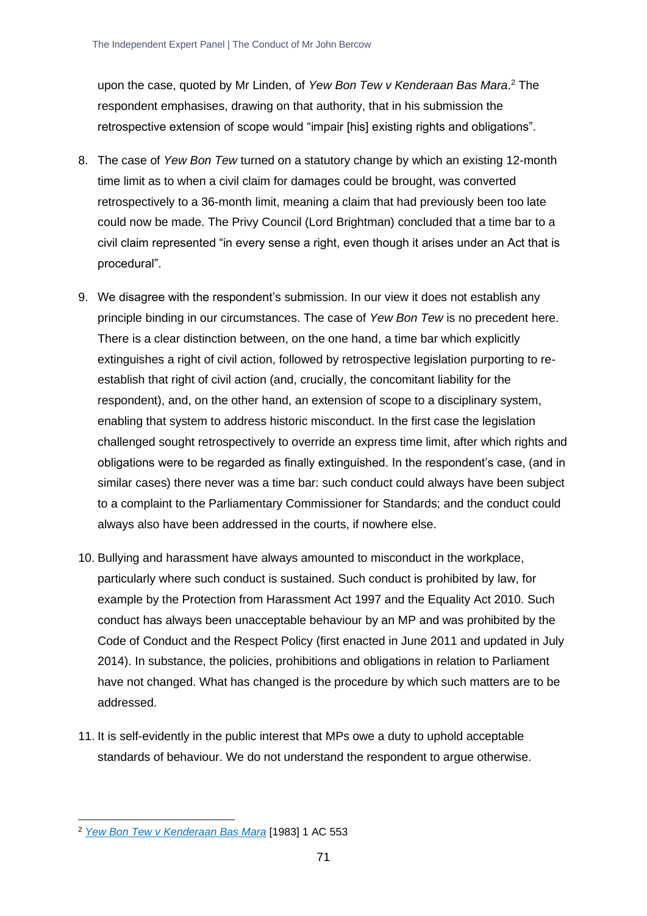upon the case, quoted by Mr Linden, of *Yew Bon Tew v Kenderaan Bas Mara*.[2] The respondent emphasises, drawing on that authority, that in his submission the retrospective extension of scope would "impair [his] existing rights and obligations".

8. The case of *Yew Bon Tew* turned on a statutory change by which an existing 12-month time limit as to when a civil claim for damages could be brought, was converted retrospectively to a 36-month limit, meaning a claim that had previously been too late could now be made. The Privy Council (Lord Brightman) concluded that a time bar to a civil claim represented "in every sense a right, even though it arises under an Act that is procedural".

9. We disagree with the respondent's submission. In our view it does not establish any principle binding in our circumstances. The case of *Yew Bon Tew* is no precedent here. There is a clear distinction between, on the one hand, a time bar which explicitly extinguishes a right of civil action, followed by retrospective legislation purporting to re-establish that right of civil action (and, crucially, the concomitant liability for the respondent), and, on the other hand, an extension of scope to a disciplinary system, enabling that system to address historic misconduct. In the first case the legislation challenged sought retrospectively to override an express time limit, after which rights and obligations were to be regarded as finally extinguished. In the respondent's case, (and in similar cases) there never was a time bar: such conduct could always have been subject to a complaint to the Parliamentary Commissioner for Standards; and the conduct could always also have been addressed in the courts, if nowhere else.

10. Bullying and harassment have always amounted to misconduct in the workplace, particularly where such conduct is sustained. Such conduct is prohibited by law, for example by the Protection from Harassment Act 1997 and the Equality Act 2010. Such conduct has always been unacceptable behaviour by an MP and was prohibited by the Code of Conduct and the Respect Policy (first enacted in June 2011 and updated in July 2014). In substance, the policies, prohibitions and obligations in relation to Parliament have not changed. What has changed is the procedure by which such matters are to be addressed.

11. It is self-evidently in the public interest that MPs owe a duty to uphold acceptable standards of behaviour. We do not understand the respondent to argue otherwise.

---

[2] *Yew Bon Tew v Kenderaan Bas Mara* [1983] 1 AC 553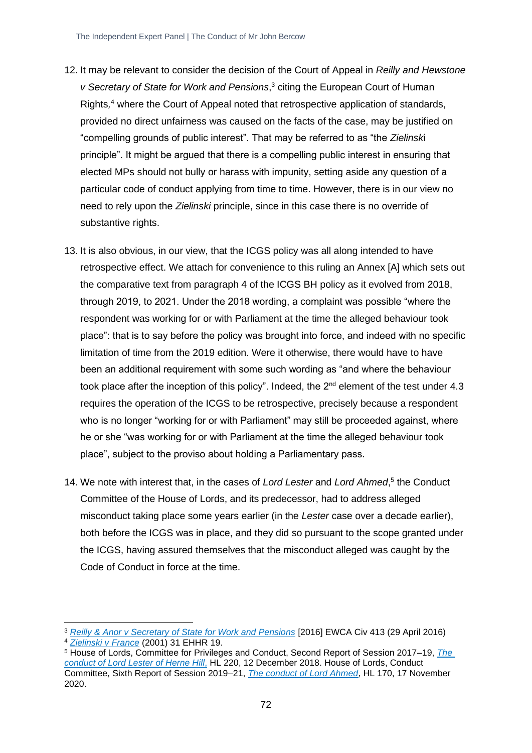12. It may be relevant to consider the decision of the Court of Appeal in *Reilly and Hewstone v Secretary of State for Work and Pensions*,[3] citing the European Court of Human Rights,[4] where the Court of Appeal noted that retrospective application of standards, provided no direct unfairness was caused on the facts of the case, may be justified on "compelling grounds of public interest". That may be referred to as "the *Zielinski* principle". It might be argued that there is a compelling public interest in ensuring that elected MPs should not bully or harass with impunity, setting aside any question of a particular code of conduct applying from time to time. However, there is in our view no need to rely upon the *Zielinski* principle, since in this case there is no override of substantive rights.

13. It is also obvious, in our view, that the ICGS policy was all along intended to have retrospective effect. We attach for convenience to this ruling an Annex [A] which sets out the comparative text from paragraph 4 of the ICGS BH policy as it evolved from 2018, through 2019, to 2021. Under the 2018 wording, a complaint was possible "where the respondent was working for or with Parliament at the time the alleged behaviour took place": that is to say before the policy was brought into force, and indeed with no specific limitation of time from the 2019 edition. Were it otherwise, there would have to have been an additional requirement with some such wording as "and where the behaviour took place after the inception of this policy". Indeed, the 2nd element of the test under 4.3 requires the operation of the ICGS to be retrospective, precisely because a respondent who is no longer "working for or with Parliament" may still be proceeded against, where he or she "was working for or with Parliament at the time the alleged behaviour took place", subject to the proviso about holding a Parliamentary pass.

14. We note with interest that, in the cases of *Lord Lester* and *Lord Ahmed*,[5] the Conduct Committee of the House of Lords, and its predecessor, had to address alleged misconduct taking place some years earlier (in the *Lester* case over a decade earlier), both before the ICGS was in place, and they did so pursuant to the scope granted under the ICGS, having assured themselves that the misconduct alleged was caught by the Code of Conduct in force at the time.

---

[3] *Reilly & Anor v Secretary of State for Work and Pensions* [2016] EWCA Civ 413 (29 April 2016)

[4] *Zielinski v France* (2001) 31 EHHR 19.

[5] House of Lords, Committee for Privileges and Conduct, Second Report of Session 2017–19, *The conduct of Lord Lester of Herne Hill,* HL 220, 12 December 2018. House of Lords, Conduct Committee, Sixth Report of Session 2019–21, *The conduct of Lord Ahmed*, HL 170, 17 November 2020.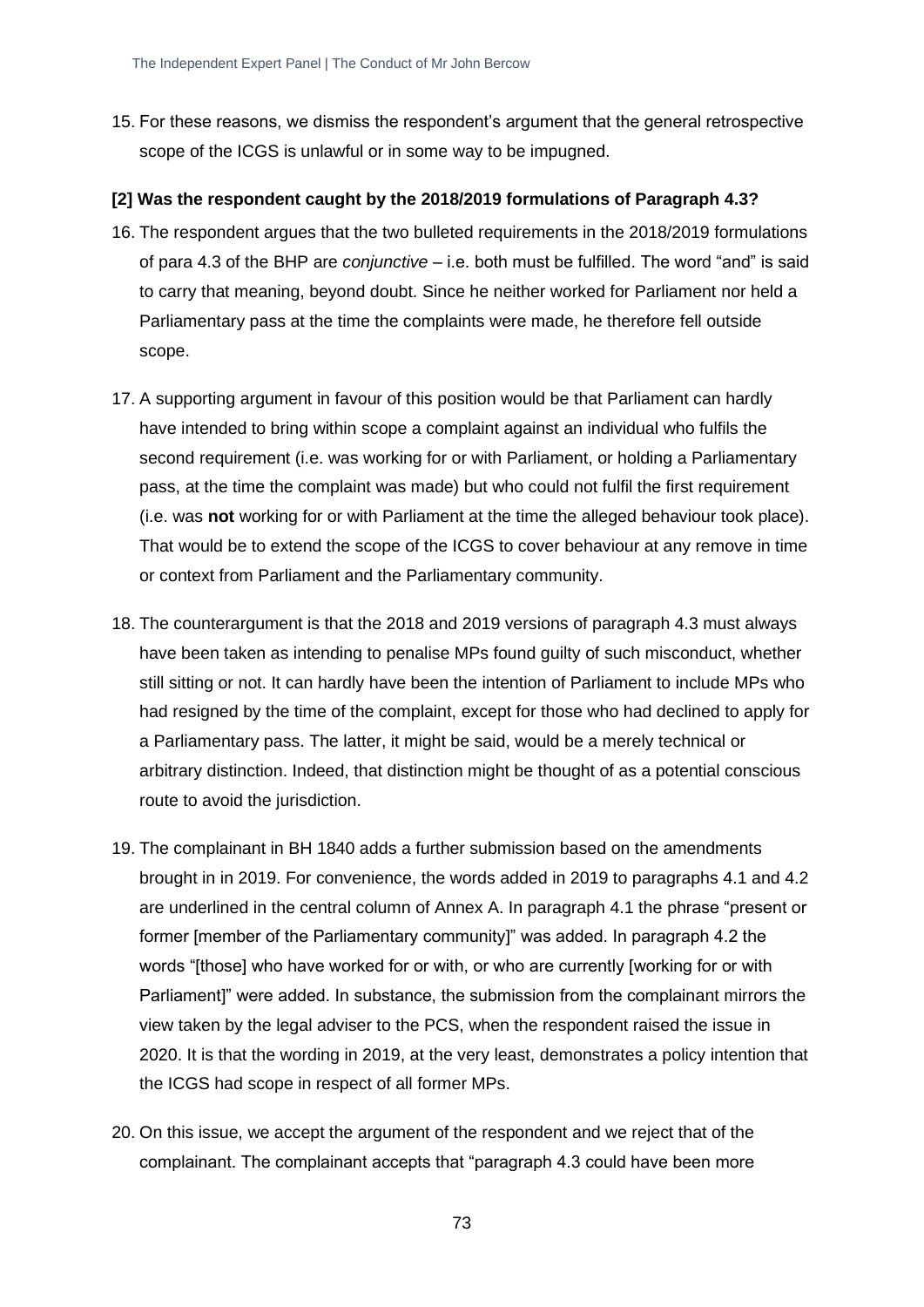15. For these reasons, we dismiss the respondent's argument that the general retrospective scope of the ICGS is unlawful or in some way to be impugned.

**[2] Was the respondent caught by the 2018/2019 formulations of Paragraph 4.3?**

16. The respondent argues that the two bulleted requirements in the 2018/2019 formulations of para 4.3 of the BHP are *conjunctive* – i.e. both must be fulfilled. The word "and" is said to carry that meaning, beyond doubt. Since he neither worked for Parliament nor held a Parliamentary pass at the time the complaints were made, he therefore fell outside scope.

17. A supporting argument in favour of this position would be that Parliament can hardly have intended to bring within scope a complaint against an individual who fulfils the second requirement (i.e. was working for or with Parliament, or holding a Parliamentary pass, at the time the complaint was made) but who could not fulfil the first requirement (i.e. was **not** working for or with Parliament at the time the alleged behaviour took place). That would be to extend the scope of the ICGS to cover behaviour at any remove in time or context from Parliament and the Parliamentary community.

18. The counterargument is that the 2018 and 2019 versions of paragraph 4.3 must always have been taken as intending to penalise MPs found guilty of such misconduct, whether still sitting or not. It can hardly have been the intention of Parliament to include MPs who had resigned by the time of the complaint, except for those who had declined to apply for a Parliamentary pass. The latter, it might be said, would be a merely technical or arbitrary distinction. Indeed, that distinction might be thought of as a potential conscious route to avoid the jurisdiction.

19. The complainant in BH 1840 adds a further submission based on the amendments brought in in 2019. For convenience, the words added in 2019 to paragraphs 4.1 and 4.2 are underlined in the central column of Annex A. In paragraph 4.1 the phrase "present or former [member of the Parliamentary community]" was added. In paragraph 4.2 the words "[those] who have worked for or with, or who are currently [working for or with Parliament]" were added. In substance, the submission from the complainant mirrors the view taken by the legal adviser to the PCS, when the respondent raised the issue in 2020. It is that the wording in 2019, at the very least, demonstrates a policy intention that the ICGS had scope in respect of all former MPs.

20. On this issue, we accept the argument of the respondent and we reject that of the complainant. The complainant accepts that "paragraph 4.3 could have been more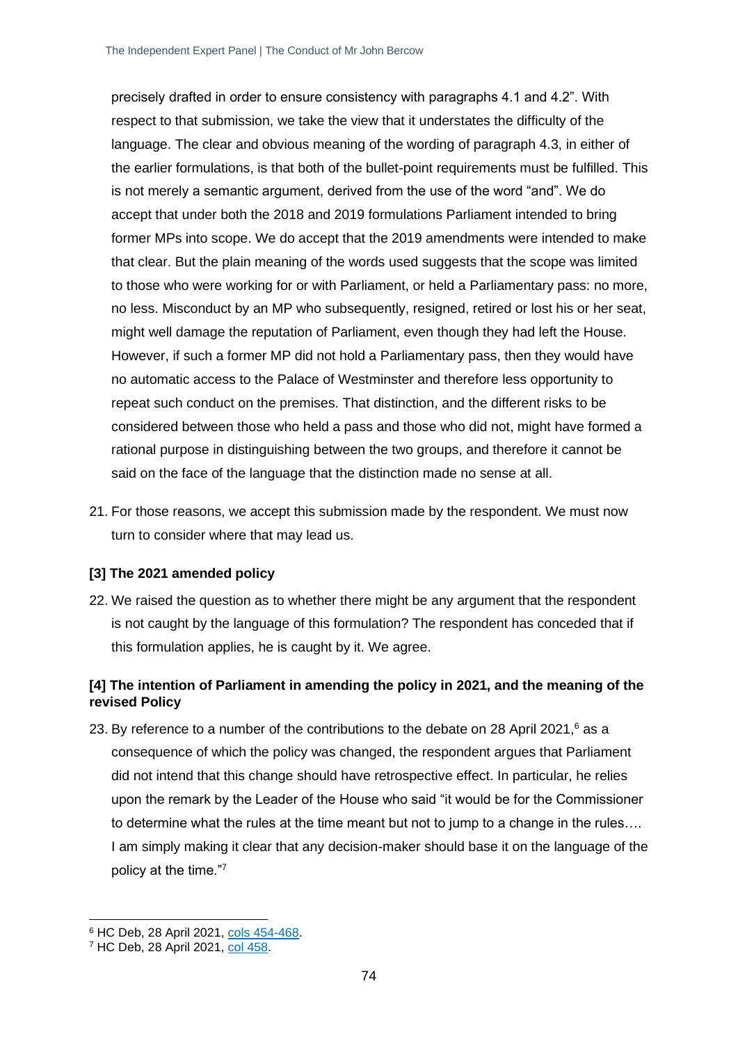precisely drafted in order to ensure consistency with paragraphs 4.1 and 4.2". With respect to that submission, we take the view that it understates the difficulty of the language. The clear and obvious meaning of the wording of paragraph 4.3, in either of the earlier formulations, is that both of the bullet-point requirements must be fulfilled. This is not merely a semantic argument, derived from the use of the word "and". We do accept that under both the 2018 and 2019 formulations Parliament intended to bring former MPs into scope. We do accept that the 2019 amendments were intended to make that clear. But the plain meaning of the words used suggests that the scope was limited to those who were working for or with Parliament, or held a Parliamentary pass: no more, no less. Misconduct by an MP who subsequently, resigned, retired or lost his or her seat, might well damage the reputation of Parliament, even though they had left the House. However, if such a former MP did not hold a Parliamentary pass, then they would have no automatic access to the Palace of Westminster and therefore less opportunity to repeat such conduct on the premises. That distinction, and the different risks to be considered between those who held a pass and those who did not, might have formed a rational purpose in distinguishing between the two groups, and therefore it cannot be said on the face of the language that the distinction made no sense at all.

21. For those reasons, we accept this submission made by the respondent. We must now turn to consider where that may lead us.

**[3] The 2021 amended policy**

22. We raised the question as to whether there might be any argument that the respondent is not caught by the language of this formulation? The respondent has conceded that if this formulation applies, he is caught by it. We agree.

**[4] The intention of Parliament in amending the policy in 2021, and the meaning of the revised Policy**

23. By reference to a number of the contributions to the debate on 28 April 2021,[6] as a consequence of which the policy was changed, the respondent argues that Parliament did not intend that this change should have retrospective effect. In particular, he relies upon the remark by the Leader of the House who said "it would be for the Commissioner to determine what the rules at the time meant but not to jump to a change in the rules…. I am simply making it clear that any decision-maker should base it on the language of the policy at the time."[7]

[6] HC Deb, 28 April 2021, cols 454-468.

[7] HC Deb, 28 April 2021, col 458.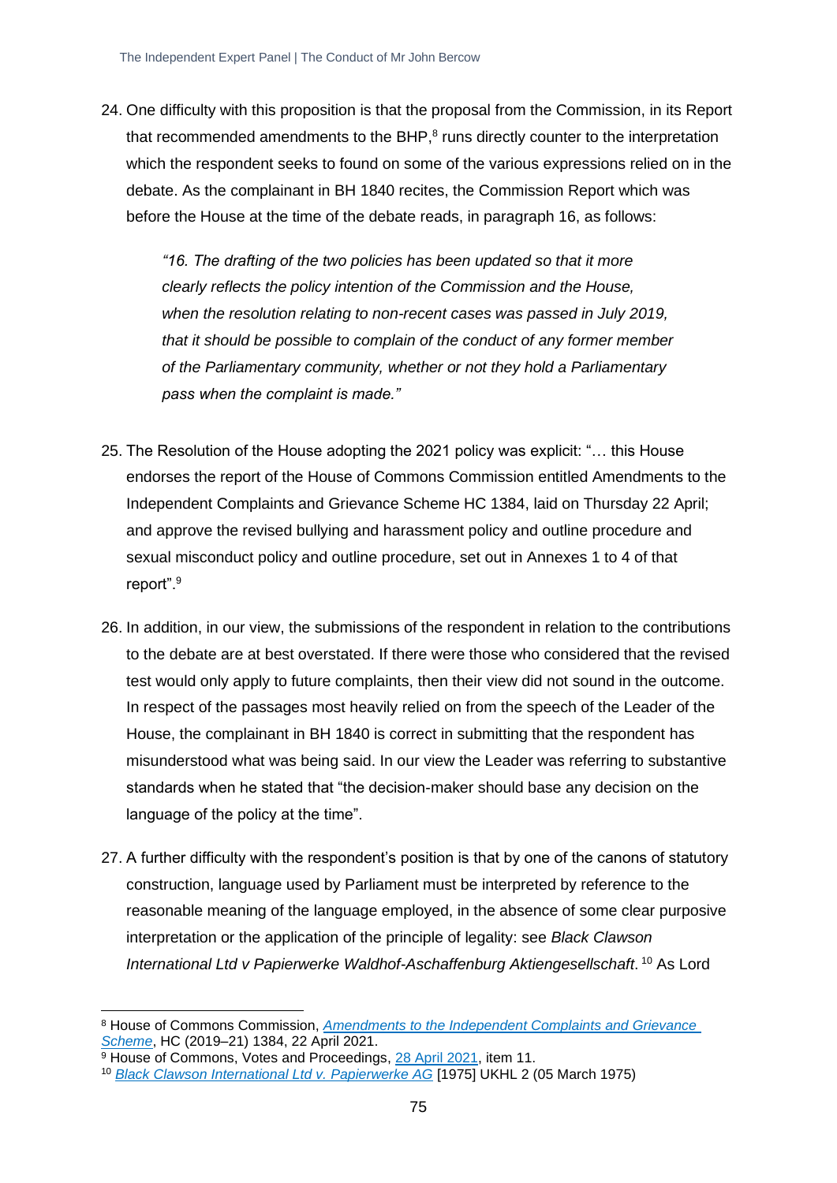24. One difficulty with this proposition is that the proposal from the Commission, in its Report that recommended amendments to the BHP,[8] runs directly counter to the interpretation which the respondent seeks to found on some of the various expressions relied on in the debate. As the complainant in BH 1840 recites, the Commission Report which was before the House at the time of the debate reads, in paragraph 16, as follows:

> *"16. The drafting of the two policies has been updated so that it more clearly reflects the policy intention of the Commission and the House, when the resolution relating to non-recent cases was passed in July 2019, that it should be possible to complain of the conduct of any former member of the Parliamentary community, whether or not they hold a Parliamentary pass when the complaint is made."*

25. The Resolution of the House adopting the 2021 policy was explicit: "… this House endorses the report of the House of Commons Commission entitled Amendments to the Independent Complaints and Grievance Scheme HC 1384, laid on Thursday 22 April; and approve the revised bullying and harassment policy and outline procedure and sexual misconduct policy and outline procedure, set out in Annexes 1 to 4 of that report".[9]

26. In addition, in our view, the submissions of the respondent in relation to the contributions to the debate are at best overstated. If there were those who considered that the revised test would only apply to future complaints, then their view did not sound in the outcome. In respect of the passages most heavily relied on from the speech of the Leader of the House, the complainant in BH 1840 is correct in submitting that the respondent has misunderstood what was being said. In our view the Leader was referring to substantive standards when he stated that "the decision-maker should base any decision on the language of the policy at the time".

27. A further difficulty with the respondent's position is that by one of the canons of statutory construction, language used by Parliament must be interpreted by reference to the reasonable meaning of the language employed, in the absence of some clear purposive interpretation or the application of the principle of legality: see *Black Clawson International Ltd v Papierwerke Waldhof-Aschaffenburg Aktiengesellschaft*.[10] As Lord

---

[8] House of Commons Commission, *Amendments to the Independent Complaints and Grievance Scheme*, HC (2019–21) 1384, 22 April 2021.

[9] House of Commons, Votes and Proceedings, 28 April 2021, item 11.

[10] *Black Clawson International Ltd v. Papierwerke AG* [1975] UKHL 2 (05 March 1975)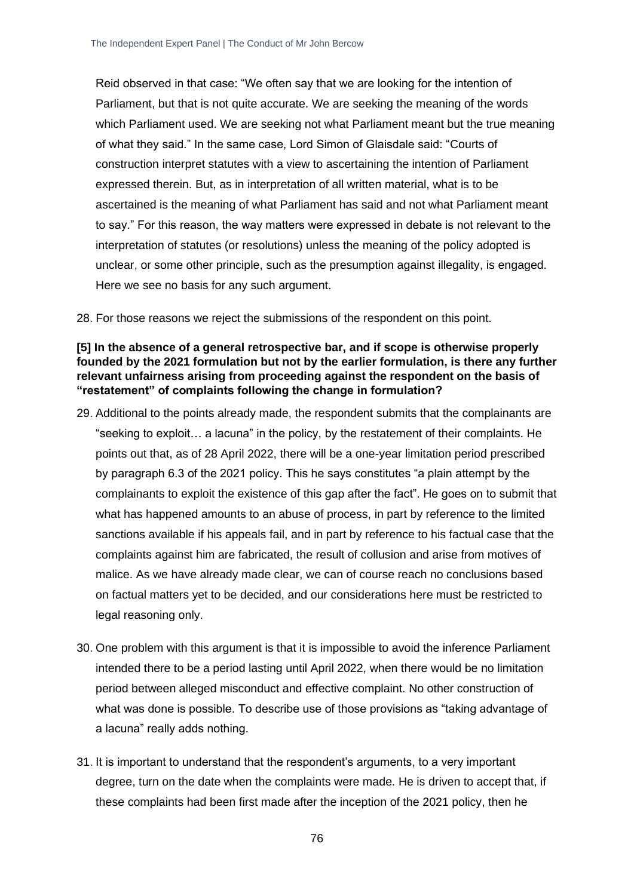Reid observed in that case: "We often say that we are looking for the intention of Parliament, but that is not quite accurate. We are seeking the meaning of the words which Parliament used. We are seeking not what Parliament meant but the true meaning of what they said." In the same case, Lord Simon of Glaisdale said: "Courts of construction interpret statutes with a view to ascertaining the intention of Parliament expressed therein. But, as in interpretation of all written material, what is to be ascertained is the meaning of what Parliament has said and not what Parliament meant to say." For this reason, the way matters were expressed in debate is not relevant to the interpretation of statutes (or resolutions) unless the meaning of the policy adopted is unclear, or some other principle, such as the presumption against illegality, is engaged. Here we see no basis for any such argument.

28. For those reasons we reject the submissions of the respondent on this point.

**[5] In the absence of a general retrospective bar, and if scope is otherwise properly founded by the 2021 formulation but not by the earlier formulation, is there any further relevant unfairness arising from proceeding against the respondent on the basis of "restatement" of complaints following the change in formulation?**

29. Additional to the points already made, the respondent submits that the complainants are "seeking to exploit… a lacuna" in the policy, by the restatement of their complaints. He points out that, as of 28 April 2022, there will be a one-year limitation period prescribed by paragraph 6.3 of the 2021 policy. This he says constitutes "a plain attempt by the complainants to exploit the existence of this gap after the fact". He goes on to submit that what has happened amounts to an abuse of process, in part by reference to the limited sanctions available if his appeals fail, and in part by reference to his factual case that the complaints against him are fabricated, the result of collusion and arise from motives of malice. As we have already made clear, we can of course reach no conclusions based on factual matters yet to be decided, and our considerations here must be restricted to legal reasoning only.

30. One problem with this argument is that it is impossible to avoid the inference Parliament intended there to be a period lasting until April 2022, when there would be no limitation period between alleged misconduct and effective complaint. No other construction of what was done is possible. To describe use of those provisions as "taking advantage of a lacuna" really adds nothing.

31. It is important to understand that the respondent's arguments, to a very important degree, turn on the date when the complaints were made. He is driven to accept that, if these complaints had been first made after the inception of the 2021 policy, then he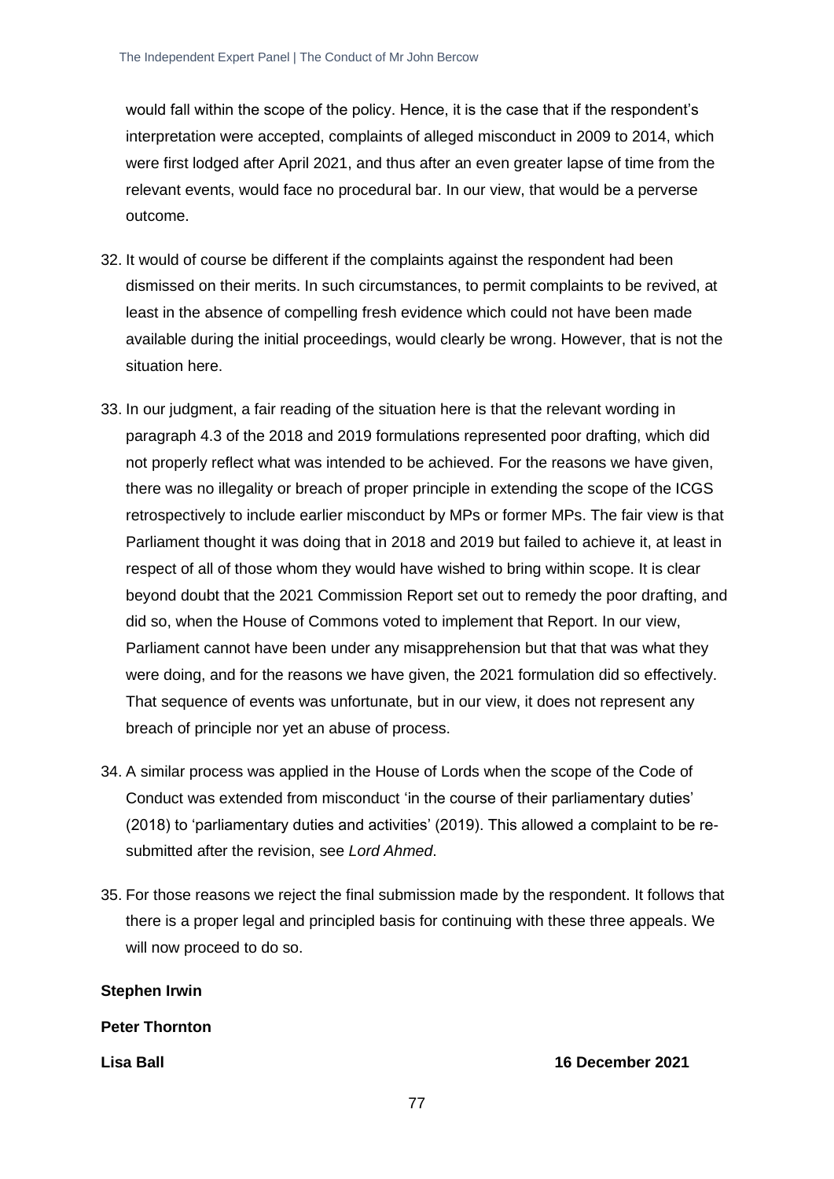would fall within the scope of the policy. Hence, it is the case that if the respondent's interpretation were accepted, complaints of alleged misconduct in 2009 to 2014, which were first lodged after April 2021, and thus after an even greater lapse of time from the relevant events, would face no procedural bar. In our view, that would be a perverse outcome.

32. It would of course be different if the complaints against the respondent had been dismissed on their merits. In such circumstances, to permit complaints to be revived, at least in the absence of compelling fresh evidence which could not have been made available during the initial proceedings, would clearly be wrong. However, that is not the situation here.

33. In our judgment, a fair reading of the situation here is that the relevant wording in paragraph 4.3 of the 2018 and 2019 formulations represented poor drafting, which did not properly reflect what was intended to be achieved. For the reasons we have given, there was no illegality or breach of proper principle in extending the scope of the ICGS retrospectively to include earlier misconduct by MPs or former MPs. The fair view is that Parliament thought it was doing that in 2018 and 2019 but failed to achieve it, at least in respect of all of those whom they would have wished to bring within scope. It is clear beyond doubt that the 2021 Commission Report set out to remedy the poor drafting, and did so, when the House of Commons voted to implement that Report. In our view, Parliament cannot have been under any misapprehension but that that was what they were doing, and for the reasons we have given, the 2021 formulation did so effectively. That sequence of events was unfortunate, but in our view, it does not represent any breach of principle nor yet an abuse of process.

34. A similar process was applied in the House of Lords when the scope of the Code of Conduct was extended from misconduct 'in the course of their parliamentary duties' (2018) to 'parliamentary duties and activities' (2019). This allowed a complaint to be re-submitted after the revision, see *Lord Ahmed*.

35. For those reasons we reject the final submission made by the respondent. It follows that there is a proper legal and principled basis for continuing with these three appeals. We will now proceed to do so.

**Stephen Irwin**

**Peter Thornton**

**Lisa Ball** **16 December 2021**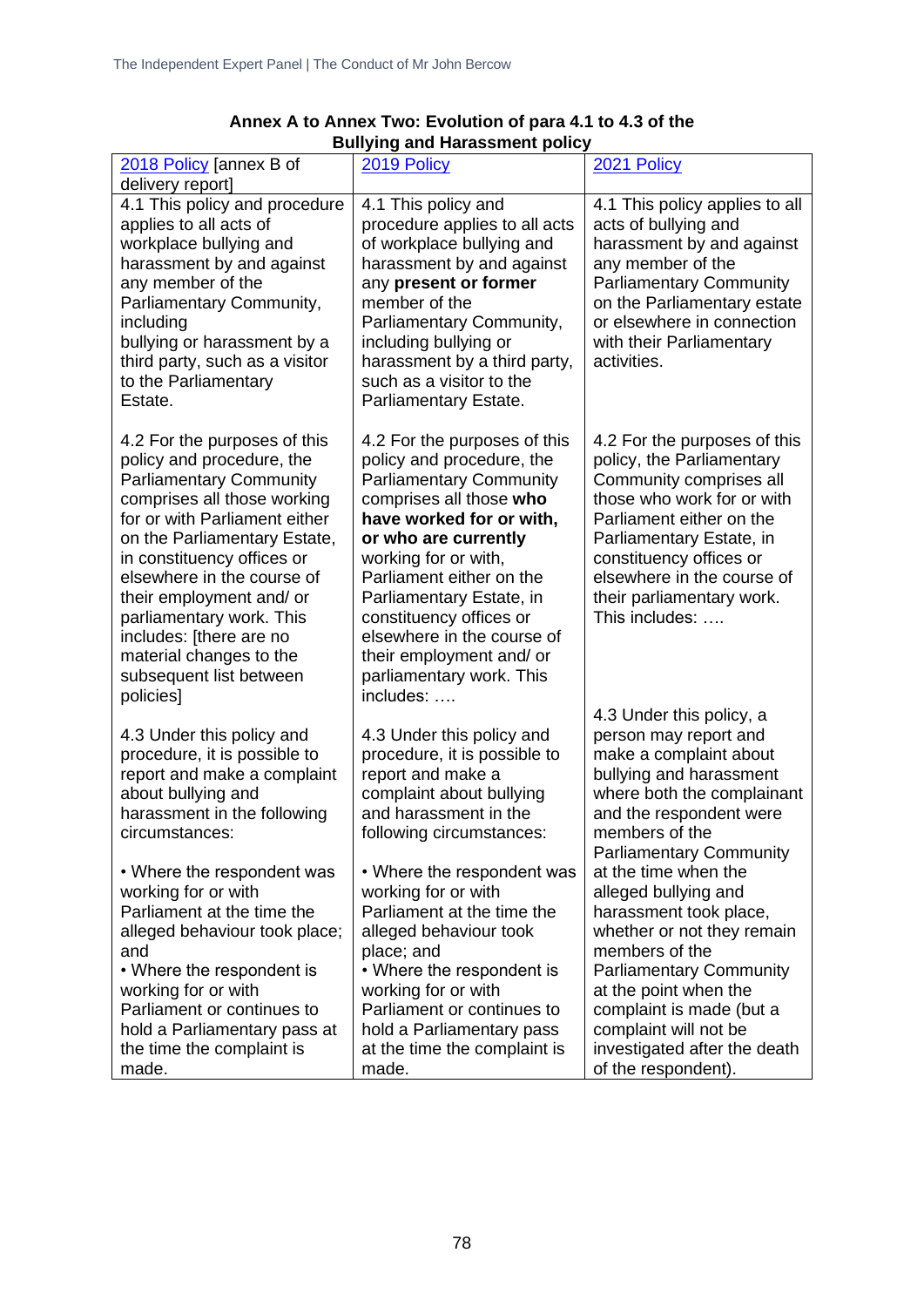**Annex A to Annex Two: Evolution of para 4.1 to 4.3 of the Bullying and Harassment policy**

| 2018 Policy [annex B of delivery report] | 2019 Policy | 2021 Policy |
|---|---|---|
| 4.1 This policy and procedure applies to all acts of workplace bullying and harassment by and against any member of the Parliamentary Community, including bullying or harassment by a third party, such as a visitor to the Parliamentary Estate. | 4.1 This policy and procedure applies to all acts of workplace bullying and harassment by and against any **present or former** member of the Parliamentary Community, including bullying or harassment by a third party, such as a visitor to the Parliamentary Estate. | 4.1 This policy applies to all acts of bullying and harassment by and against any member of the Parliamentary Community on the Parliamentary estate or elsewhere in connection with their Parliamentary activities. |
| 4.2 For the purposes of this policy and procedure, the Parliamentary Community comprises all those working for or with Parliament either on the Parliamentary Estate, in constituency offices or elsewhere in the course of their employment and/ or parliamentary work. This includes: [there are no material changes to the subsequent list between policies] | 4.2 For the purposes of this policy and procedure, the Parliamentary Community comprises all those **who have worked for or with, or who are currently** working for or with, Parliament either on the Parliamentary Estate, in constituency offices or elsewhere in the course of their employment and/ or parliamentary work. This includes: …. | 4.2 For the purposes of this policy, the Parliamentary Community comprises all those who work for or with Parliament either on the Parliamentary Estate, in constituency offices or elsewhere in the course of their parliamentary work. This includes: …. |
| 4.3 Under this policy and procedure, it is possible to report and make a complaint about bullying and harassment in the following circumstances:<br><br>• Where the respondent was working for or with Parliament at the time the alleged behaviour took place; and<br>• Where the respondent is working for or with Parliament or continues to hold a Parliamentary pass at the time the complaint is made. | 4.3 Under this policy and procedure, it is possible to report and make a complaint about bullying and harassment in the following circumstances:<br><br>• Where the respondent was working for or with Parliament at the time the alleged behaviour took place; and<br>• Where the respondent is working for or with Parliament or continues to hold a Parliamentary pass at the time the complaint is made. | 4.3 Under this policy, a person may report and make a complaint about bullying and harassment where both the complainant and the respondent were members of the Parliamentary Community at the time when the alleged bullying and harassment took place, whether or not they remain members of the Parliamentary Community at the point when the complaint is made (but a complaint will not be investigated after the death of the respondent). |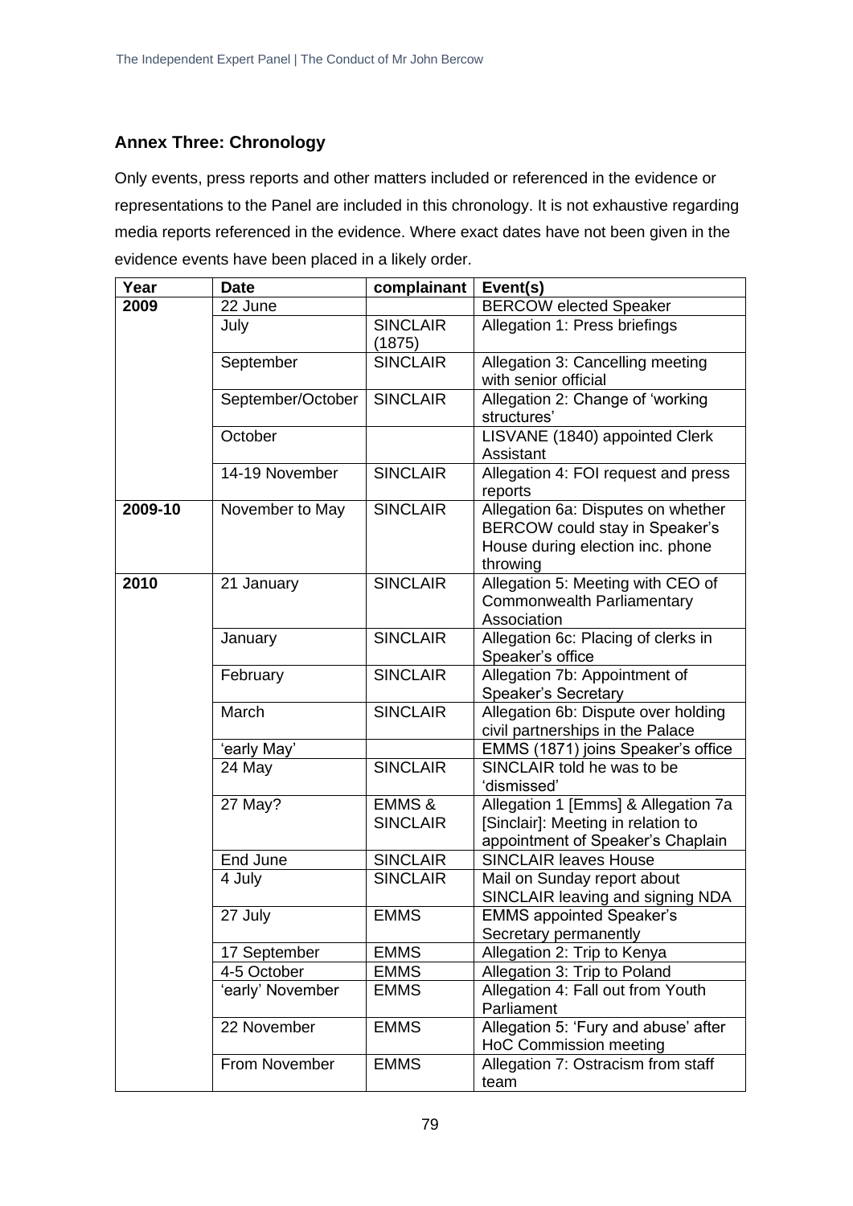## Annex Three: Chronology

Only events, press reports and other matters included or referenced in the evidence or representations to the Panel are included in this chronology. It is not exhaustive regarding media reports referenced in the evidence. Where exact dates have not been given in the evidence events have been placed in a likely order.

| Year | Date | complainant | Event(s) |
|---|---|---|---|
| **2009** | 22 June | | BERCOW elected Speaker |
| | July | SINCLAIR (1875) | Allegation 1: Press briefings |
| | September | SINCLAIR | Allegation 3: Cancelling meeting with senior official |
| | September/October | SINCLAIR | Allegation 2: Change of 'working structures' |
| | October | | LISVANE (1840) appointed Clerk Assistant |
| | 14-19 November | SINCLAIR | Allegation 4: FOI request and press reports |
| **2009-10** | November to May | SINCLAIR | Allegation 6a: Disputes on whether BERCOW could stay in Speaker's House during election inc. phone throwing |
| **2010** | 21 January | SINCLAIR | Allegation 5: Meeting with CEO of Commonwealth Parliamentary Association |
| | January | SINCLAIR | Allegation 6c: Placing of clerks in Speaker's office |
| | February | SINCLAIR | Allegation 7b: Appointment of Speaker's Secretary |
| | March | SINCLAIR | Allegation 6b: Dispute over holding civil partnerships in the Palace |
| | 'early May' | | EMMS (1871) joins Speaker's office |
| | 24 May | SINCLAIR | SINCLAIR told he was to be 'dismissed' |
| | 27 May? | EMMS & SINCLAIR | Allegation 1 [Emms] & Allegation 7a [Sinclair]: Meeting in relation to appointment of Speaker's Chaplain |
| | End June | SINCLAIR | SINCLAIR leaves House |
| | 4 July | SINCLAIR | Mail on Sunday report about SINCLAIR leaving and signing NDA |
| | 27 July | EMMS | EMMS appointed Speaker's Secretary permanently |
| | 17 September | EMMS | Allegation 2: Trip to Kenya |
| | 4-5 October | EMMS | Allegation 3: Trip to Poland |
| | 'early' November | EMMS | Allegation 4: Fall out from Youth Parliament |
| | 22 November | EMMS | Allegation 5: 'Fury and abuse' after HoC Commission meeting |
| | From November | EMMS | Allegation 7: Ostracism from staff team |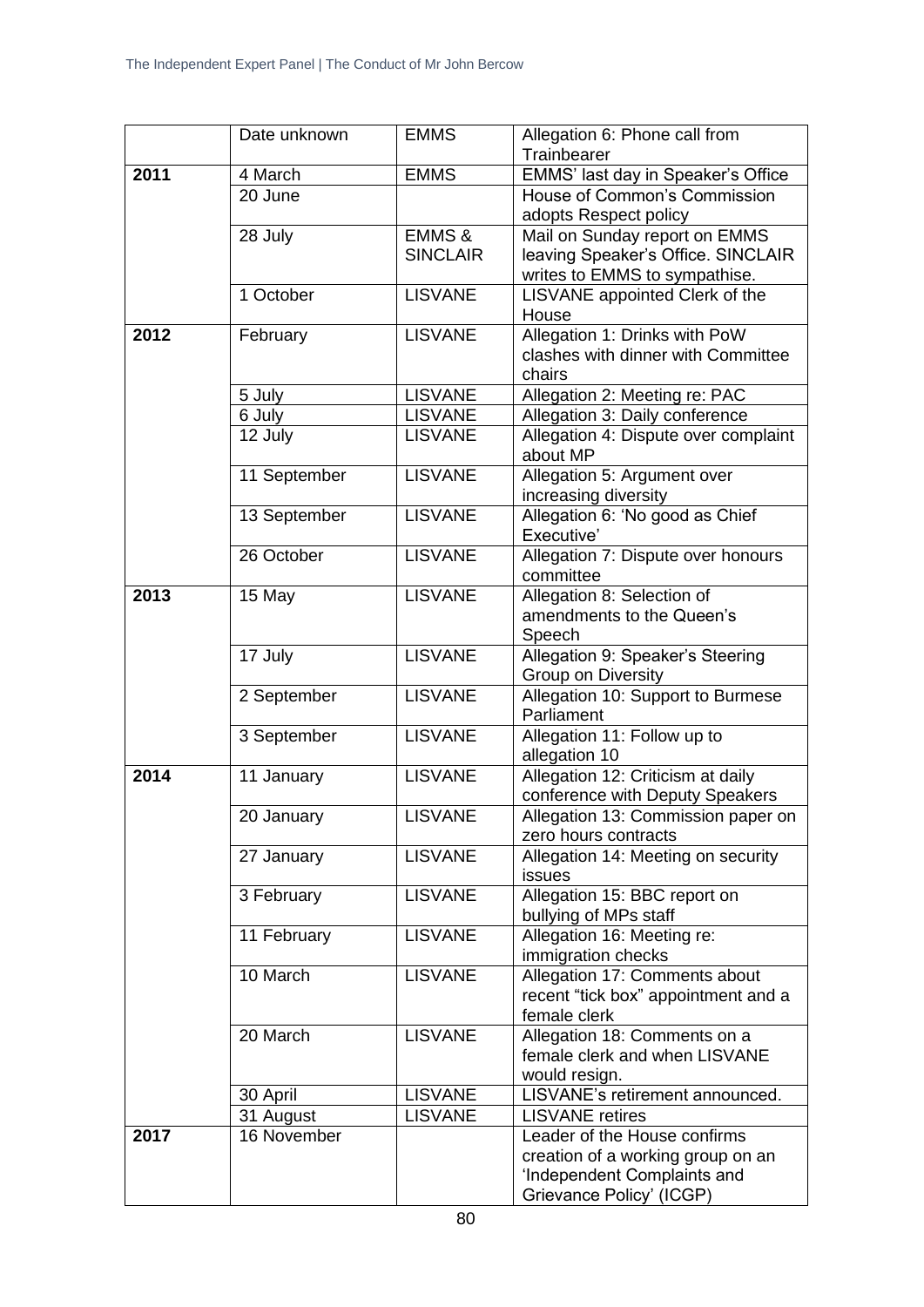| | Date unknown | EMMS | Allegation 6: Phone call from Trainbearer |
|---|---|---|---|
| **2011** | 4 March | EMMS | EMMS' last day in Speaker's Office |
| | 20 June | | House of Common's Commission adopts Respect policy |
| | 28 July | EMMS & SINCLAIR | Mail on Sunday report on EMMS leaving Speaker's Office. SINCLAIR writes to EMMS to sympathise. |
| | 1 October | LISVANE | LISVANE appointed Clerk of the House |
| **2012** | February | LISVANE | Allegation 1: Drinks with PoW clashes with dinner with Committee chairs |
| | 5 July | LISVANE | Allegation 2: Meeting re: PAC |
| | 6 July | LISVANE | Allegation 3: Daily conference |
| | 12 July | LISVANE | Allegation 4: Dispute over complaint about MP |
| | 11 September | LISVANE | Allegation 5: Argument over increasing diversity |
| | 13 September | LISVANE | Allegation 6: 'No good as Chief Executive' |
| | 26 October | LISVANE | Allegation 7: Dispute over honours committee |
| **2013** | 15 May | LISVANE | Allegation 8: Selection of amendments to the Queen's Speech |
| | 17 July | LISVANE | Allegation 9: Speaker's Steering Group on Diversity |
| | 2 September | LISVANE | Allegation 10: Support to Burmese Parliament |
| | 3 September | LISVANE | Allegation 11: Follow up to allegation 10 |
| **2014** | 11 January | LISVANE | Allegation 12: Criticism at daily conference with Deputy Speakers |
| | 20 January | LISVANE | Allegation 13: Commission paper on zero hours contracts |
| | 27 January | LISVANE | Allegation 14: Meeting on security issues |
| | 3 February | LISVANE | Allegation 15: BBC report on bullying of MPs staff |
| | 11 February | LISVANE | Allegation 16: Meeting re: immigration checks |
| | 10 March | LISVANE | Allegation 17: Comments about recent "tick box" appointment and a female clerk |
| | 20 March | LISVANE | Allegation 18: Comments on a female clerk and when LISVANE would resign. |
| | 30 April | LISVANE | LISVANE's retirement announced. |
| | 31 August | LISVANE | LISVANE retires |
| **2017** | 16 November | | Leader of the House confirms creation of a working group on an 'Independent Complaints and Grievance Policy' (ICGP) |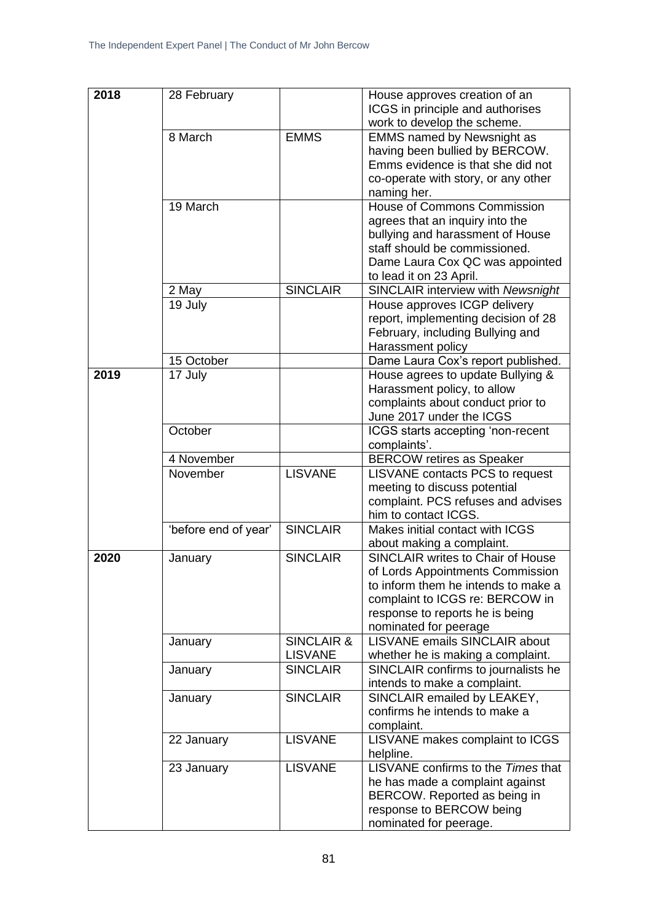| | | | |
|---|---|---|---|
| **2018** | 28 February | | House approves creation of an ICGS in principle and authorises work to develop the scheme. |
| | 8 March | EMMS | EMMS named by Newsnight as having been bullied by BERCOW. Emms evidence is that she did not co-operate with story, or any other naming her. |
| | 19 March | | House of Commons Commission agrees that an inquiry into the bullying and harassment of House staff should be commissioned. Dame Laura Cox QC was appointed to lead it on 23 April. |
| | 2 May | SINCLAIR | SINCLAIR interview with *Newsnight* |
| | 19 July | | House approves ICGP delivery report, implementing decision of 28 February, including Bullying and Harassment policy |
| | 15 October | | Dame Laura Cox's report published. |
| **2019** | 17 July | | House agrees to update Bullying & Harassment policy, to allow complaints about conduct prior to June 2017 under the ICGS |
| | October | | ICGS starts accepting 'non-recent complaints'. |
| | 4 November | | BERCOW retires as Speaker |
| | November | LISVANE | LISVANE contacts PCS to request meeting to discuss potential complaint. PCS refuses and advises him to contact ICGS. |
| | 'before end of year' | SINCLAIR | Makes initial contact with ICGS about making a complaint. |
| **2020** | January | SINCLAIR | SINCLAIR writes to Chair of House of Lords Appointments Commission to inform them he intends to make a complaint to ICGS re: BERCOW in response to reports he is being nominated for peerage |
| | January | SINCLAIR & LISVANE | LISVANE emails SINCLAIR about whether he is making a complaint. |
| | January | SINCLAIR | SINCLAIR confirms to journalists he intends to make a complaint. |
| | January | SINCLAIR | SINCLAIR emailed by LEAKEY, confirms he intends to make a complaint. |
| | 22 January | LISVANE | LISVANE makes complaint to ICGS helpline. |
| | 23 January | LISVANE | LISVANE confirms to the *Times* that he has made a complaint against BERCOW. Reported as being in response to BERCOW being nominated for peerage. |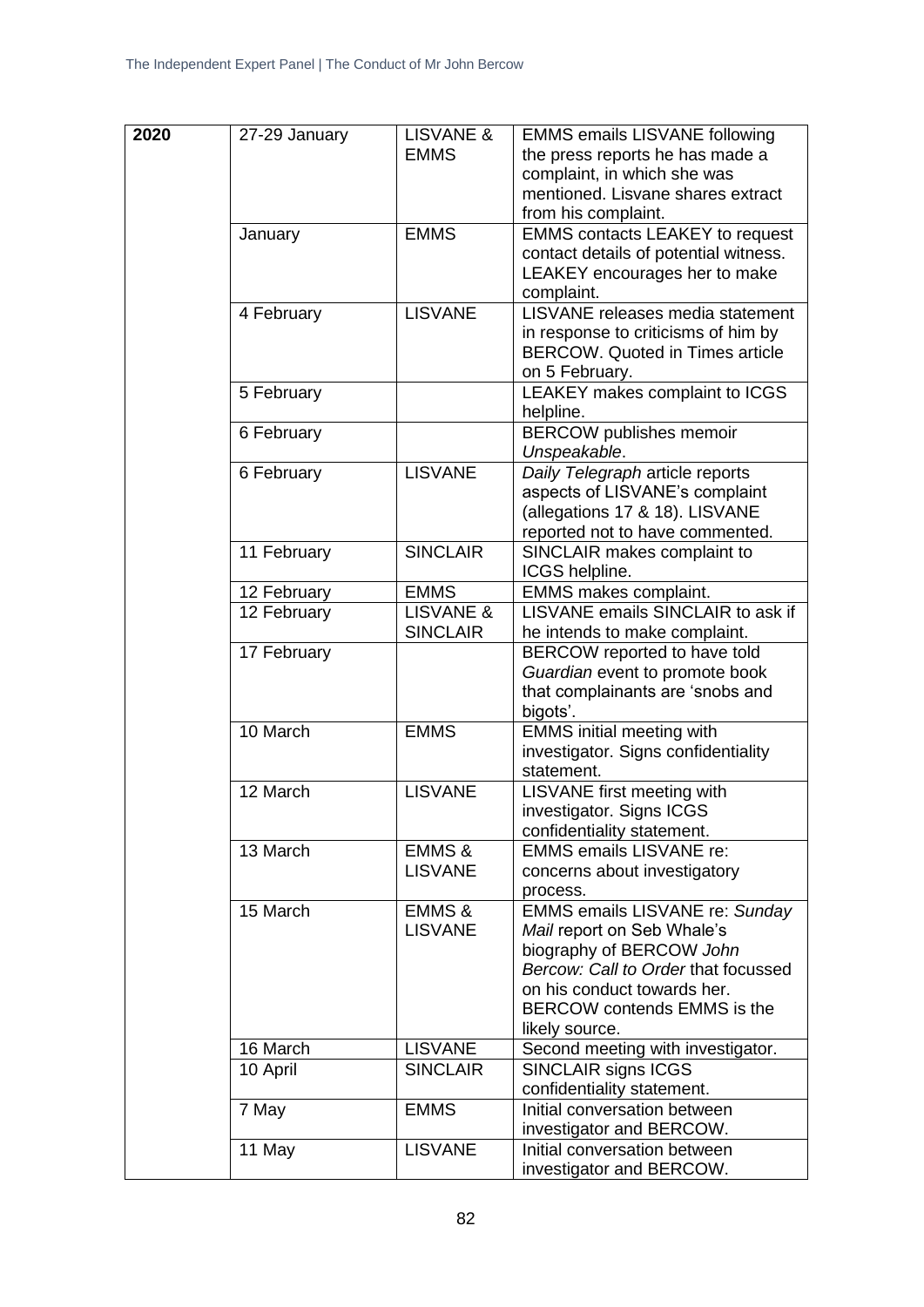| 2020 | 27-29 January | LISVANE & EMMS | EMMS emails LISVANE following the press reports he has made a complaint, in which she was mentioned. Lisvane shares extract from his complaint. |
|---|---|---|---|
| | January | EMMS | EMMS contacts LEAKEY to request contact details of potential witness. LEAKEY encourages her to make complaint. |
| | 4 February | LISVANE | LISVANE releases media statement in response to criticisms of him by BERCOW. Quoted in Times article on 5 February. |
| | 5 February | | LEAKEY makes complaint to ICGS helpline. |
| | 6 February | | BERCOW publishes memoir *Unspeakable*. |
| | 6 February | LISVANE | *Daily Telegraph* article reports aspects of LISVANE's complaint (allegations 17 & 18). LISVANE reported not to have commented. |
| | 11 February | SINCLAIR | SINCLAIR makes complaint to ICGS helpline. |
| | 12 February | EMMS | EMMS makes complaint. |
| | 12 February | LISVANE & SINCLAIR | LISVANE emails SINCLAIR to ask if he intends to make complaint. |
| | 17 February | | BERCOW reported to have told *Guardian* event to promote book that complainants are 'snobs and bigots'. |
| | 10 March | EMMS | EMMS initial meeting with investigator. Signs confidentiality statement. |
| | 12 March | LISVANE | LISVANE first meeting with investigator. Signs ICGS confidentiality statement. |
| | 13 March | EMMS & LISVANE | EMMS emails LISVANE re: concerns about investigatory process. |
| | 15 March | EMMS & LISVANE | EMMS emails LISVANE re: *Sunday Mail* report on Seb Whale's biography of BERCOW *John Bercow: Call to Order* that focussed on his conduct towards her. BERCOW contends EMMS is the likely source. |
| | 16 March | LISVANE | Second meeting with investigator. |
| | 10 April | SINCLAIR | SINCLAIR signs ICGS confidentiality statement. |
| | 7 May | EMMS | Initial conversation between investigator and BERCOW. |
| | 11 May | LISVANE | Initial conversation between investigator and BERCOW. |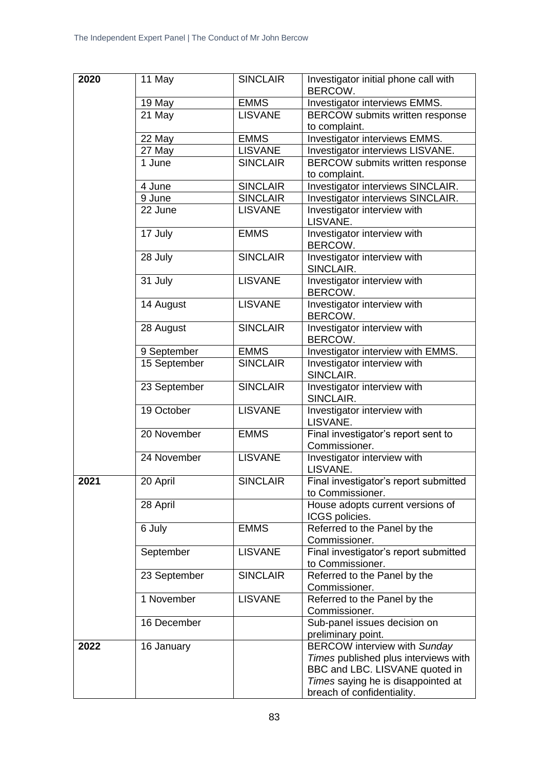| | | | |
|---|---|---|---|
| **2020** | 11 May | SINCLAIR | Investigator initial phone call with BERCOW. |
| | 19 May | EMMS | Investigator interviews EMMS. |
| | 21 May | LISVANE | BERCOW submits written response to complaint. |
| | 22 May | EMMS | Investigator interviews EMMS. |
| | 27 May | LISVANE | Investigator interviews LISVANE. |
| | 1 June | SINCLAIR | BERCOW submits written response to complaint. |
| | 4 June | SINCLAIR | Investigator interviews SINCLAIR. |
| | 9 June | SINCLAIR | Investigator interviews SINCLAIR. |
| | 22 June | LISVANE | Investigator interview with LISVANE. |
| | 17 July | EMMS | Investigator interview with BERCOW. |
| | 28 July | SINCLAIR | Investigator interview with SINCLAIR. |
| | 31 July | LISVANE | Investigator interview with BERCOW. |
| | 14 August | LISVANE | Investigator interview with BERCOW. |
| | 28 August | SINCLAIR | Investigator interview with BERCOW. |
| | 9 September | EMMS | Investigator interview with EMMS. |
| | 15 September | SINCLAIR | Investigator interview with SINCLAIR. |
| | 23 September | SINCLAIR | Investigator interview with SINCLAIR. |
| | 19 October | LISVANE | Investigator interview with LISVANE. |
| | 20 November | EMMS | Final investigator's report sent to Commissioner. |
| | 24 November | LISVANE | Investigator interview with LISVANE. |
| **2021** | 20 April | SINCLAIR | Final investigator's report submitted to Commissioner. |
| | 28 April | | House adopts current versions of ICGS policies. |
| | 6 July | EMMS | Referred to the Panel by the Commissioner. |
| | September | LISVANE | Final investigator's report submitted to Commissioner. |
| | 23 September | SINCLAIR | Referred to the Panel by the Commissioner. |
| | 1 November | LISVANE | Referred to the Panel by the Commissioner. |
| | 16 December | | Sub-panel issues decision on preliminary point. |
| **2022** | 16 January | | BERCOW interview with *Sunday Times* published plus interviews with BBC and LBC. LISVANE quoted in *Times* saying he is disappointed at breach of confidentiality. |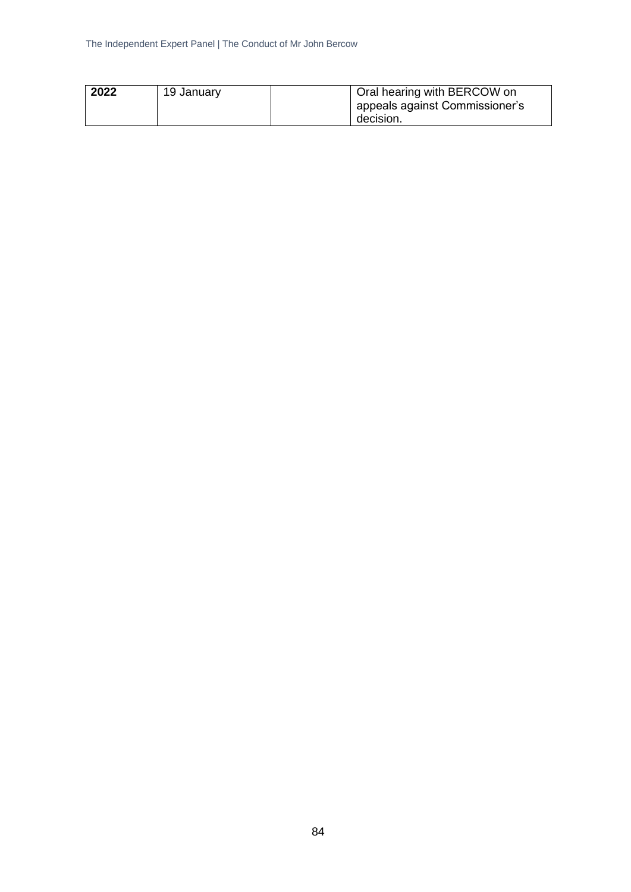| **2022** | 19 January | | Oral hearing with BERCOW on appeals against Commissioner's decision. |
|---|---|---|---|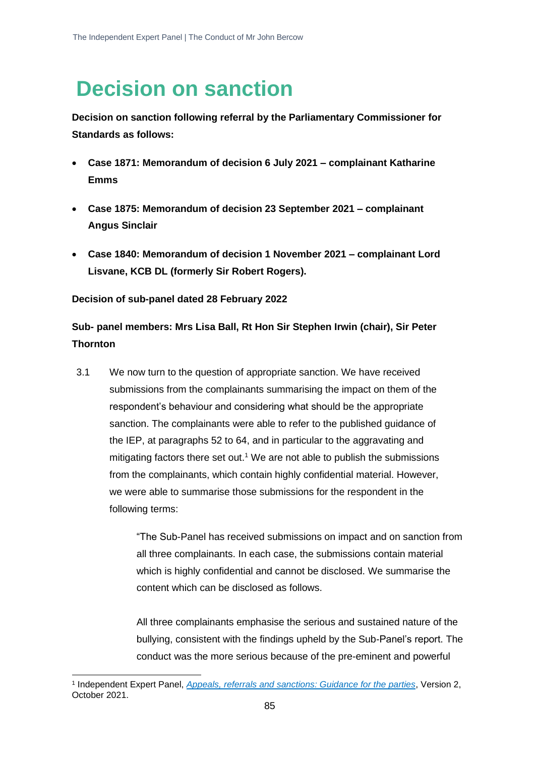# Decision on sanction

**Decision on sanction following referral by the Parliamentary Commissioner for Standards as follows:**

- **Case 1871: Memorandum of decision 6 July 2021 – complainant Katharine Emms**
- **Case 1875: Memorandum of decision 23 September 2021 – complainant Angus Sinclair**
- **Case 1840: Memorandum of decision 1 November 2021 – complainant Lord Lisvane, KCB DL (formerly Sir Robert Rogers).**

**Decision of sub-panel dated 28 February 2022**

**Sub- panel members: Mrs Lisa Ball, Rt Hon Sir Stephen Irwin (chair), Sir Peter Thornton**

3.1 We now turn to the question of appropriate sanction. We have received submissions from the complainants summarising the impact on them of the respondent's behaviour and considering what should be the appropriate sanction. The complainants were able to refer to the published guidance of the IEP, at paragraphs 52 to 64, and in particular to the aggravating and mitigating factors there set out.[1] We are not able to publish the submissions from the complainants, which contain highly confidential material. However, we were able to summarise those submissions for the respondent in the following terms:

> "The Sub-Panel has received submissions on impact and on sanction from all three complainants. In each case, the submissions contain material which is highly confidential and cannot be disclosed. We summarise the content which can be disclosed as follows.
>
> All three complainants emphasise the serious and sustained nature of the bullying, consistent with the findings upheld by the Sub-Panel's report. The conduct was the more serious because of the pre-eminent and powerful

[1] Independent Expert Panel, *Appeals, referrals and sanctions: Guidance for the parties*, Version 2, October 2021.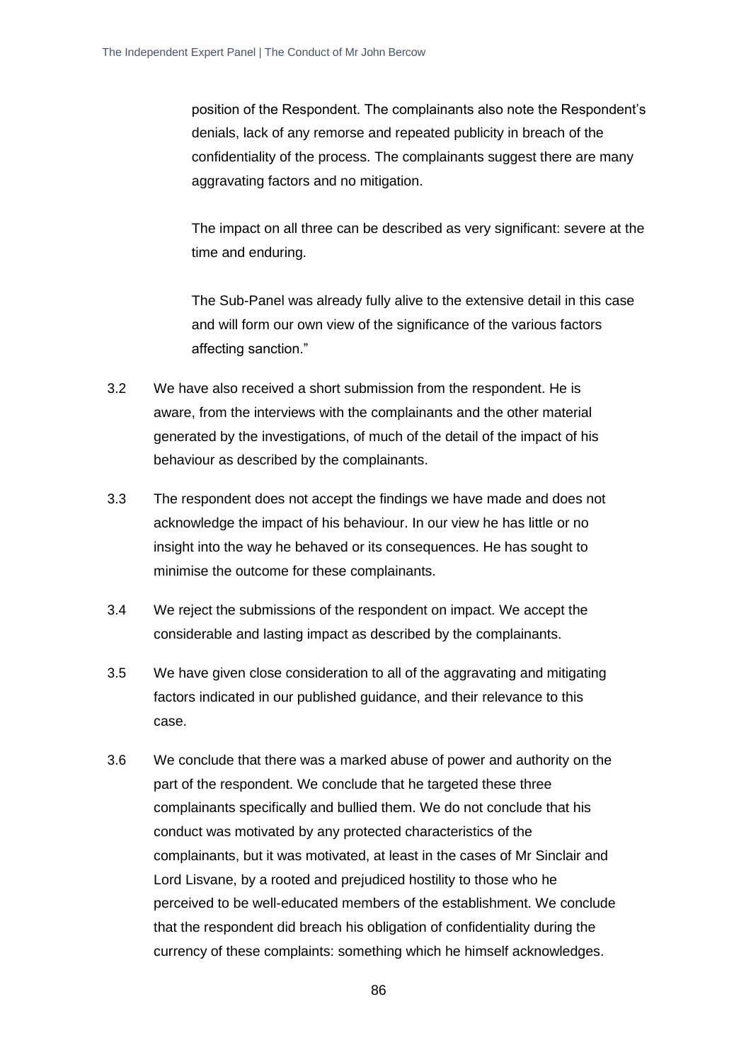position of the Respondent. The complainants also note the Respondent's denials, lack of any remorse and repeated publicity in breach of the confidentiality of the process. The complainants suggest there are many aggravating factors and no mitigation.

The impact on all three can be described as very significant: severe at the time and enduring.

The Sub-Panel was already fully alive to the extensive detail in this case and will form our own view of the significance of the various factors affecting sanction."

3.2 We have also received a short submission from the respondent. He is aware, from the interviews with the complainants and the other material generated by the investigations, of much of the detail of the impact of his behaviour as described by the complainants.

3.3 The respondent does not accept the findings we have made and does not acknowledge the impact of his behaviour. In our view he has little or no insight into the way he behaved or its consequences. He has sought to minimise the outcome for these complainants.

3.4 We reject the submissions of the respondent on impact. We accept the considerable and lasting impact as described by the complainants.

3.5 We have given close consideration to all of the aggravating and mitigating factors indicated in our published guidance, and their relevance to this case.

3.6 We conclude that there was a marked abuse of power and authority on the part of the respondent. We conclude that he targeted these three complainants specifically and bullied them. We do not conclude that his conduct was motivated by any protected characteristics of the complainants, but it was motivated, at least in the cases of Mr Sinclair and Lord Lisvane, by a rooted and prejudiced hostility to those who he perceived to be well-educated members of the establishment. We conclude that the respondent did breach his obligation of confidentiality during the currency of these complaints: something which he himself acknowledges.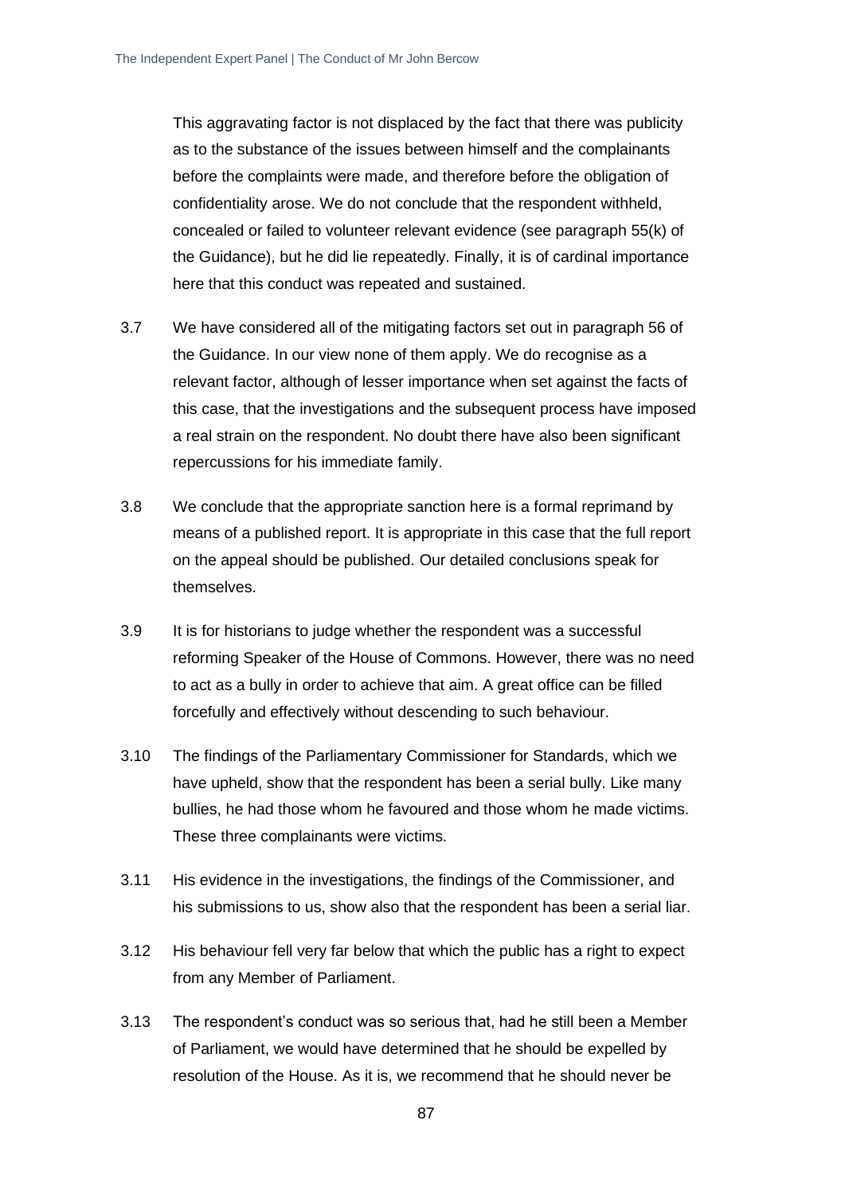This aggravating factor is not displaced by the fact that there was publicity as to the substance of the issues between himself and the complainants before the complaints were made, and therefore before the obligation of confidentiality arose. We do not conclude that the respondent withheld, concealed or failed to volunteer relevant evidence (see paragraph 55(k) of the Guidance), but he did lie repeatedly. Finally, it is of cardinal importance here that this conduct was repeated and sustained.

3.7 We have considered all of the mitigating factors set out in paragraph 56 of the Guidance. In our view none of them apply. We do recognise as a relevant factor, although of lesser importance when set against the facts of this case, that the investigations and the subsequent process have imposed a real strain on the respondent. No doubt there have also been significant repercussions for his immediate family.

3.8 We conclude that the appropriate sanction here is a formal reprimand by means of a published report. It is appropriate in this case that the full report on the appeal should be published. Our detailed conclusions speak for themselves.

3.9 It is for historians to judge whether the respondent was a successful reforming Speaker of the House of Commons. However, there was no need to act as a bully in order to achieve that aim. A great office can be filled forcefully and effectively without descending to such behaviour.

3.10 The findings of the Parliamentary Commissioner for Standards, which we have upheld, show that the respondent has been a serial bully. Like many bullies, he had those whom he favoured and those whom he made victims. These three complainants were victims.

3.11 His evidence in the investigations, the findings of the Commissioner, and his submissions to us, show also that the respondent has been a serial liar.

3.12 His behaviour fell very far below that which the public has a right to expect from any Member of Parliament.

3.13 The respondent's conduct was so serious that, had he still been a Member of Parliament, we would have determined that he should be expelled by resolution of the House. As it is, we recommend that he should never be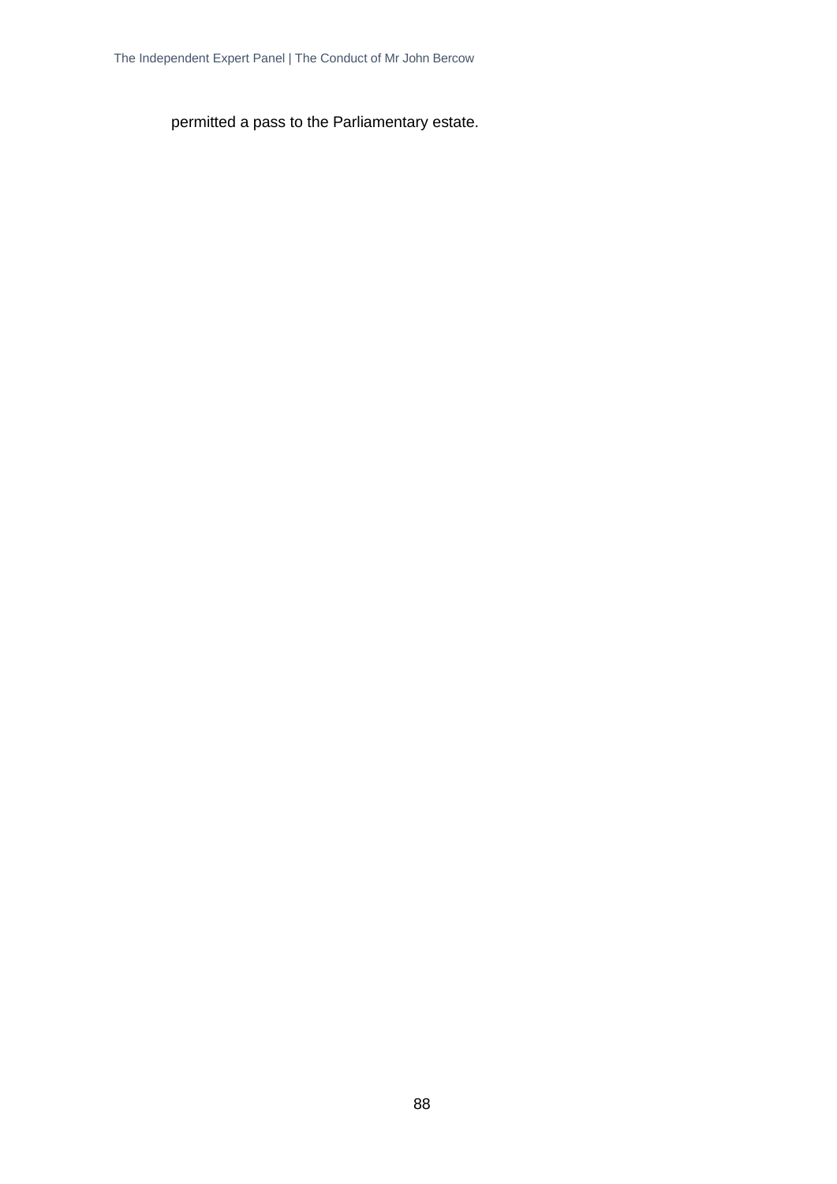permitted a pass to the Parliamentary estate.